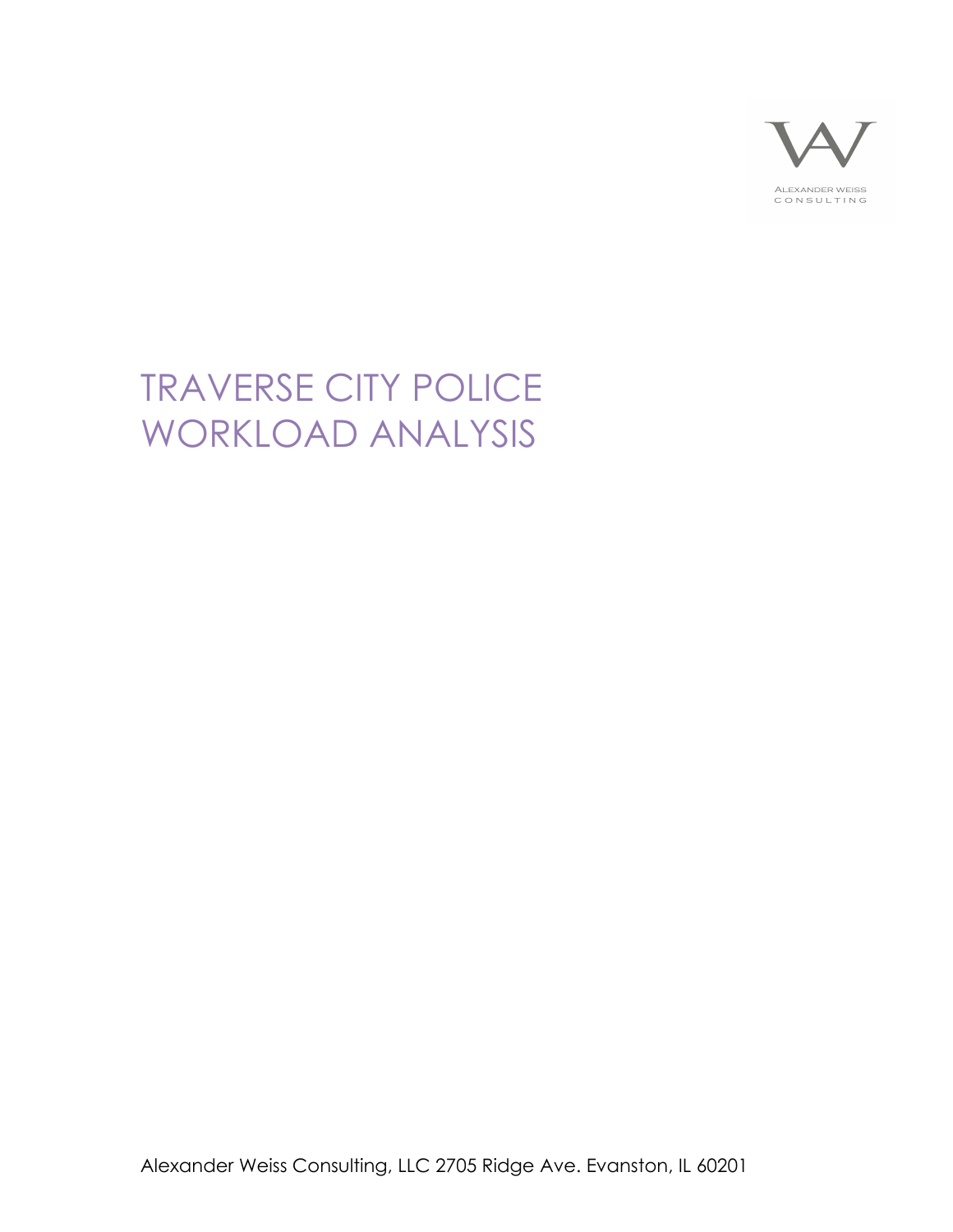ALEXANDER WEISS CONSULTING

# TRAVERSE CITY POLICE WORKLOAD ANALYSIS

Alexander Weiss Consulting, LLC 2705 Ridge Ave. Evanston, IL 60201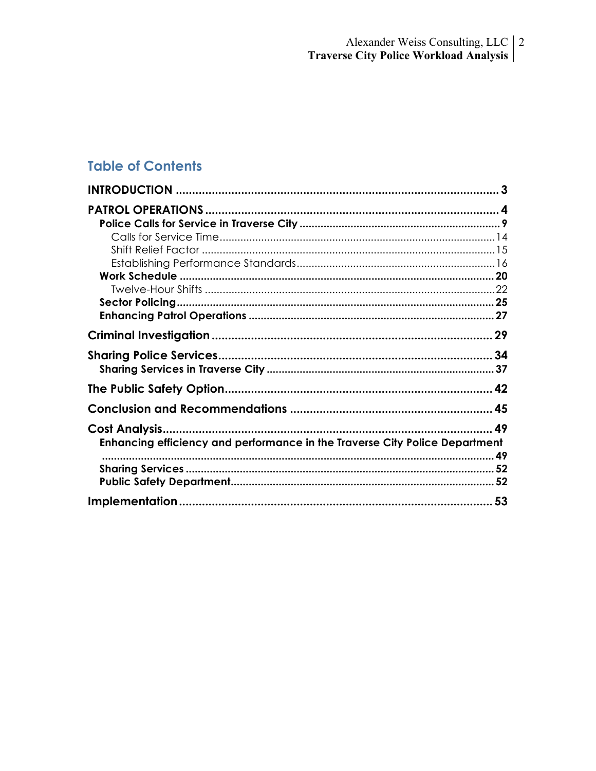## Table of Contents

**INTRODUCTION** .................................................. 3

**PATROL OPERATIONS** .................................................. 4

- **Police Calls for Service in Traverse City** .................................................. 9
  - Calls for Service Time .................................................. 14
  - Shift Relief Factor .................................................. 15
  - Establishing Performance Standards .................................................. 16
- **Work Schedule** .................................................. 20
  - Twelve-Hour Shifts .................................................. 22
- **Sector Policing** .................................................. 25
- **Enhancing Patrol Operations** .................................................. 27

**Criminal Investigation** .................................................. 29

**Sharing Police Services** .................................................. 34

- **Sharing Services in Traverse City** .................................................. 37

**The Public Safety Option** .................................................. 42

**Conclusion and Recommendations** .................................................. 45

**Cost Analysis** .................................................. 49

- **Enhancing efficiency and performance in the Traverse City Police Department** .................................................. 49
- **Sharing Services** .................................................. 52
- **Public Safety Department** .................................................. 52

**Implementation** .................................................. 53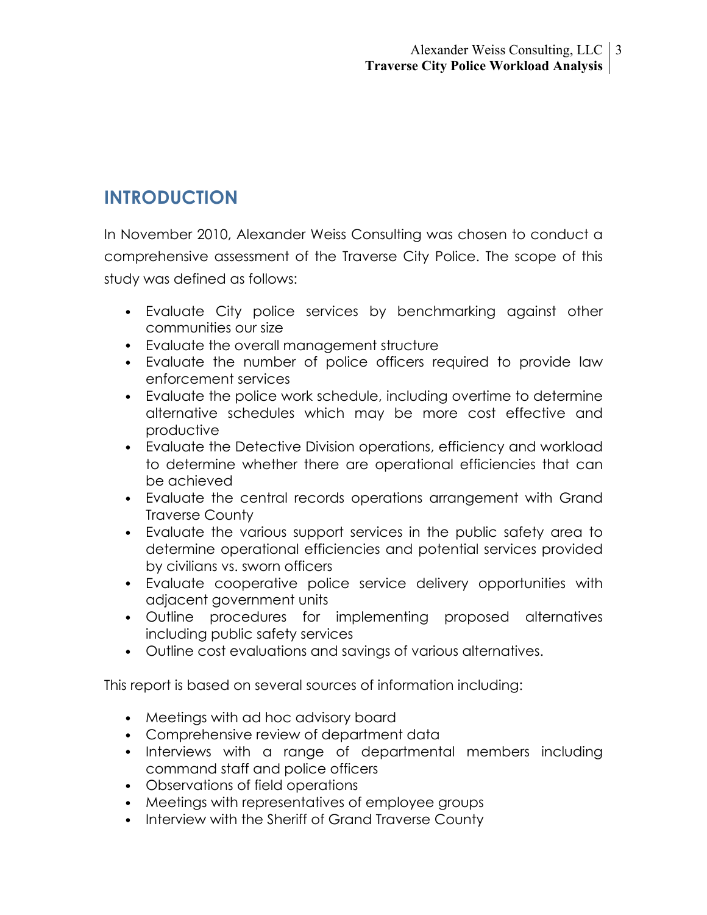## INTRODUCTION

In November 2010, Alexander Weiss Consulting was chosen to conduct a comprehensive assessment of the Traverse City Police. The scope of this study was defined as follows:

- Evaluate City police services by benchmarking against other communities our size
- Evaluate the overall management structure
- Evaluate the number of police officers required to provide law enforcement services
- Evaluate the police work schedule, including overtime to determine alternative schedules which may be more cost effective and productive
- Evaluate the Detective Division operations, efficiency and workload to determine whether there are operational efficiencies that can be achieved
- Evaluate the central records operations arrangement with Grand Traverse County
- Evaluate the various support services in the public safety area to determine operational efficiencies and potential services provided by civilians vs. sworn officers
- Evaluate cooperative police service delivery opportunities with adjacent government units
- Outline procedures for implementing proposed alternatives including public safety services
- Outline cost evaluations and savings of various alternatives.

This report is based on several sources of information including:

- Meetings with ad hoc advisory board
- Comprehensive review of department data
- Interviews with a range of departmental members including command staff and police officers
- Observations of field operations
- Meetings with representatives of employee groups
- Interview with the Sheriff of Grand Traverse County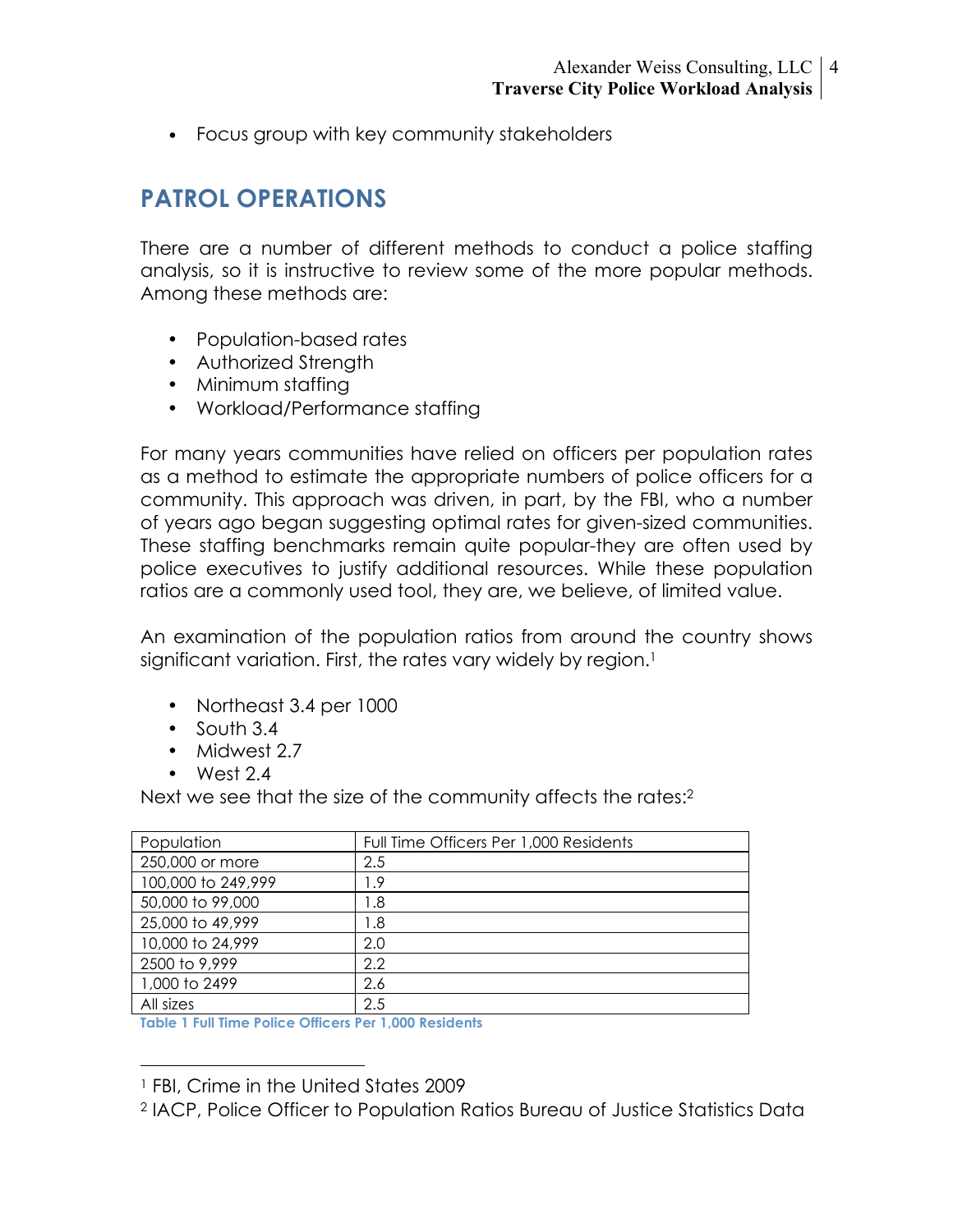- Focus group with key community stakeholders

## PATROL OPERATIONS

There are a number of different methods to conduct a police staffing analysis, so it is instructive to review some of the more popular methods. Among these methods are:

- Population-based rates
- Authorized Strength
- Minimum staffing
- Workload/Performance staffing

For many years communities have relied on officers per population rates as a method to estimate the appropriate numbers of police officers for a community. This approach was driven, in part, by the FBI, who a number of years ago began suggesting optimal rates for given-sized communities. These staffing benchmarks remain quite popular-they are often used by police executives to justify additional resources. While these population ratios are a commonly used tool, they are, we believe, of limited value.

An examination of the population ratios from around the country shows significant variation. First, the rates vary widely by region.[1]

- Northeast 3.4 per 1000
- South 3.4
- Midwest 2.7
- West 2.4

Next we see that the size of the community affects the rates:[2]

| Population | Full Time Officers Per 1,000 Residents |
|---|---|
| 250,000 or more | 2.5 |
| 100,000 to 249,999 | 1.9 |
| 50,000 to 99,000 | 1.8 |
| 25,000 to 49,999 | 1.8 |
| 10,000 to 24,999 | 2.0 |
| 2500 to 9,999 | 2.2 |
| 1,000 to 2499 | 2.6 |
| All sizes | 2.5 |

**Table 1 Full Time Police Officers Per 1,000 Residents**

---

[1] FBI, Crime in the United States 2009

[2] IACP, Police Officer to Population Ratios Bureau of Justice Statistics Data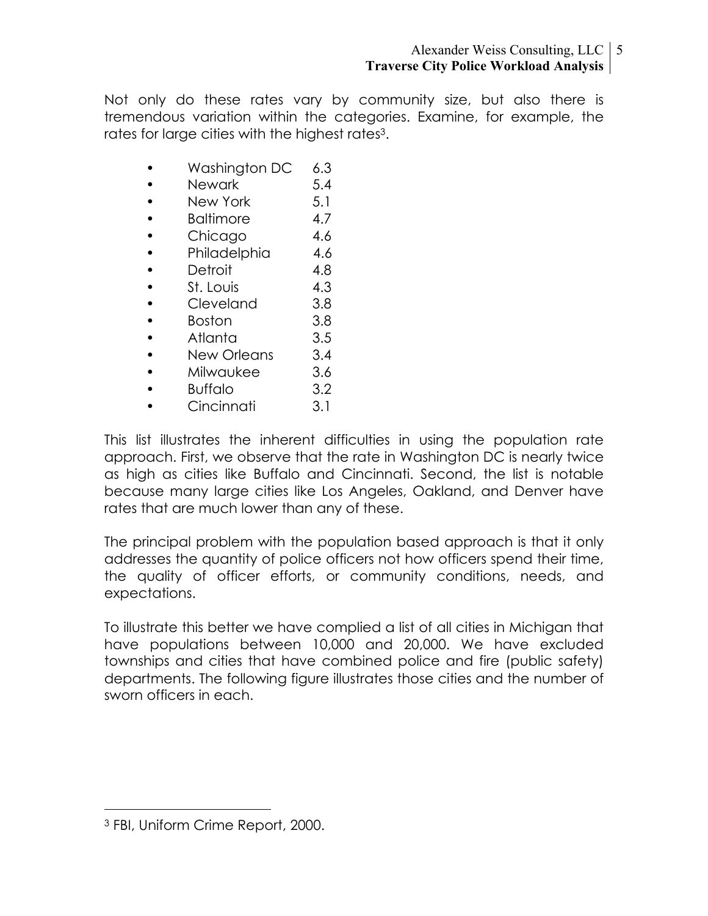Not only do these rates vary by community size, but also there is tremendous variation within the categories. Examine, for example, the rates for large cities with the highest rates[3].

- Washington DC 6.3
- Newark 5.4
- New York 5.1
- Baltimore 4.7
- Chicago 4.6
- Philadelphia 4.6
- Detroit 4.8
- St. Louis 4.3
- Cleveland 3.8
- Boston 3.8
- Atlanta 3.5
- New Orleans 3.4
- Milwaukee 3.6
- Buffalo 3.2
- Cincinnati 3.1

This list illustrates the inherent difficulties in using the population rate approach. First, we observe that the rate in Washington DC is nearly twice as high as cities like Buffalo and Cincinnati. Second, the list is notable because many large cities like Los Angeles, Oakland, and Denver have rates that are much lower than any of these.

The principal problem with the population based approach is that it only addresses the quantity of police officers not how officers spend their time, the quality of officer efforts, or community conditions, needs, and expectations.

To illustrate this better we have complied a list of all cities in Michigan that have populations between 10,000 and 20,000. We have excluded townships and cities that have combined police and fire (public safety) departments. The following figure illustrates those cities and the number of sworn officers in each.

[3] FBI, Uniform Crime Report, 2000.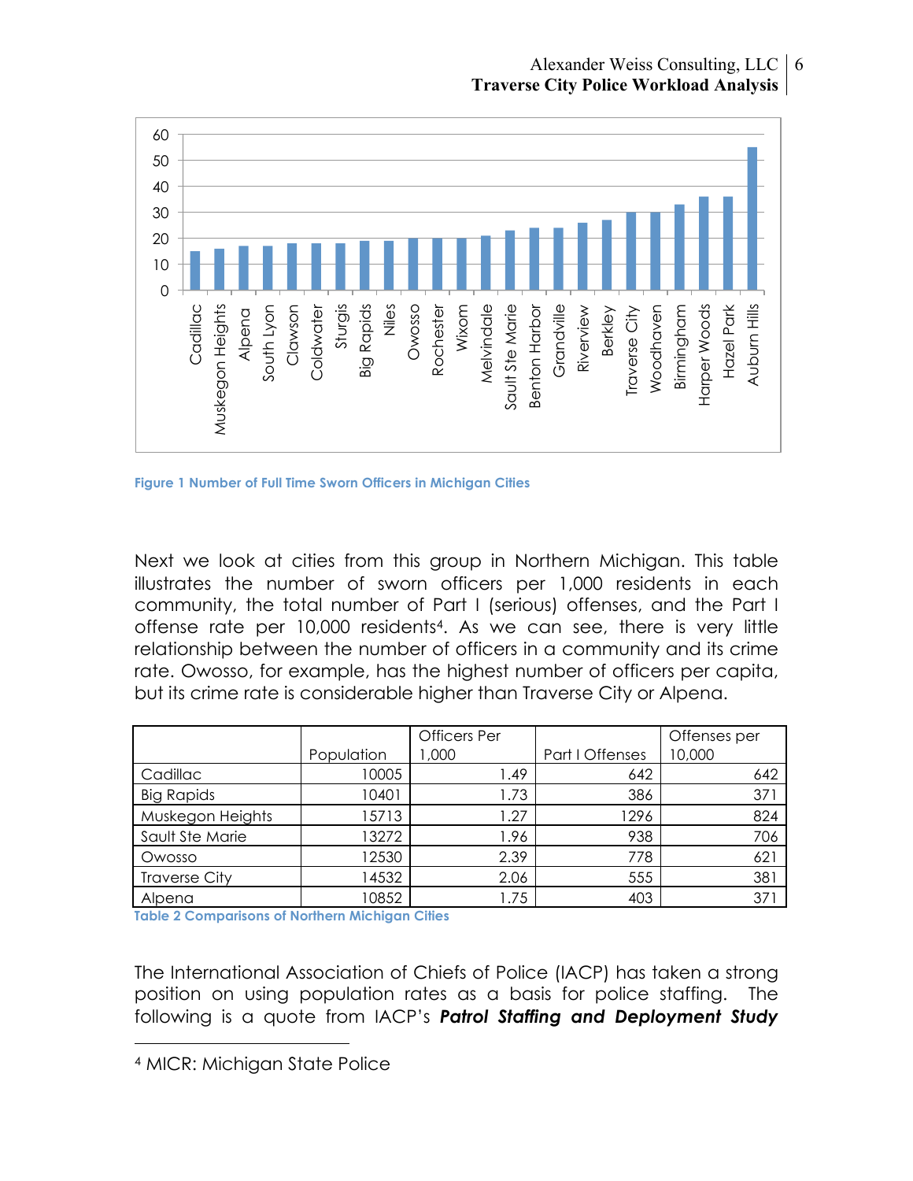Figure 1 Number of Full Time Sworn Officers in Michigan Cities

Next we look at cities from this group in Northern Michigan. This table illustrates the number of sworn officers per 1,000 residents in each community, the total number of Part I (serious) offenses, and the Part I offense rate per 10,000 residents[4]. As we can see, there is very little relationship between the number of officers in a community and its crime rate. Owosso, for example, has the highest number of officers per capita, but its crime rate is considerable higher than Traverse City or Alpena.

| | Population | Officers Per 1,000 | Part I Offenses | Offenses per 10,000 |
|---|---|---|---|---|
| Cadillac | 10005 | 1.49 | 642 | 642 |
| Big Rapids | 10401 | 1.73 | 386 | 371 |
| Muskegon Heights | 15713 | 1.27 | 1296 | 824 |
| Sault Ste Marie | 13272 | 1.96 | 938 | 706 |
| Owosso | 12530 | 2.39 | 778 | 621 |
| Traverse City | 14532 | 2.06 | 555 | 381 |
| Alpena | 10852 | 1.75 | 403 | 371 |

Table 2 Comparisons of Northern Michigan Cities

The International Association of Chiefs of Police (IACP) has taken a strong position on using population rates as a basis for police staffing. The following is a quote from IACP's ***Patrol Staffing and Deployment Study***

[4] MICR: Michigan State Police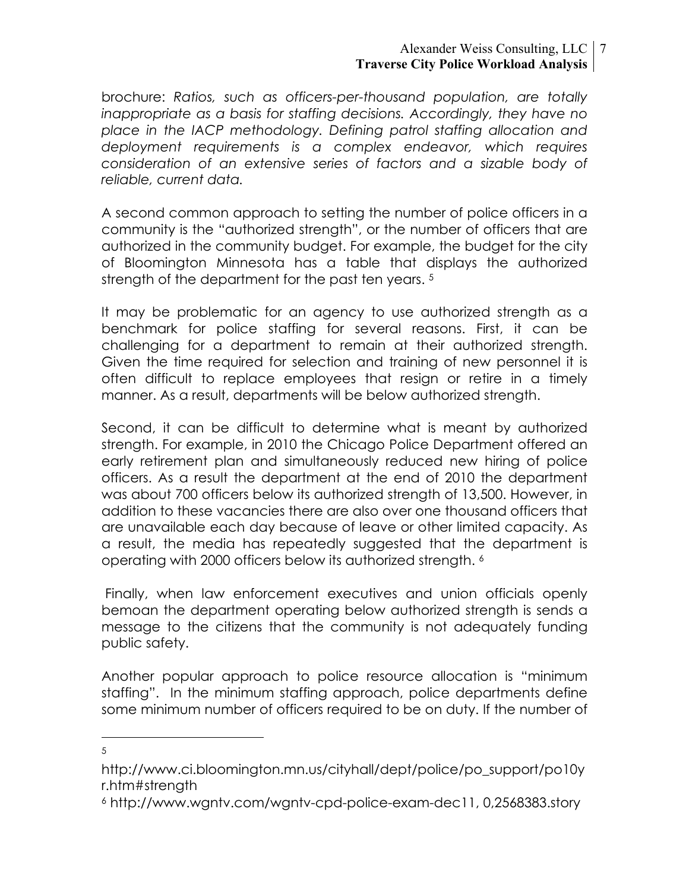brochure: *Ratios, such as officers-per-thousand population, are totally inappropriate as a basis for staffing decisions. Accordingly, they have no place in the IACP methodology. Defining patrol staffing allocation and deployment requirements is a complex endeavor, which requires consideration of an extensive series of factors and a sizable body of reliable, current data.*

A second common approach to setting the number of police officers in a community is the "authorized strength", or the number of officers that are authorized in the community budget. For example, the budget for the city of Bloomington Minnesota has a table that displays the authorized strength of the department for the past ten years. [5]

It may be problematic for an agency to use authorized strength as a benchmark for police staffing for several reasons. First, it can be challenging for a department to remain at their authorized strength. Given the time required for selection and training of new personnel it is often difficult to replace employees that resign or retire in a timely manner. As a result, departments will be below authorized strength.

Second, it can be difficult to determine what is meant by authorized strength. For example, in 2010 the Chicago Police Department offered an early retirement plan and simultaneously reduced new hiring of police officers. As a result the department at the end of 2010 the department was about 700 officers below its authorized strength of 13,500. However, in addition to these vacancies there are also over one thousand officers that are unavailable each day because of leave or other limited capacity. As a result, the media has repeatedly suggested that the department is operating with 2000 officers below its authorized strength. [6]

Finally, when law enforcement executives and union officials openly bemoan the department operating below authorized strength is sends a message to the citizens that the community is not adequately funding public safety.

Another popular approach to police resource allocation is "minimum staffing". In the minimum staffing approach, police departments define some minimum number of officers required to be on duty. If the number of

---

[5] http://www.ci.bloomington.mn.us/cityhall/dept/police/po_support/po10yr.htm#strength

[6] http://www.wgntv.com/wgntv-cpd-police-exam-dec11, 0,2568383.story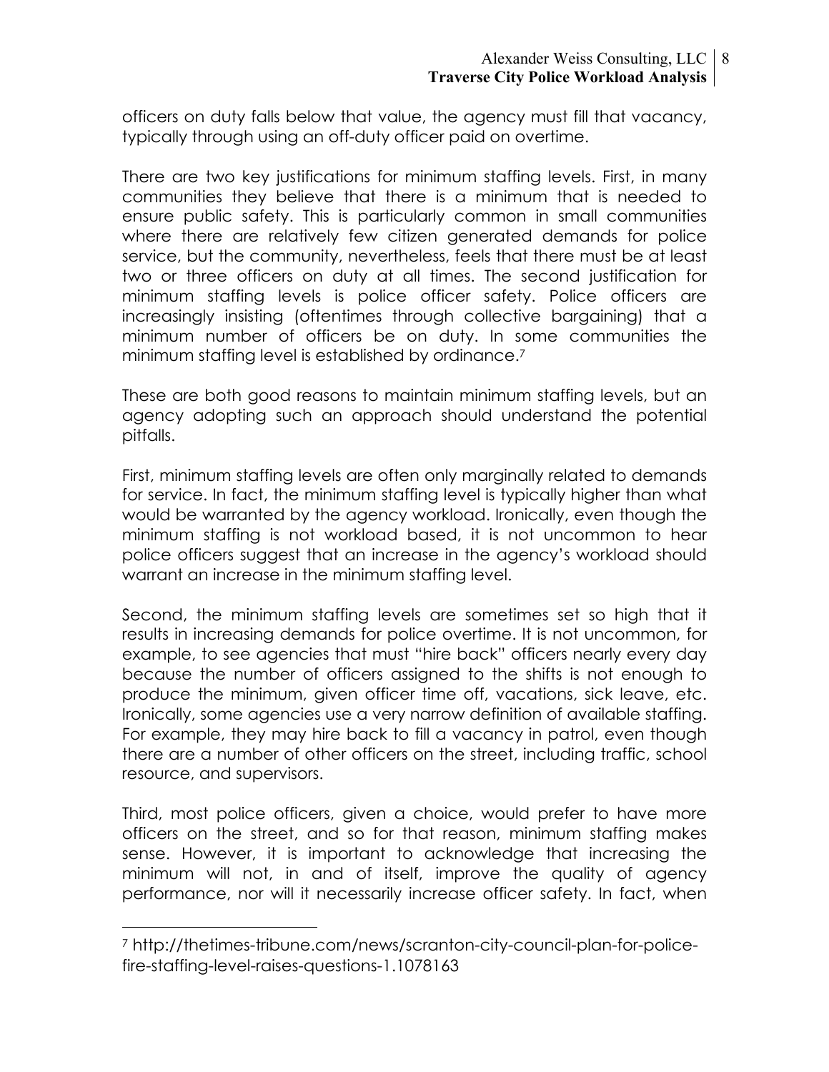officers on duty falls below that value, the agency must fill that vacancy, typically through using an off-duty officer paid on overtime.

There are two key justifications for minimum staffing levels. First, in many communities they believe that there is a minimum that is needed to ensure public safety. This is particularly common in small communities where there are relatively few citizen generated demands for police service, but the community, nevertheless, feels that there must be at least two or three officers on duty at all times. The second justification for minimum staffing levels is police officer safety. Police officers are increasingly insisting (oftentimes through collective bargaining) that a minimum number of officers be on duty. In some communities the minimum staffing level is established by ordinance.[7]

These are both good reasons to maintain minimum staffing levels, but an agency adopting such an approach should understand the potential pitfalls.

First, minimum staffing levels are often only marginally related to demands for service. In fact, the minimum staffing level is typically higher than what would be warranted by the agency workload. Ironically, even though the minimum staffing is not workload based, it is not uncommon to hear police officers suggest that an increase in the agency's workload should warrant an increase in the minimum staffing level.

Second, the minimum staffing levels are sometimes set so high that it results in increasing demands for police overtime. It is not uncommon, for example, to see agencies that must "hire back" officers nearly every day because the number of officers assigned to the shifts is not enough to produce the minimum, given officer time off, vacations, sick leave, etc. Ironically, some agencies use a very narrow definition of available staffing. For example, they may hire back to fill a vacancy in patrol, even though there are a number of other officers on the street, including traffic, school resource, and supervisors.

Third, most police officers, given a choice, would prefer to have more officers on the street, and so for that reason, minimum staffing makes sense. However, it is important to acknowledge that increasing the minimum will not, in and of itself, improve the quality of agency performance, nor will it necessarily increase officer safety. In fact, when

---

[7] http://thetimes-tribune.com/news/scranton-city-council-plan-for-police-fire-staffing-level-raises-questions-1.1078163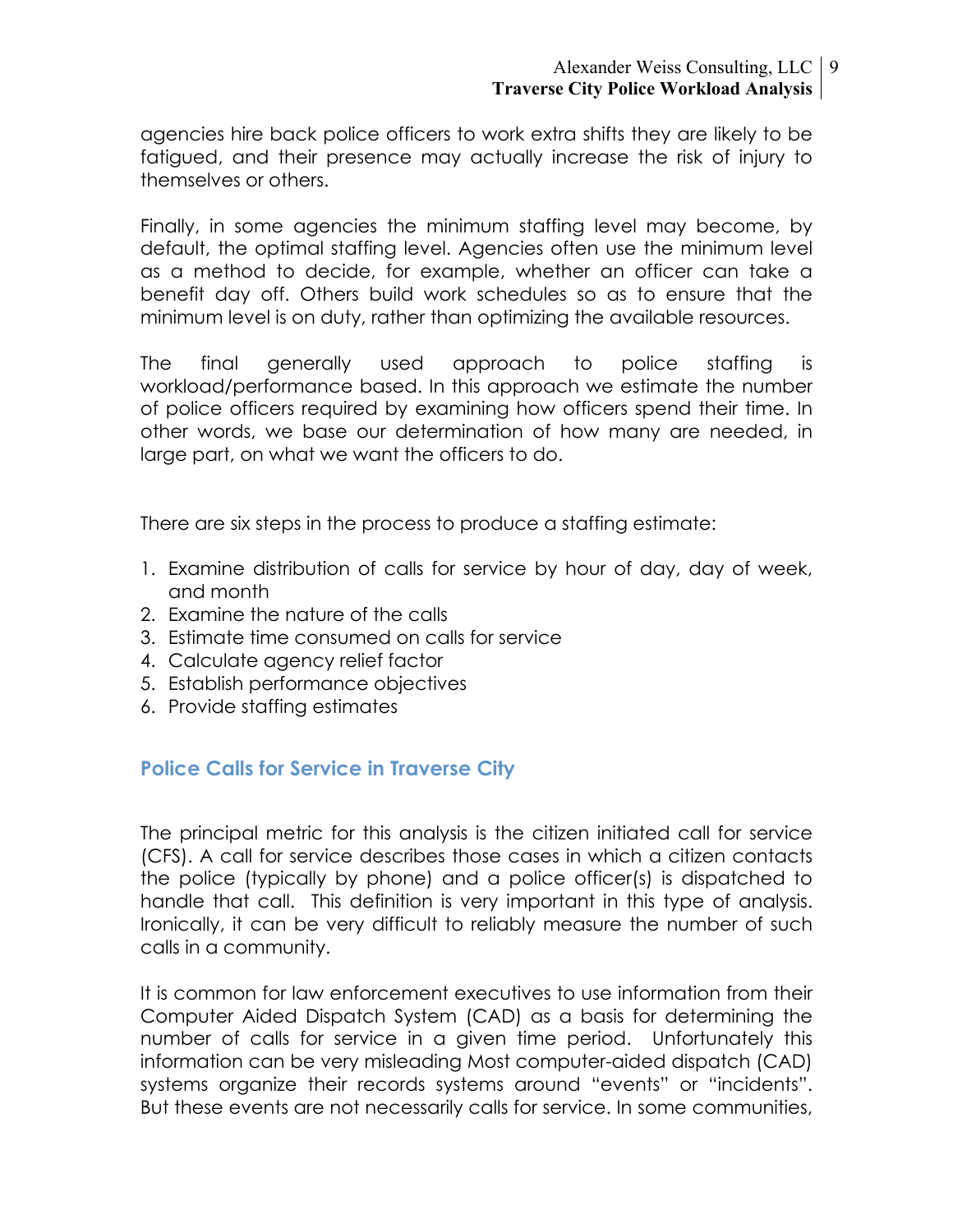agencies hire back police officers to work extra shifts they are likely to be fatigued, and their presence may actually increase the risk of injury to themselves or others.

Finally, in some agencies the minimum staffing level may become, by default, the optimal staffing level. Agencies often use the minimum level as a method to decide, for example, whether an officer can take a benefit day off. Others build work schedules so as to ensure that the minimum level is on duty, rather than optimizing the available resources.

The final generally used approach to police staffing is workload/performance based. In this approach we estimate the number of police officers required by examining how officers spend their time. In other words, we base our determination of how many are needed, in large part, on what we want the officers to do.

There are six steps in the process to produce a staffing estimate:

1. Examine distribution of calls for service by hour of day, day of week, and month
2. Examine the nature of the calls
3. Estimate time consumed on calls for service
4. Calculate agency relief factor
5. Establish performance objectives
6. Provide staffing estimates

## Police Calls for Service in Traverse City

The principal metric for this analysis is the citizen initiated call for service (CFS). A call for service describes those cases in which a citizen contacts the police (typically by phone) and a police officer(s) is dispatched to handle that call. This definition is very important in this type of analysis. Ironically, it can be very difficult to reliably measure the number of such calls in a community.

It is common for law enforcement executives to use information from their Computer Aided Dispatch System (CAD) as a basis for determining the number of calls for service in a given time period. Unfortunately this information can be very misleading Most computer-aided dispatch (CAD) systems organize their records systems around "events" or "incidents". But these events are not necessarily calls for service. In some communities,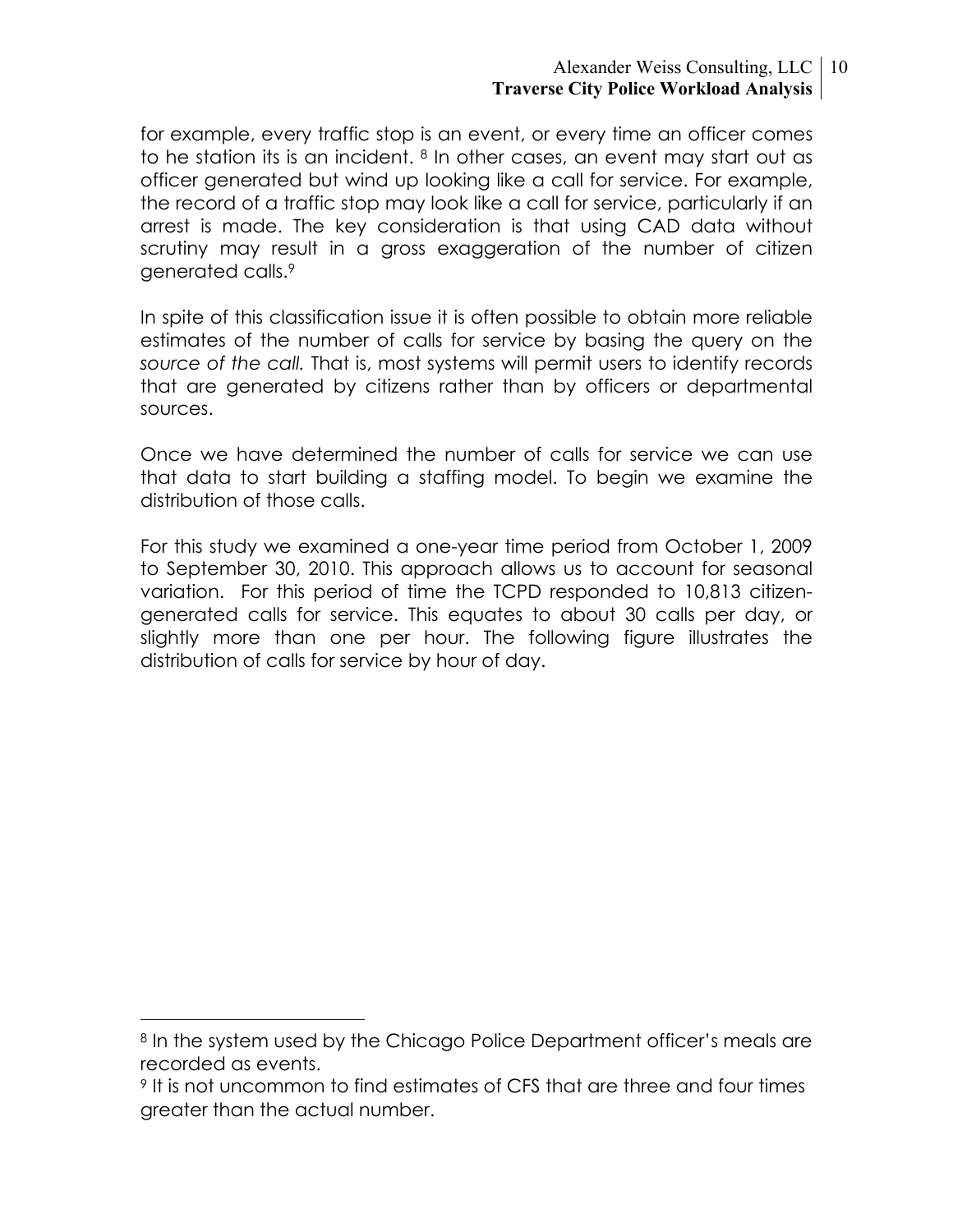for example, every traffic stop is an event, or every time an officer comes to he station its is an incident. [8] In other cases, an event may start out as officer generated but wind up looking like a call for service. For example, the record of a traffic stop may look like a call for service, particularly if an arrest is made. The key consideration is that using CAD data without scrutiny may result in a gross exaggeration of the number of citizen generated calls.[9]

In spite of this classification issue it is often possible to obtain more reliable estimates of the number of calls for service by basing the query on the *source of the call.* That is, most systems will permit users to identify records that are generated by citizens rather than by officers or departmental sources.

Once we have determined the number of calls for service we can use that data to start building a staffing model. To begin we examine the distribution of those calls.

For this study we examined a one-year time period from October 1, 2009 to September 30, 2010. This approach allows us to account for seasonal variation. For this period of time the TCPD responded to 10,813 citizen-generated calls for service. This equates to about 30 calls per day, or slightly more than one per hour. The following figure illustrates the distribution of calls for service by hour of day.

---

[8] In the system used by the Chicago Police Department officer's meals are recorded as events.

[9] It is not uncommon to find estimates of CFS that are three and four times greater than the actual number.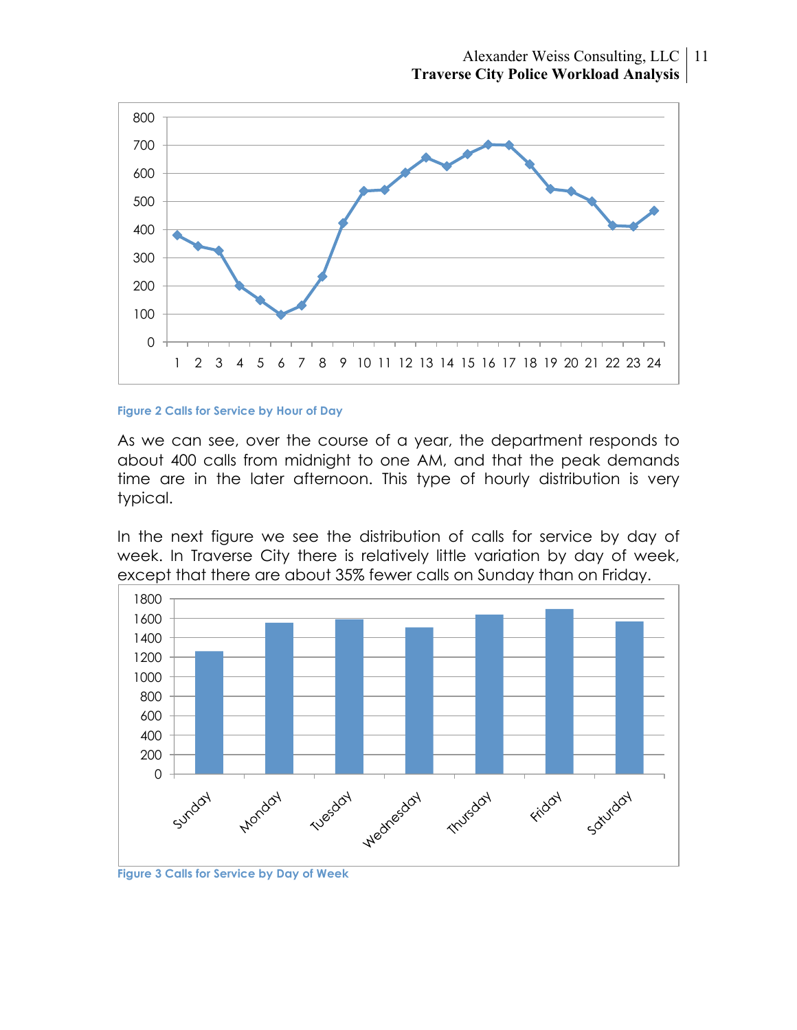Figure 2 Calls for Service by Hour of Day

As we can see, over the course of a year, the department responds to about 400 calls from midnight to one AM, and that the peak demands time are in the later afternoon. This type of hourly distribution is very typical.

In the next figure we see the distribution of calls for service by day of week. In Traverse City there is relatively little variation by day of week, except that there are about 35% fewer calls on Sunday than on Friday.

Figure 3 Calls for Service by Day of Week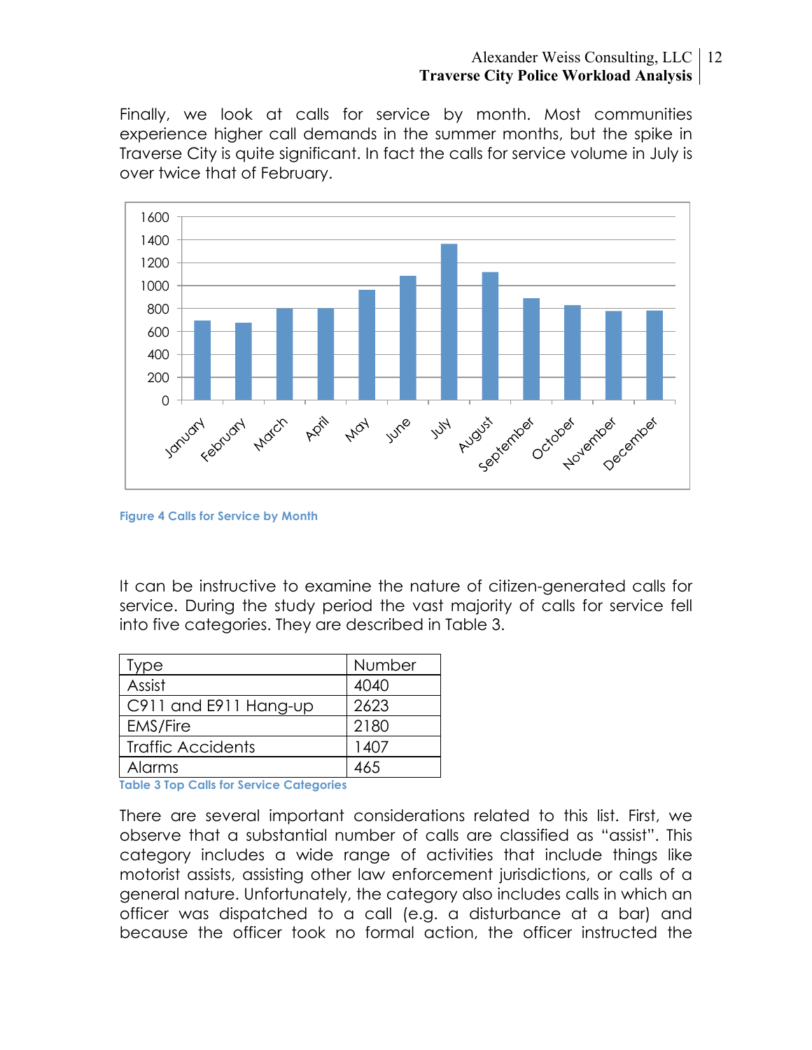Finally, we look at calls for service by month. Most communities experience higher call demands in the summer months, but the spike in Traverse City is quite significant. In fact the calls for service volume in July is over twice that of February.

Figure 4 Calls for Service by Month

It can be instructive to examine the nature of citizen-generated calls for service. During the study period the vast majority of calls for service fell into five categories. They are described in Table 3.

| Type | Number |
|---|---|
| Assist | 4040 |
| C911 and E911 Hang-up | 2623 |
| EMS/Fire | 2180 |
| Traffic Accidents | 1407 |
| Alarms | 465 |

Table 3 Top Calls for Service Categories

There are several important considerations related to this list. First, we observe that a substantial number of calls are classified as "assist". This category includes a wide range of activities that include things like motorist assists, assisting other law enforcement jurisdictions, or calls of a general nature. Unfortunately, the category also includes calls in which an officer was dispatched to a call (e.g. a disturbance at a bar) and because the officer took no formal action, the officer instructed the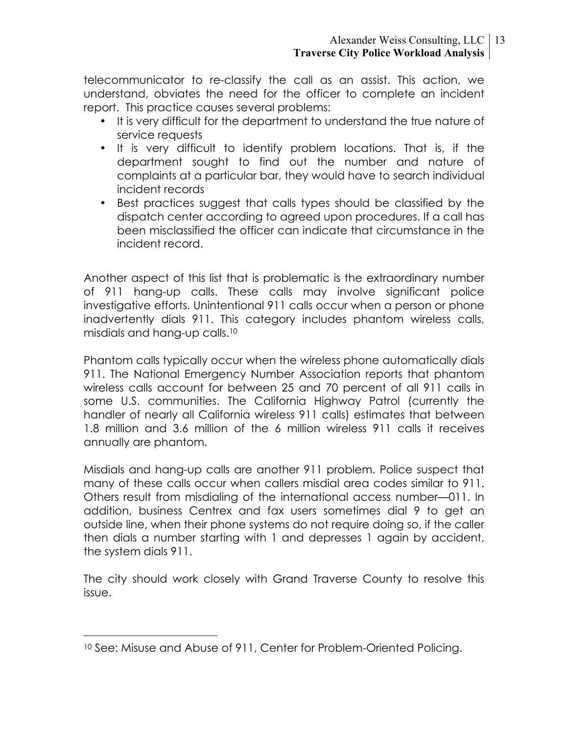telecommunicator to re-classify the call as an assist. This action, we understand, obviates the need for the officer to complete an incident report. This practice causes several problems:

- It is very difficult for the department to understand the true nature of service requests
- It is very difficult to identify problem locations. That is, if the department sought to find out the number and nature of complaints at a particular bar, they would have to search individual incident records
- Best practices suggest that calls types should be classified by the dispatch center according to agreed upon procedures. If a call has been misclassified the officer can indicate that circumstance in the incident record.

Another aspect of this list that is problematic is the extraordinary number of 911 hang-up calls. These calls may involve significant police investigative efforts. Unintentional 911 calls occur when a person or phone inadvertently dials 911. This category includes phantom wireless calls, misdials and hang-up calls.[10]

Phantom calls typically occur when the wireless phone automatically dials 911. The National Emergency Number Association reports that phantom wireless calls account for between 25 and 70 percent of all 911 calls in some U.S. communities. The California Highway Patrol (currently the handler of nearly all California wireless 911 calls) estimates that between 1.8 million and 3.6 million of the 6 million wireless 911 calls it receives annually are phantom.

Misdials and hang-up calls are another 911 problem. Police suspect that many of these calls occur when callers misdial area codes similar to 911. Others result from misdialing of the international access number—011. In addition, business Centrex and fax users sometimes dial 9 to get an outside line, when their phone systems do not require doing so, if the caller then dials a number starting with 1 and depresses 1 again by accident, the system dials 911.

The city should work closely with Grand Traverse County to resolve this issue.

---

[10] See: Misuse and Abuse of 911, Center for Problem-Oriented Policing.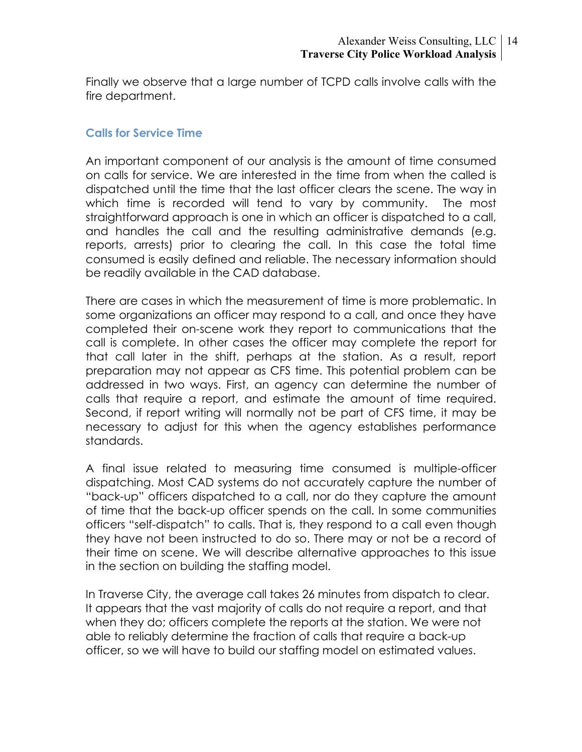Finally we observe that a large number of TCPD calls involve calls with the fire department.

## Calls for Service Time

An important component of our analysis is the amount of time consumed on calls for service. We are interested in the time from when the called is dispatched until the time that the last officer clears the scene. The way in which time is recorded will tend to vary by community. The most straightforward approach is one in which an officer is dispatched to a call, and handles the call and the resulting administrative demands (e.g. reports, arrests) prior to clearing the call. In this case the total time consumed is easily defined and reliable. The necessary information should be readily available in the CAD database.

There are cases in which the measurement of time is more problematic. In some organizations an officer may respond to a call, and once they have completed their on-scene work they report to communications that the call is complete. In other cases the officer may complete the report for that call later in the shift, perhaps at the station. As a result, report preparation may not appear as CFS time. This potential problem can be addressed in two ways. First, an agency can determine the number of calls that require a report, and estimate the amount of time required. Second, if report writing will normally not be part of CFS time, it may be necessary to adjust for this when the agency establishes performance standards.

A final issue related to measuring time consumed is multiple-officer dispatching. Most CAD systems do not accurately capture the number of "back-up" officers dispatched to a call, nor do they capture the amount of time that the back-up officer spends on the call. In some communities officers "self-dispatch" to calls. That is, they respond to a call even though they have not been instructed to do so. There may or not be a record of their time on scene. We will describe alternative approaches to this issue in the section on building the staffing model.

In Traverse City, the average call takes 26 minutes from dispatch to clear. It appears that the vast majority of calls do not require a report, and that when they do; officers complete the reports at the station. We were not able to reliably determine the fraction of calls that require a back-up officer, so we will have to build our staffing model on estimated values.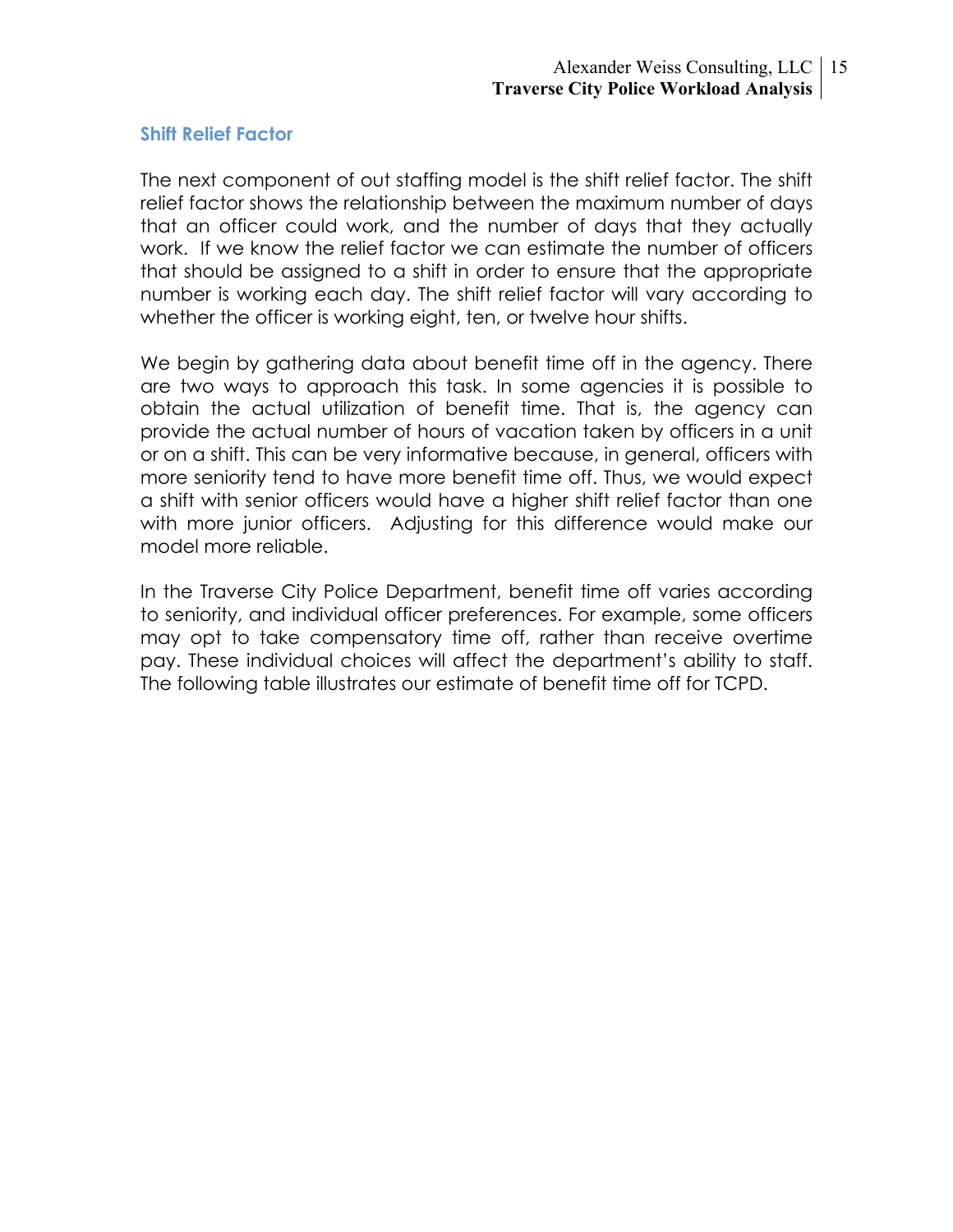## Shift Relief Factor

The next component of out staffing model is the shift relief factor. The shift relief factor shows the relationship between the maximum number of days that an officer could work, and the number of days that they actually work. If we know the relief factor we can estimate the number of officers that should be assigned to a shift in order to ensure that the appropriate number is working each day. The shift relief factor will vary according to whether the officer is working eight, ten, or twelve hour shifts.

We begin by gathering data about benefit time off in the agency. There are two ways to approach this task. In some agencies it is possible to obtain the actual utilization of benefit time. That is, the agency can provide the actual number of hours of vacation taken by officers in a unit or on a shift. This can be very informative because, in general, officers with more seniority tend to have more benefit time off. Thus, we would expect a shift with senior officers would have a higher shift relief factor than one with more junior officers. Adjusting for this difference would make our model more reliable.

In the Traverse City Police Department, benefit time off varies according to seniority, and individual officer preferences. For example, some officers may opt to take compensatory time off, rather than receive overtime pay. These individual choices will affect the department's ability to staff. The following table illustrates our estimate of benefit time off for TCPD.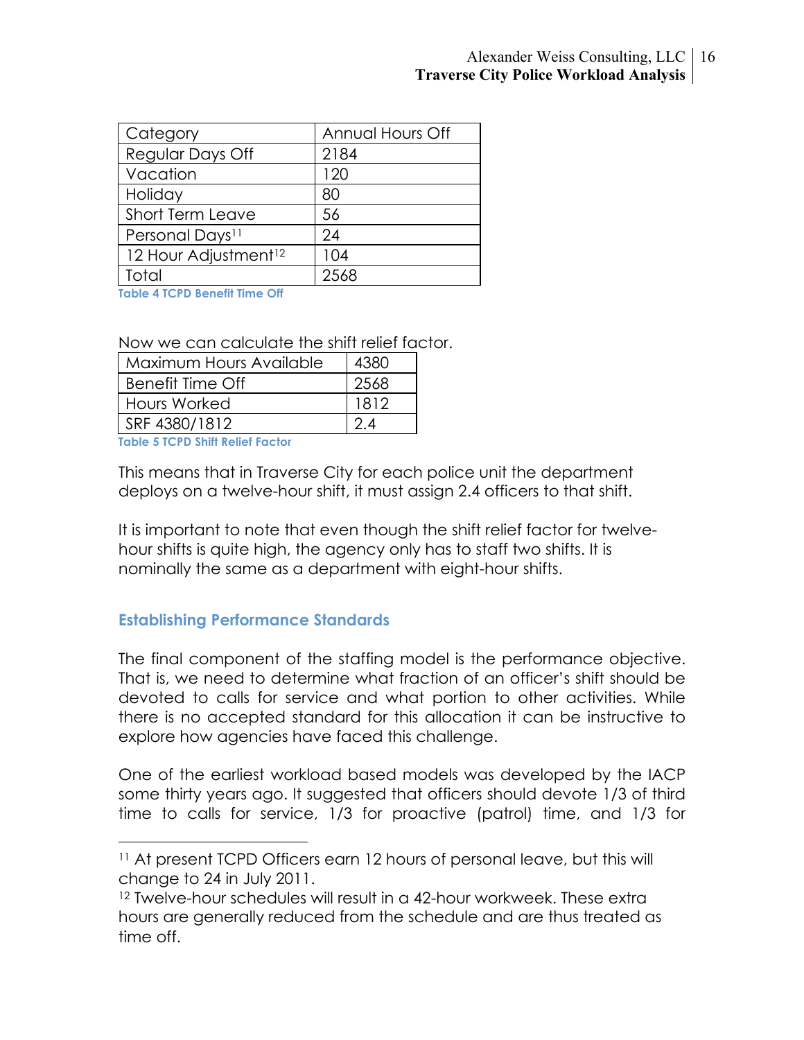| Category | Annual Hours Off |
|---|---|
| Regular Days Off | 2184 |
| Vacation | 120 |
| Holiday | 80 |
| Short Term Leave | 56 |
| Personal Days[11] | 24 |
| 12 Hour Adjustment[12] | 104 |
| Total | 2568 |

**Table 4 TCPD Benefit Time Off**

Now we can calculate the shift relief factor.

| Maximum Hours Available | 4380 |
|---|---|
| Benefit Time Off | 2568 |
| Hours Worked | 1812 |
| SRF 4380/1812 | 2.4 |

**Table 5 TCPD Shift Relief Factor**

This means that in Traverse City for each police unit the department deploys on a twelve-hour shift, it must assign 2.4 officers to that shift.

It is important to note that even though the shift relief factor for twelve-hour shifts is quite high, the agency only has to staff two shifts. It is nominally the same as a department with eight-hour shifts.

## Establishing Performance Standards

The final component of the staffing model is the performance objective. That is, we need to determine what fraction of an officer's shift should be devoted to calls for service and what portion to other activities. While there is no accepted standard for this allocation it can be instructive to explore how agencies have faced this challenge.

One of the earliest workload based models was developed by the IACP some thirty years ago. It suggested that officers should devote 1/3 of third time to calls for service, 1/3 for proactive (patrol) time, and 1/3 for

---

[11] At present TCPD Officers earn 12 hours of personal leave, but this will change to 24 in July 2011.

[12] Twelve-hour schedules will result in a 42-hour workweek. These extra hours are generally reduced from the schedule and are thus treated as time off.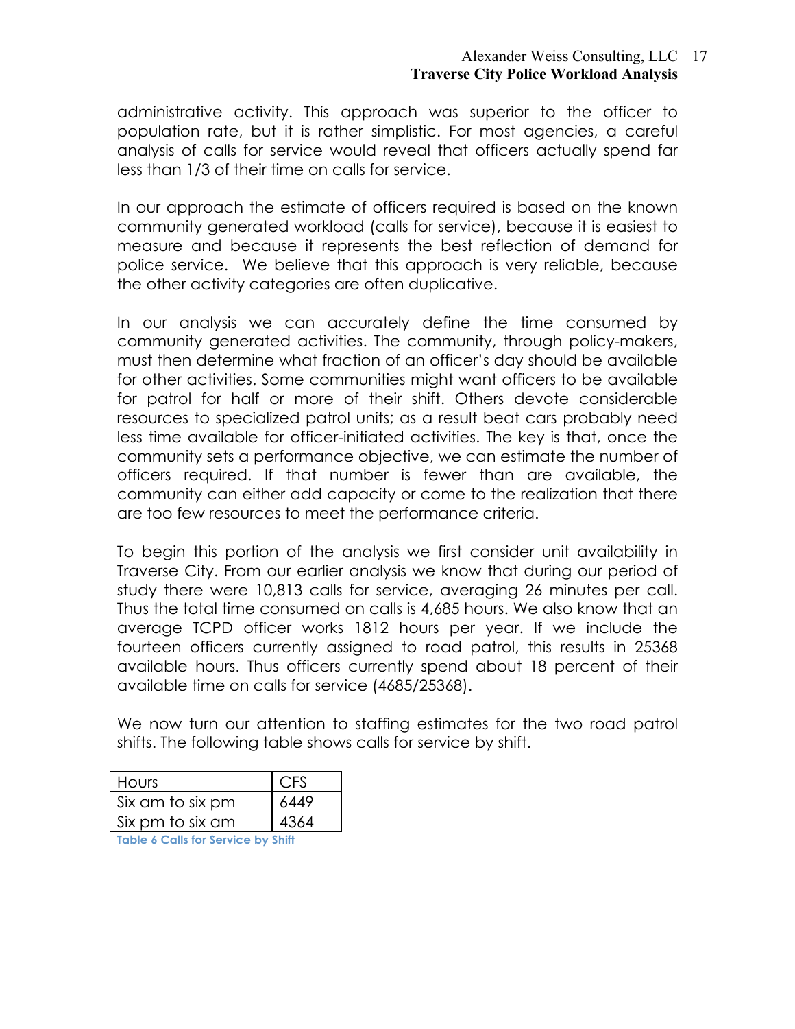administrative activity. This approach was superior to the officer to population rate, but it is rather simplistic. For most agencies, a careful analysis of calls for service would reveal that officers actually spend far less than 1/3 of their time on calls for service.

In our approach the estimate of officers required is based on the known community generated workload (calls for service), because it is easiest to measure and because it represents the best reflection of demand for police service. We believe that this approach is very reliable, because the other activity categories are often duplicative.

In our analysis we can accurately define the time consumed by community generated activities. The community, through policy-makers, must then determine what fraction of an officer's day should be available for other activities. Some communities might want officers to be available for patrol for half or more of their shift. Others devote considerable resources to specialized patrol units; as a result beat cars probably need less time available for officer-initiated activities. The key is that, once the community sets a performance objective, we can estimate the number of officers required. If that number is fewer than are available, the community can either add capacity or come to the realization that there are too few resources to meet the performance criteria.

To begin this portion of the analysis we first consider unit availability in Traverse City. From our earlier analysis we know that during our period of study there were 10,813 calls for service, averaging 26 minutes per call. Thus the total time consumed on calls is 4,685 hours. We also know that an average TCPD officer works 1812 hours per year. If we include the fourteen officers currently assigned to road patrol, this results in 25368 available hours. Thus officers currently spend about 18 percent of their available time on calls for service (4685/25368).

We now turn our attention to staffing estimates for the two road patrol shifts. The following table shows calls for service by shift.

| Hours | CFS |
|---|---|
| Six am to six pm | 6449 |
| Six pm to six am | 4364 |

Table 6 Calls for Service by Shift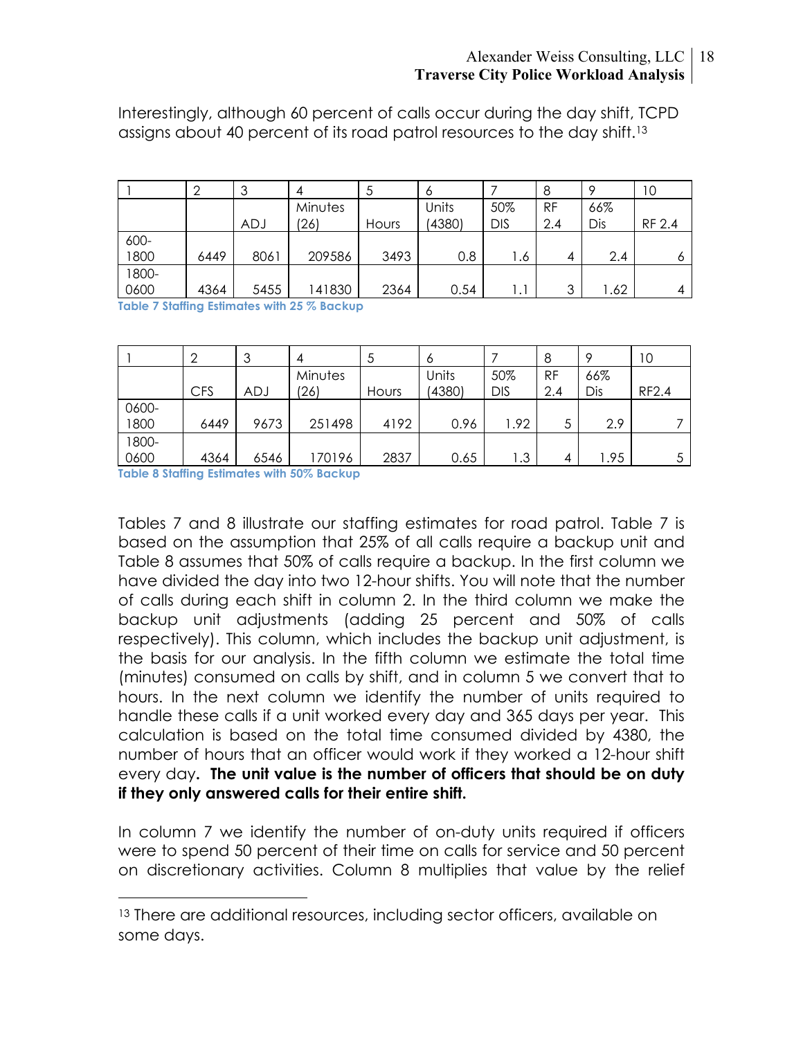Interestingly, although 60 percent of calls occur during the day shift, TCPD assigns about 40 percent of its road patrol resources to the day shift.[13]

| 1 | 2 | 3 | 4 | 5 | 6 | 7 | 8 | 9 | 10 |
|---|---|---|---|---|---|---|---|---|---|
| | | ADJ | Minutes (26) | Hours | Units (4380) | 50% DIS | RF 2.4 | 66% Dis | RF 2.4 |
| 600-1800 | 6449 | 8061 | 209586 | 3493 | 0.8 | 1.6 | 4 | 2.4 | 6 |
| 1800-0600 | 4364 | 5455 | 141830 | 2364 | 0.54 | 1.1 | 3 | 1.62 | 4 |

**Table 7 Staffing Estimates with 25 % Backup**

| 1 | 2 | 3 | 4 | 5 | 6 | 7 | 8 | 9 | 10 |
|---|---|---|---|---|---|---|---|---|---|
| | CFS | ADJ | Minutes (26) | Hours | Units (4380) | 50% DIS | RF 2.4 | 66% Dis | RF2.4 |
| 0600-1800 | 6449 | 9673 | 251498 | 4192 | 0.96 | 1.92 | 5 | 2.9 | 7 |
| 1800-0600 | 4364 | 6546 | 170196 | 2837 | 0.65 | 1.3 | 4 | 1.95 | 5 |

**Table 8 Staffing Estimates with 50% Backup**

Tables 7 and 8 illustrate our staffing estimates for road patrol. Table 7 is based on the assumption that 25% of all calls require a backup unit and Table 8 assumes that 50% of calls require a backup. In the first column we have divided the day into two 12-hour shifts. You will note that the number of calls during each shift in column 2. In the third column we make the backup unit adjustments (adding 25 percent and 50% of calls respectively). This column, which includes the backup unit adjustment, is the basis for our analysis. In the fifth column we estimate the total time (minutes) consumed on calls by shift, and in column 5 we convert that to hours. In the next column we identify the number of units required to handle these calls if a unit worked every day and 365 days per year. This calculation is based on the total time consumed divided by 4380, the number of hours that an officer would work if they worked a 12-hour shift every day**. The unit value is the number of officers that should be on duty if they only answered calls for their entire shift.**

In column 7 we identify the number of on-duty units required if officers were to spend 50 percent of their time on calls for service and 50 percent on discretionary activities. Column 8 multiplies that value by the relief

[13] There are additional resources, including sector officers, available on some days.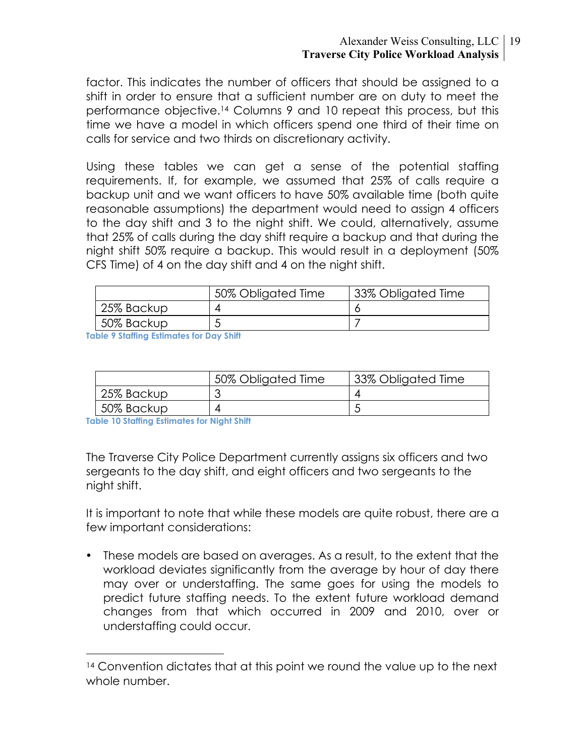factor. This indicates the number of officers that should be assigned to a shift in order to ensure that a sufficient number are on duty to meet the performance objective.[14] Columns 9 and 10 repeat this process, but this time we have a model in which officers spend one third of their time on calls for service and two thirds on discretionary activity.

Using these tables we can get a sense of the potential staffing requirements. If, for example, we assumed that 25% of calls require a backup unit and we want officers to have 50% available time (both quite reasonable assumptions) the department would need to assign 4 officers to the day shift and 3 to the night shift. We could, alternatively, assume that 25% of calls during the day shift require a backup and that during the night shift 50% require a backup. This would result in a deployment (50% CFS Time) of 4 on the day shift and 4 on the night shift.

| | 50% Obligated Time | 33% Obligated Time |
|---|---|---|
| 25% Backup | 4 | 6 |
| 50% Backup | 5 | 7 |

**Table 9 Staffing Estimates for Day Shift**

| | 50% Obligated Time | 33% Obligated Time |
|---|---|---|
| 25% Backup | 3 | 4 |
| 50% Backup | 4 | 5 |

**Table 10 Staffing Estimates for Night Shift**

The Traverse City Police Department currently assigns six officers and two sergeants to the day shift, and eight officers and two sergeants to the night shift.

It is important to note that while these models are quite robust, there are a few important considerations:

- These models are based on averages. As a result, to the extent that the workload deviates significantly from the average by hour of day there may over or understaffing. The same goes for using the models to predict future staffing needs. To the extent future workload demand changes from that which occurred in 2009 and 2010, over or understaffing could occur.

[14] Convention dictates that at this point we round the value up to the next whole number.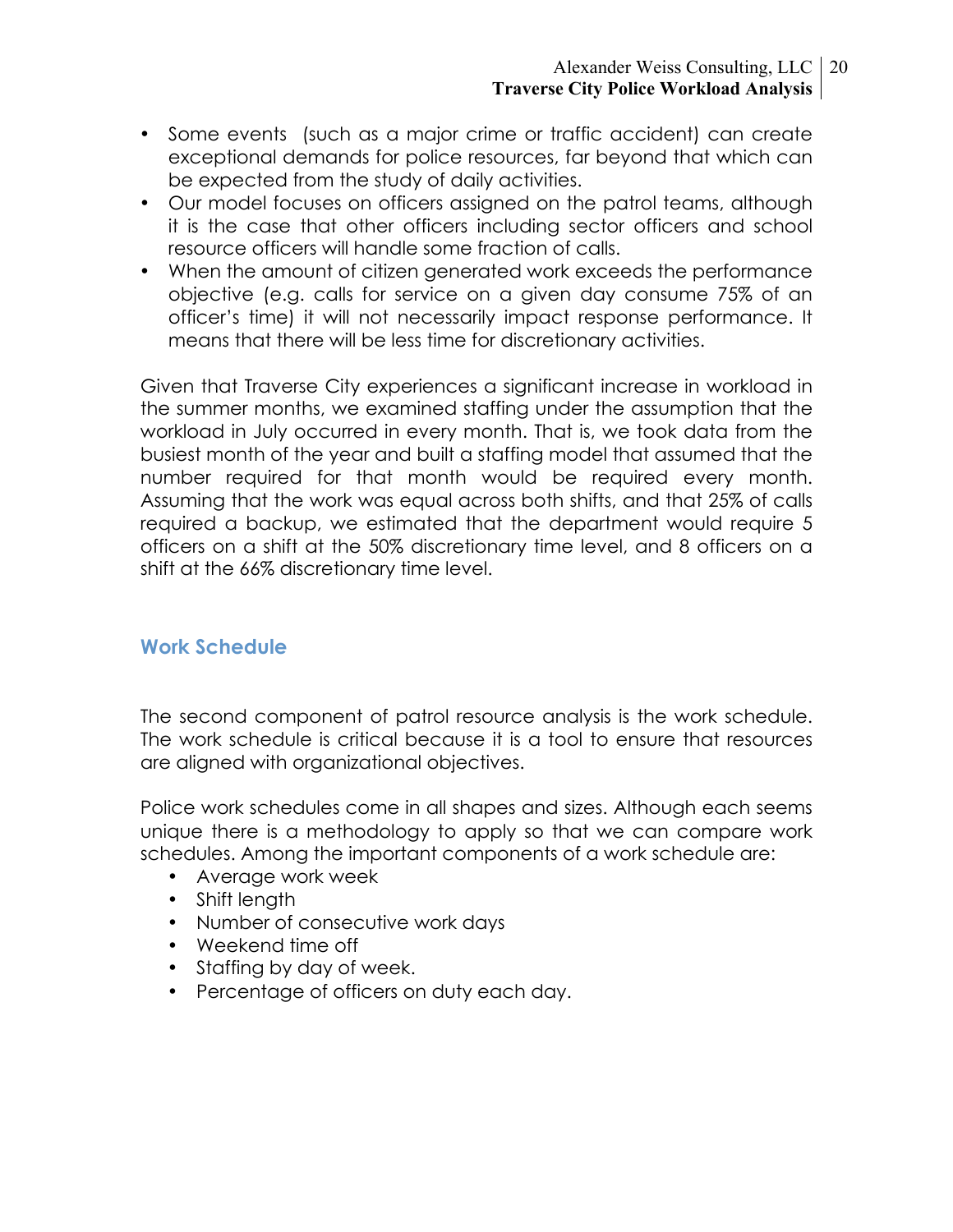- Some events (such as a major crime or traffic accident) can create exceptional demands for police resources, far beyond that which can be expected from the study of daily activities.
- Our model focuses on officers assigned on the patrol teams, although it is the case that other officers including sector officers and school resource officers will handle some fraction of calls.
- When the amount of citizen generated work exceeds the performance objective (e.g. calls for service on a given day consume 75% of an officer's time) it will not necessarily impact response performance. It means that there will be less time for discretionary activities.

Given that Traverse City experiences a significant increase in workload in the summer months, we examined staffing under the assumption that the workload in July occurred in every month. That is, we took data from the busiest month of the year and built a staffing model that assumed that the number required for that month would be required every month. Assuming that the work was equal across both shifts, and that 25% of calls required a backup, we estimated that the department would require 5 officers on a shift at the 50% discretionary time level, and 8 officers on a shift at the 66% discretionary time level.

## Work Schedule

The second component of patrol resource analysis is the work schedule. The work schedule is critical because it is a tool to ensure that resources are aligned with organizational objectives.

Police work schedules come in all shapes and sizes. Although each seems unique there is a methodology to apply so that we can compare work schedules. Among the important components of a work schedule are:

- Average work week
- Shift length
- Number of consecutive work days
- Weekend time off
- Staffing by day of week.
- Percentage of officers on duty each day.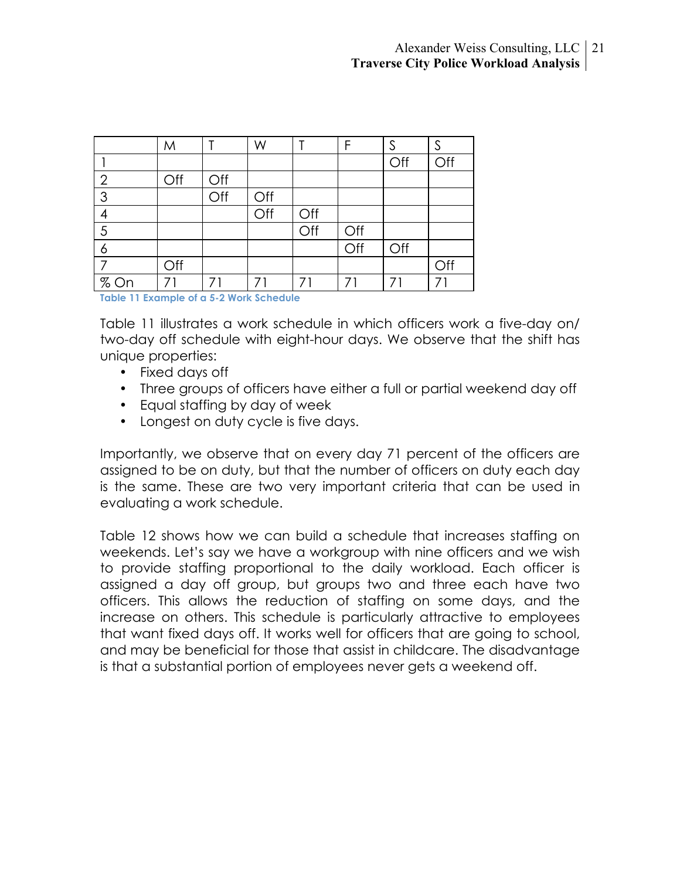| | M | T | W | T | F | S | S |
|---|---|---|---|---|---|---|---|
| 1 | | | | | | Off | Off |
| 2 | Off | Off | | | | | |
| 3 | | Off | Off | | | | |
| 4 | | | Off | Off | | | |
| 5 | | | | Off | Off | | |
| 6 | | | | | Off | Off | |
| 7 | Off | | | | | | Off |
| % On | 71 | 71 | 71 | 71 | 71 | 71 | 71 |

**Table 11 Example of a 5-2 Work Schedule**

Table 11 illustrates a work schedule in which officers work a five-day on/ two-day off schedule with eight-hour days. We observe that the shift has unique properties:

- Fixed days off
- Three groups of officers have either a full or partial weekend day off
- Equal staffing by day of week
- Longest on duty cycle is five days.

Importantly, we observe that on every day 71 percent of the officers are assigned to be on duty, but that the number of officers on duty each day is the same. These are two very important criteria that can be used in evaluating a work schedule.

Table 12 shows how we can build a schedule that increases staffing on weekends. Let's say we have a workgroup with nine officers and we wish to provide staffing proportional to the daily workload. Each officer is assigned a day off group, but groups two and three each have two officers. This allows the reduction of staffing on some days, and the increase on others. This schedule is particularly attractive to employees that want fixed days off. It works well for officers that are going to school, and may be beneficial for those that assist in childcare. The disadvantage is that a substantial portion of employees never gets a weekend off.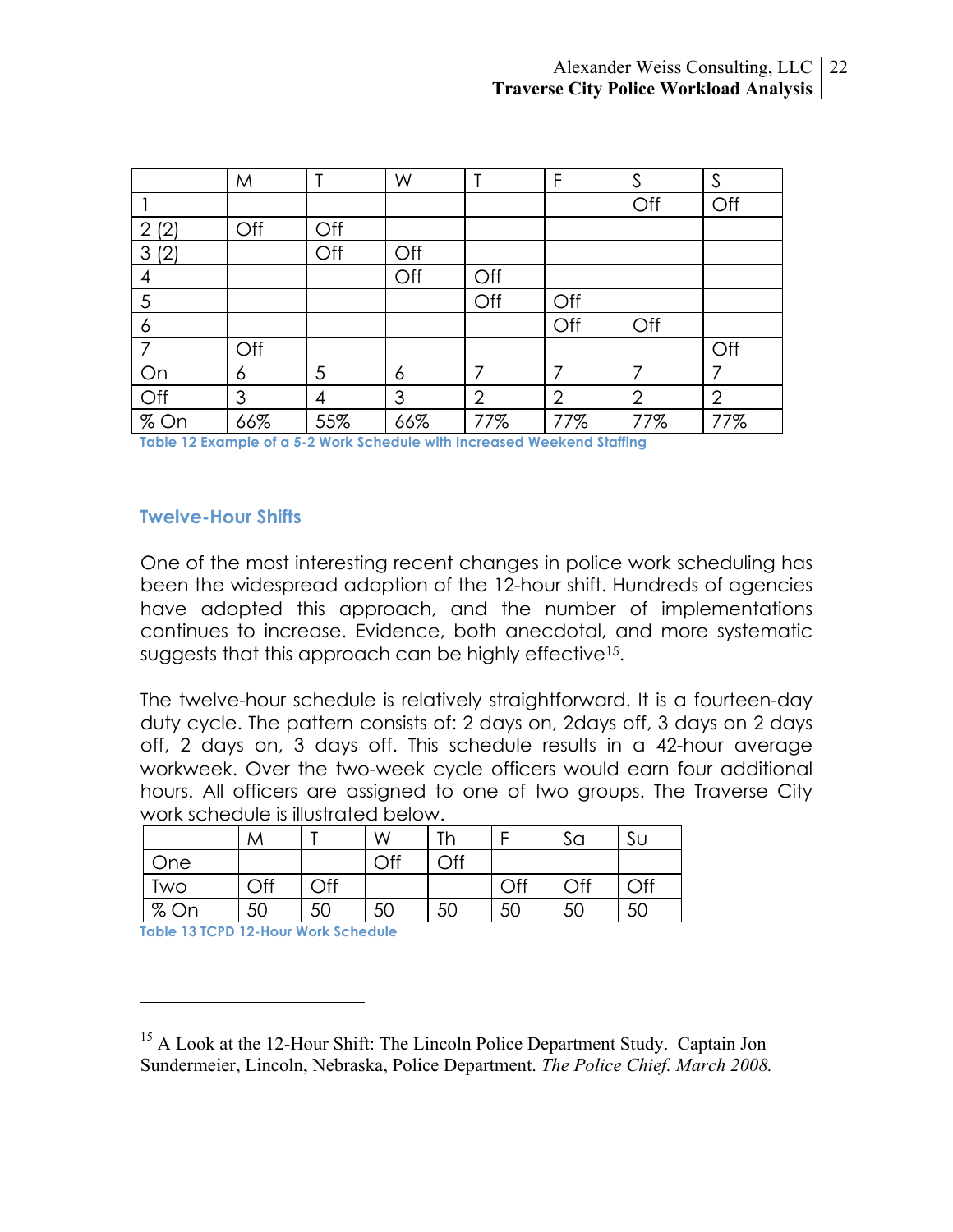|  | M | T | W | T | F | S | S |
|---|---|---|---|---|---|---|---|
| 1 |  |  |  |  |  | Off | Off |
| 2 (2) | Off | Off |  |  |  |  |  |
| 3 (2) |  | Off | Off |  |  |  |  |
| 4 |  |  | Off | Off |  |  |  |
| 5 |  |  |  | Off | Off |  |  |
| 6 |  |  |  |  | Off | Off |  |
| 7 | Off |  |  |  |  |  | Off |
| On | 6 | 5 | 6 | 7 | 7 | 7 | 7 |
| Off | 3 | 4 | 3 | 2 | 2 | 2 | 2 |
| % On | 66% | 55% | 66% | 77% | 77% | 77% | 77% |

**Table 12 Example of a 5-2 Work Schedule with Increased Weekend Staffing**

## Twelve-Hour Shifts

One of the most interesting recent changes in police work scheduling has been the widespread adoption of the 12-hour shift. Hundreds of agencies have adopted this approach, and the number of implementations continues to increase. Evidence, both anecdotal, and more systematic suggests that this approach can be highly effective[15].

The twelve-hour schedule is relatively straightforward. It is a fourteen-day duty cycle. The pattern consists of: 2 days on, 2days off, 3 days on 2 days off, 2 days on, 3 days off. This schedule results in a 42-hour average workweek. Over the two-week cycle officers would earn four additional hours. All officers are assigned to one of two groups. The Traverse City work schedule is illustrated below.

|  | M | T | W | Th | F | Sa | Su |
|---|---|---|---|---|---|---|---|
| One |  |  | Off | Off |  |  |  |
| Two | Off | Off |  |  | Off | Off | Off |
| % On | 50 | 50 | 50 | 50 | 50 | 50 | 50 |

**Table 13 TCPD 12-Hour Work Schedule**

---

[15] A Look at the 12-Hour Shift: The Lincoln Police Department Study. Captain Jon Sundermeier, Lincoln, Nebraska, Police Department. *The Police Chief. March 2008.*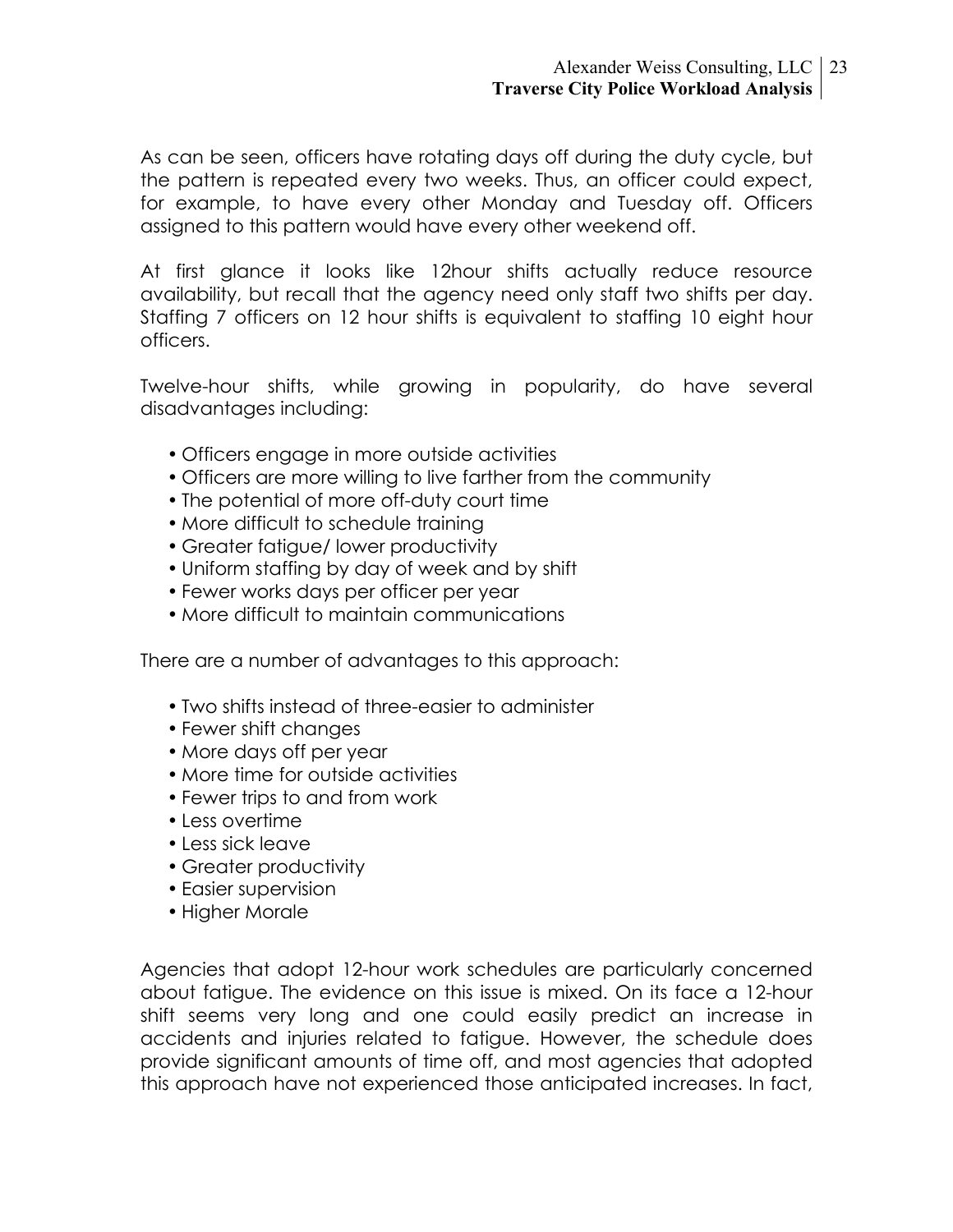As can be seen, officers have rotating days off during the duty cycle, but the pattern is repeated every two weeks. Thus, an officer could expect, for example, to have every other Monday and Tuesday off. Officers assigned to this pattern would have every other weekend off.

At first glance it looks like 12hour shifts actually reduce resource availability, but recall that the agency need only staff two shifts per day. Staffing 7 officers on 12 hour shifts is equivalent to staffing 10 eight hour officers.

Twelve-hour shifts, while growing in popularity, do have several disadvantages including:

- Officers engage in more outside activities
- Officers are more willing to live farther from the community
- The potential of more off-duty court time
- More difficult to schedule training
- Greater fatigue/ lower productivity
- Uniform staffing by day of week and by shift
- Fewer works days per officer per year
- More difficult to maintain communications

There are a number of advantages to this approach:

- Two shifts instead of three-easier to administer
- Fewer shift changes
- More days off per year
- More time for outside activities
- Fewer trips to and from work
- Less overtime
- Less sick leave
- Greater productivity
- Easier supervision
- Higher Morale

Agencies that adopt 12-hour work schedules are particularly concerned about fatigue. The evidence on this issue is mixed. On its face a 12-hour shift seems very long and one could easily predict an increase in accidents and injuries related to fatigue. However, the schedule does provide significant amounts of time off, and most agencies that adopted this approach have not experienced those anticipated increases. In fact,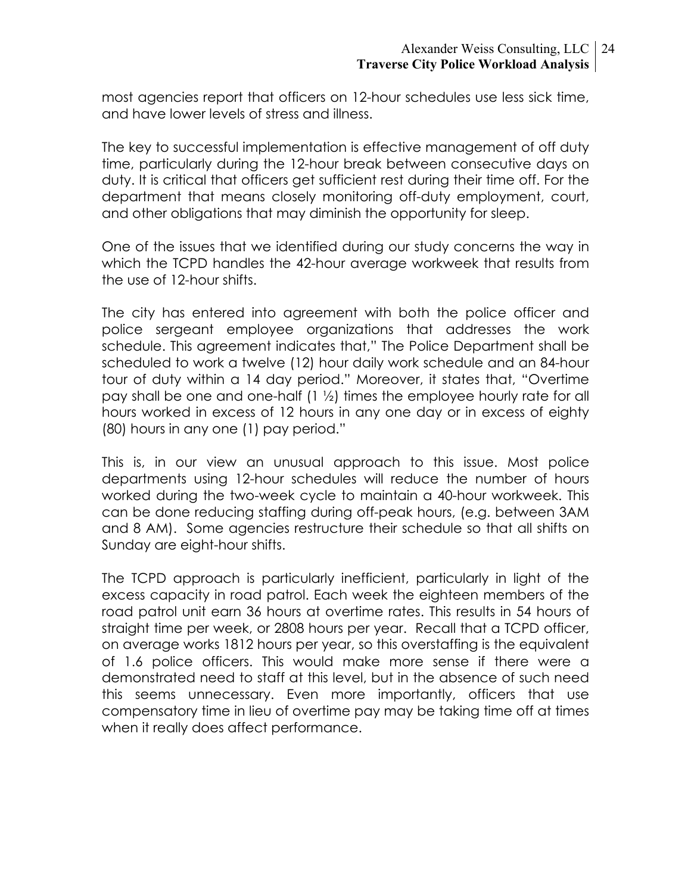most agencies report that officers on 12-hour schedules use less sick time, and have lower levels of stress and illness.

The key to successful implementation is effective management of off duty time, particularly during the 12-hour break between consecutive days on duty. It is critical that officers get sufficient rest during their time off. For the department that means closely monitoring off-duty employment, court, and other obligations that may diminish the opportunity for sleep.

One of the issues that we identified during our study concerns the way in which the TCPD handles the 42-hour average workweek that results from the use of 12-hour shifts.

The city has entered into agreement with both the police officer and police sergeant employee organizations that addresses the work schedule. This agreement indicates that," The Police Department shall be scheduled to work a twelve (12) hour daily work schedule and an 84-hour tour of duty within a 14 day period." Moreover, it states that, "Overtime pay shall be one and one-half (1 ½) times the employee hourly rate for all hours worked in excess of 12 hours in any one day or in excess of eighty (80) hours in any one (1) pay period."

This is, in our view an unusual approach to this issue. Most police departments using 12-hour schedules will reduce the number of hours worked during the two-week cycle to maintain a 40-hour workweek. This can be done reducing staffing during off-peak hours, (e.g. between 3AM and 8 AM). Some agencies restructure their schedule so that all shifts on Sunday are eight-hour shifts.

The TCPD approach is particularly inefficient, particularly in light of the excess capacity in road patrol. Each week the eighteen members of the road patrol unit earn 36 hours at overtime rates. This results in 54 hours of straight time per week, or 2808 hours per year. Recall that a TCPD officer, on average works 1812 hours per year, so this overstaffing is the equivalent of 1.6 police officers. This would make more sense if there were a demonstrated need to staff at this level, but in the absence of such need this seems unnecessary. Even more importantly, officers that use compensatory time in lieu of overtime pay may be taking time off at times when it really does affect performance.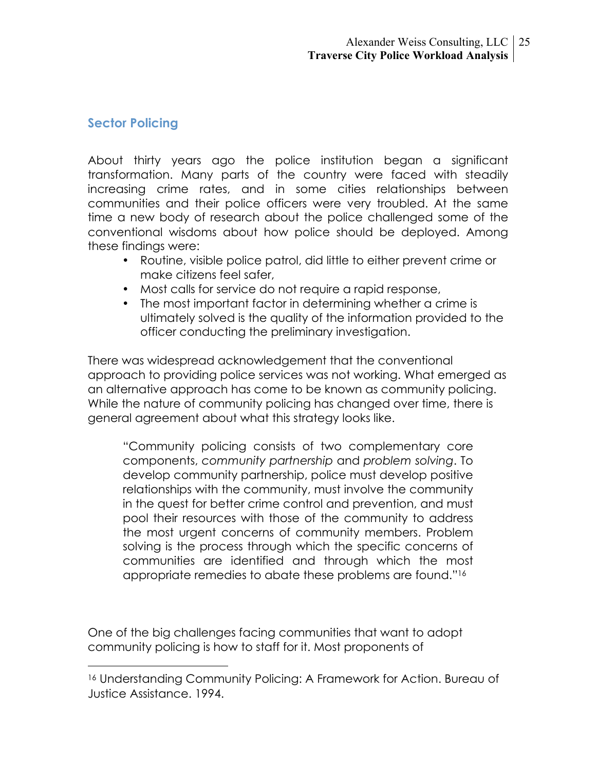## Sector Policing

About thirty years ago the police institution began a significant transformation. Many parts of the country were faced with steadily increasing crime rates, and in some cities relationships between communities and their police officers were very troubled. At the same time a new body of research about the police challenged some of the conventional wisdoms about how police should be deployed. Among these findings were:

- Routine, visible police patrol, did little to either prevent crime or make citizens feel safer,
- Most calls for service do not require a rapid response,
- The most important factor in determining whether a crime is ultimately solved is the quality of the information provided to the officer conducting the preliminary investigation.

There was widespread acknowledgement that the conventional approach to providing police services was not working. What emerged as an alternative approach has come to be known as community policing. While the nature of community policing has changed over time, there is general agreement about what this strategy looks like.

> "Community policing consists of two complementary core components, *community partnership* and *problem solving*. To develop community partnership, police must develop positive relationships with the community, must involve the community in the quest for better crime control and prevention, and must pool their resources with those of the community to address the most urgent concerns of community members. Problem solving is the process through which the specific concerns of communities are identified and through which the most appropriate remedies to abate these problems are found."[16]

One of the big challenges facing communities that want to adopt community policing is how to staff for it. Most proponents of

---

[16] Understanding Community Policing: A Framework for Action. Bureau of Justice Assistance. 1994.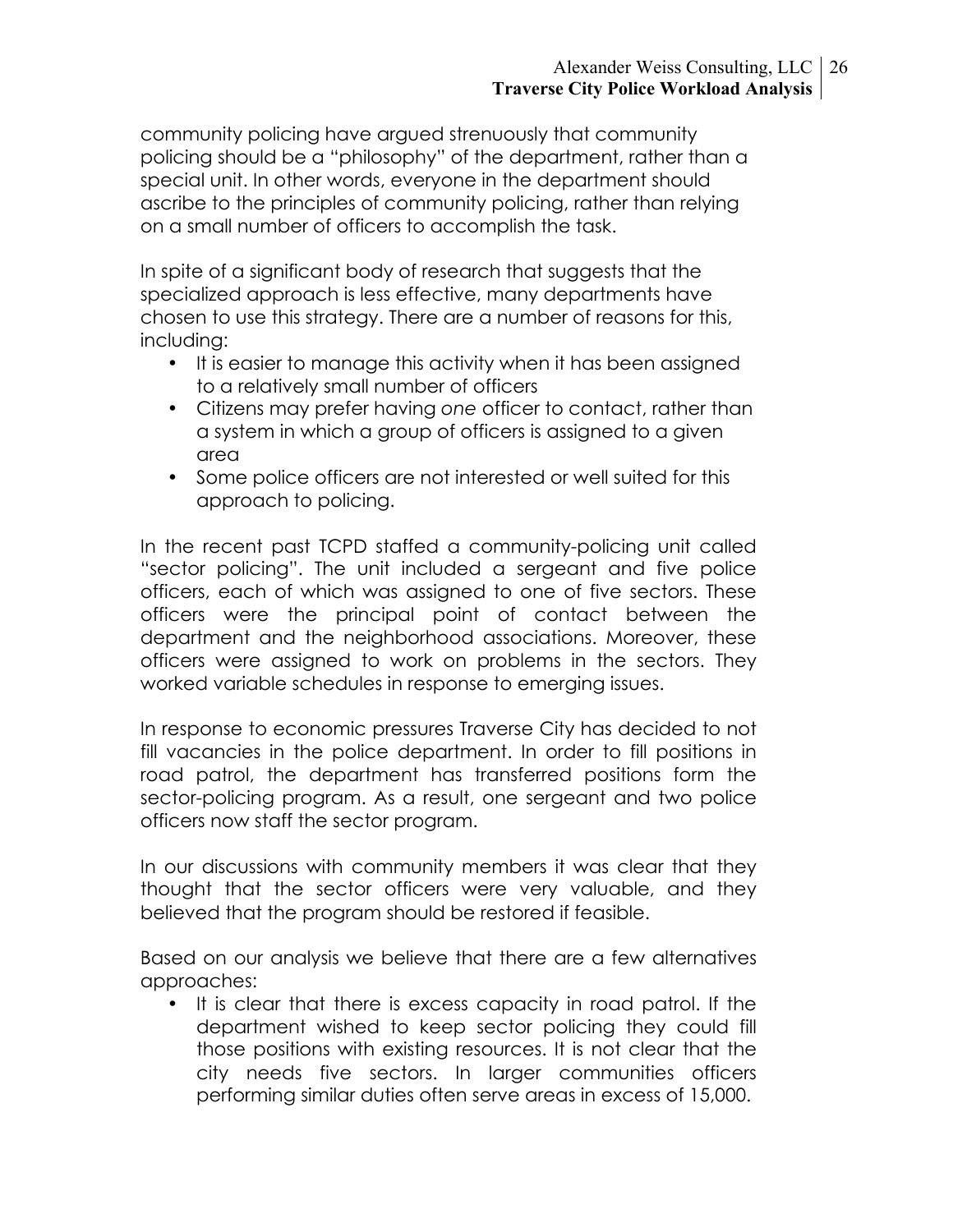community policing have argued strenuously that community policing should be a "philosophy" of the department, rather than a special unit. In other words, everyone in the department should ascribe to the principles of community policing, rather than relying on a small number of officers to accomplish the task.

In spite of a significant body of research that suggests that the specialized approach is less effective, many departments have chosen to use this strategy. There are a number of reasons for this, including:

- It is easier to manage this activity when it has been assigned to a relatively small number of officers
- Citizens may prefer having *one* officer to contact, rather than a system in which a group of officers is assigned to a given area
- Some police officers are not interested or well suited for this approach to policing.

In the recent past TCPD staffed a community-policing unit called "sector policing". The unit included a sergeant and five police officers, each of which was assigned to one of five sectors. These officers were the principal point of contact between the department and the neighborhood associations. Moreover, these officers were assigned to work on problems in the sectors. They worked variable schedules in response to emerging issues.

In response to economic pressures Traverse City has decided to not fill vacancies in the police department. In order to fill positions in road patrol, the department has transferred positions form the sector-policing program. As a result, one sergeant and two police officers now staff the sector program.

In our discussions with community members it was clear that they thought that the sector officers were very valuable, and they believed that the program should be restored if feasible.

Based on our analysis we believe that there are a few alternatives approaches:

- It is clear that there is excess capacity in road patrol. If the department wished to keep sector policing they could fill those positions with existing resources. It is not clear that the city needs five sectors. In larger communities officers performing similar duties often serve areas in excess of 15,000.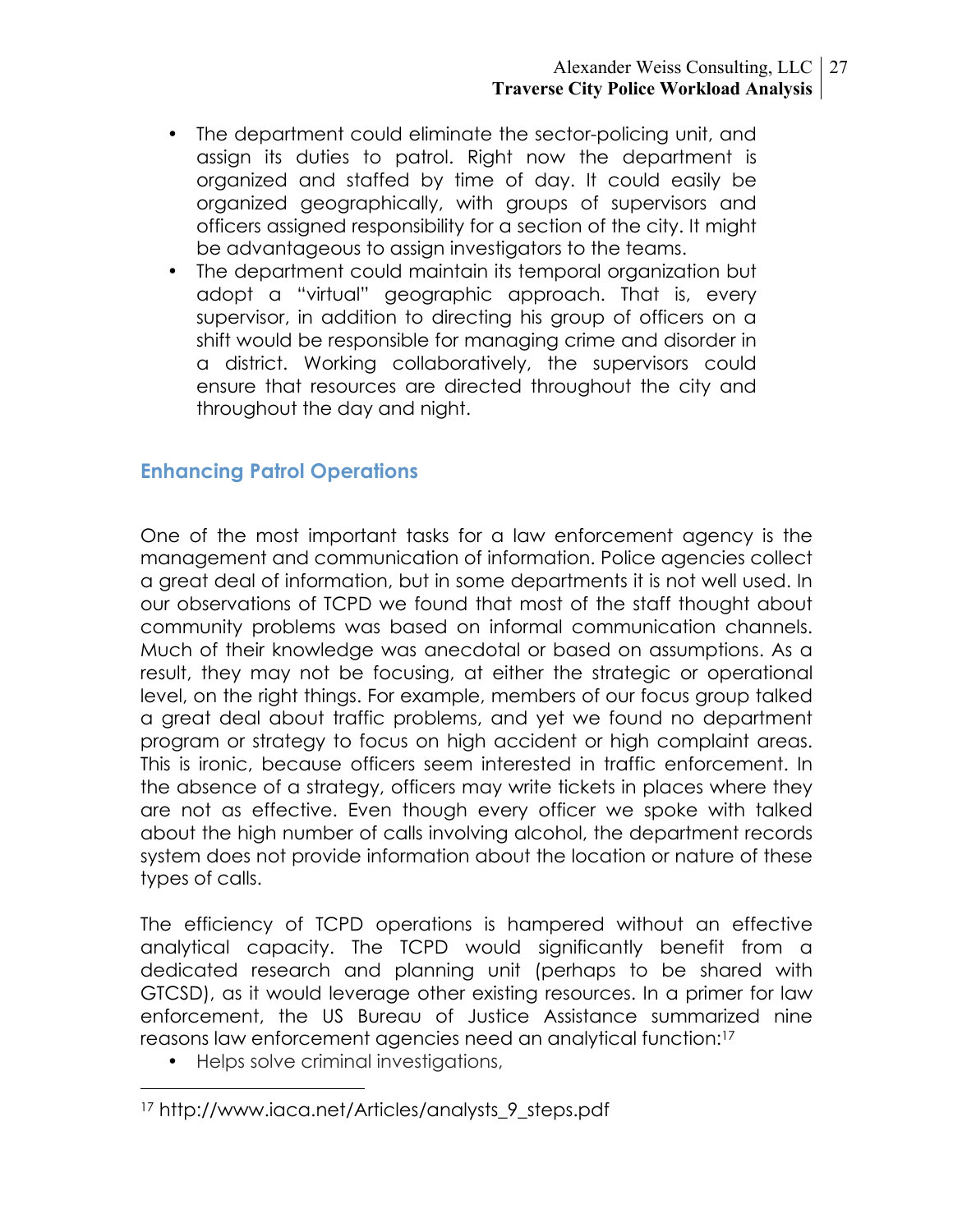- The department could eliminate the sector-policing unit, and assign its duties to patrol. Right now the department is organized and staffed by time of day. It could easily be organized geographically, with groups of supervisors and officers assigned responsibility for a section of the city. It might be advantageous to assign investigators to the teams.
- The department could maintain its temporal organization but adopt a "virtual" geographic approach. That is, every supervisor, in addition to directing his group of officers on a shift would be responsible for managing crime and disorder in a district. Working collaboratively, the supervisors could ensure that resources are directed throughout the city and throughout the day and night.

## Enhancing Patrol Operations

One of the most important tasks for a law enforcement agency is the management and communication of information. Police agencies collect a great deal of information, but in some departments it is not well used. In our observations of TCPD we found that most of the staff thought about community problems was based on informal communication channels. Much of their knowledge was anecdotal or based on assumptions. As a result, they may not be focusing, at either the strategic or operational level, on the right things. For example, members of our focus group talked a great deal about traffic problems, and yet we found no department program or strategy to focus on high accident or high complaint areas. This is ironic, because officers seem interested in traffic enforcement. In the absence of a strategy, officers may write tickets in places where they are not as effective. Even though every officer we spoke with talked about the high number of calls involving alcohol, the department records system does not provide information about the location or nature of these types of calls.

The efficiency of TCPD operations is hampered without an effective analytical capacity. The TCPD would significantly benefit from a dedicated research and planning unit (perhaps to be shared with GTCSD), as it would leverage other existing resources. In a primer for law enforcement, the US Bureau of Justice Assistance summarized nine reasons law enforcement agencies need an analytical function:[17]

- Helps solve criminal investigations,

[17] http://www.iaca.net/Articles/analysts_9_steps.pdf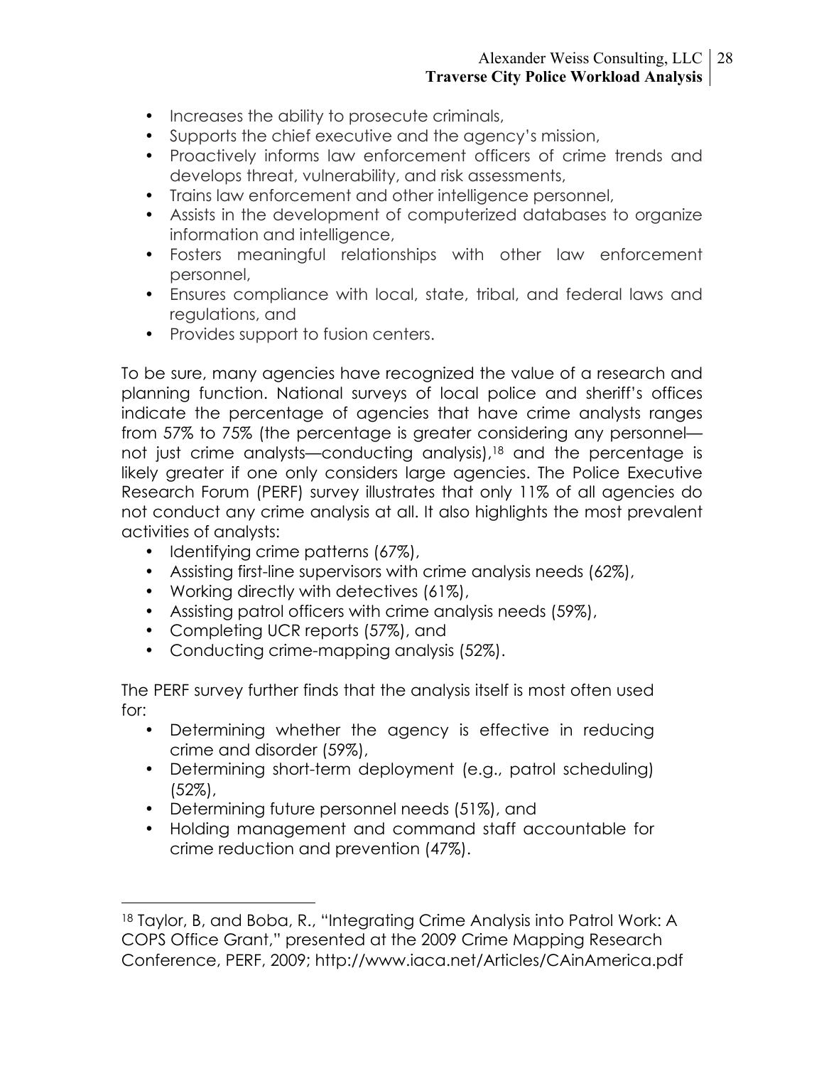- Increases the ability to prosecute criminals,
- Supports the chief executive and the agency's mission,
- Proactively informs law enforcement officers of crime trends and develops threat, vulnerability, and risk assessments,
- Trains law enforcement and other intelligence personnel,
- Assists in the development of computerized databases to organize information and intelligence,
- Fosters meaningful relationships with other law enforcement personnel,
- Ensures compliance with local, state, tribal, and federal laws and regulations, and
- Provides support to fusion centers.

To be sure, many agencies have recognized the value of a research and planning function. National surveys of local police and sheriff's offices indicate the percentage of agencies that have crime analysts ranges from 57% to 75% (the percentage is greater considering any personnel—not just crime analysts—conducting analysis),[18] and the percentage is likely greater if one only considers large agencies. The Police Executive Research Forum (PERF) survey illustrates that only 11% of all agencies do not conduct any crime analysis at all. It also highlights the most prevalent activities of analysts:

- Identifying crime patterns (67%),
- Assisting first-line supervisors with crime analysis needs (62%),
- Working directly with detectives (61%),
- Assisting patrol officers with crime analysis needs (59%),
- Completing UCR reports (57%), and
- Conducting crime-mapping analysis (52%).

The PERF survey further finds that the analysis itself is most often used for:

- Determining whether the agency is effective in reducing crime and disorder (59%),
- Determining short-term deployment (e.g., patrol scheduling) (52%),
- Determining future personnel needs (51%), and
- Holding management and command staff accountable for crime reduction and prevention (47%).

[18] Taylor, B, and Boba, R., "Integrating Crime Analysis into Patrol Work: A COPS Office Grant," presented at the 2009 Crime Mapping Research Conference, PERF, 2009; http://www.iaca.net/Articles/CAinAmerica.pdf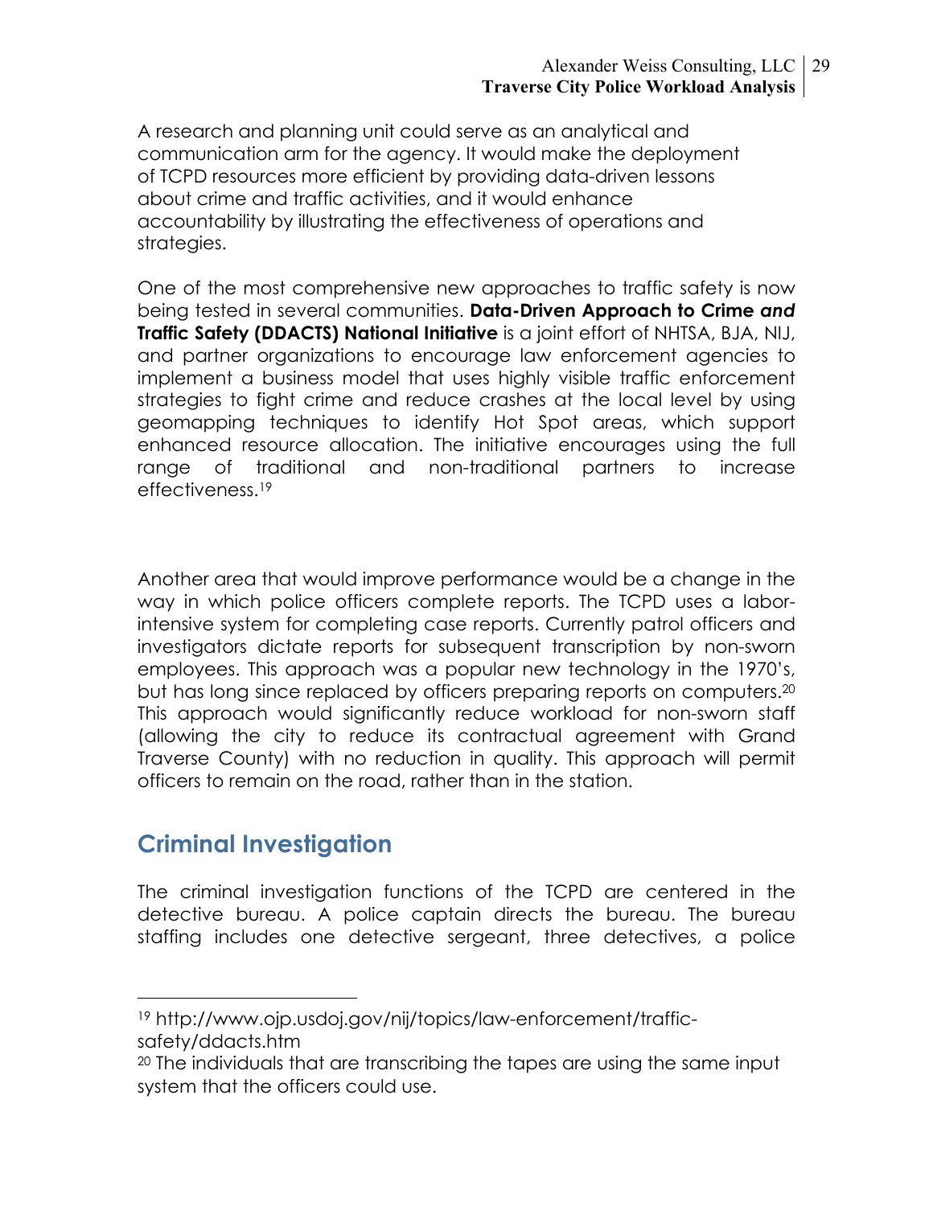A research and planning unit could serve as an analytical and communication arm for the agency. It would make the deployment of TCPD resources more efficient by providing data-driven lessons about crime and traffic activities, and it would enhance accountability by illustrating the effectiveness of operations and strategies.

One of the most comprehensive new approaches to traffic safety is now being tested in several communities. **Data-Driven Approach to Crime *and* Traffic Safety (DDACTS) National Initiative** is a joint effort of NHTSA, BJA, NIJ, and partner organizations to encourage law enforcement agencies to implement a business model that uses highly visible traffic enforcement strategies to fight crime and reduce crashes at the local level by using geomapping techniques to identify Hot Spot areas, which support enhanced resource allocation. The initiative encourages using the full range of traditional and non-traditional partners to increase effectiveness.[19]

Another area that would improve performance would be a change in the way in which police officers complete reports. The TCPD uses a labor-intensive system for completing case reports. Currently patrol officers and investigators dictate reports for subsequent transcription by non-sworn employees. This approach was a popular new technology in the 1970's, but has long since replaced by officers preparing reports on computers.[20] This approach would significantly reduce workload for non-sworn staff (allowing the city to reduce its contractual agreement with Grand Traverse County) with no reduction in quality. This approach will permit officers to remain on the road, rather than in the station.

## Criminal Investigation

The criminal investigation functions of the TCPD are centered in the detective bureau. A police captain directs the bureau. The bureau staffing includes one detective sergeant, three detectives, a police

---

[19] http://www.ojp.usdoj.gov/nij/topics/law-enforcement/traffic-safety/ddacts.htm

[20] The individuals that are transcribing the tapes are using the same input system that the officers could use.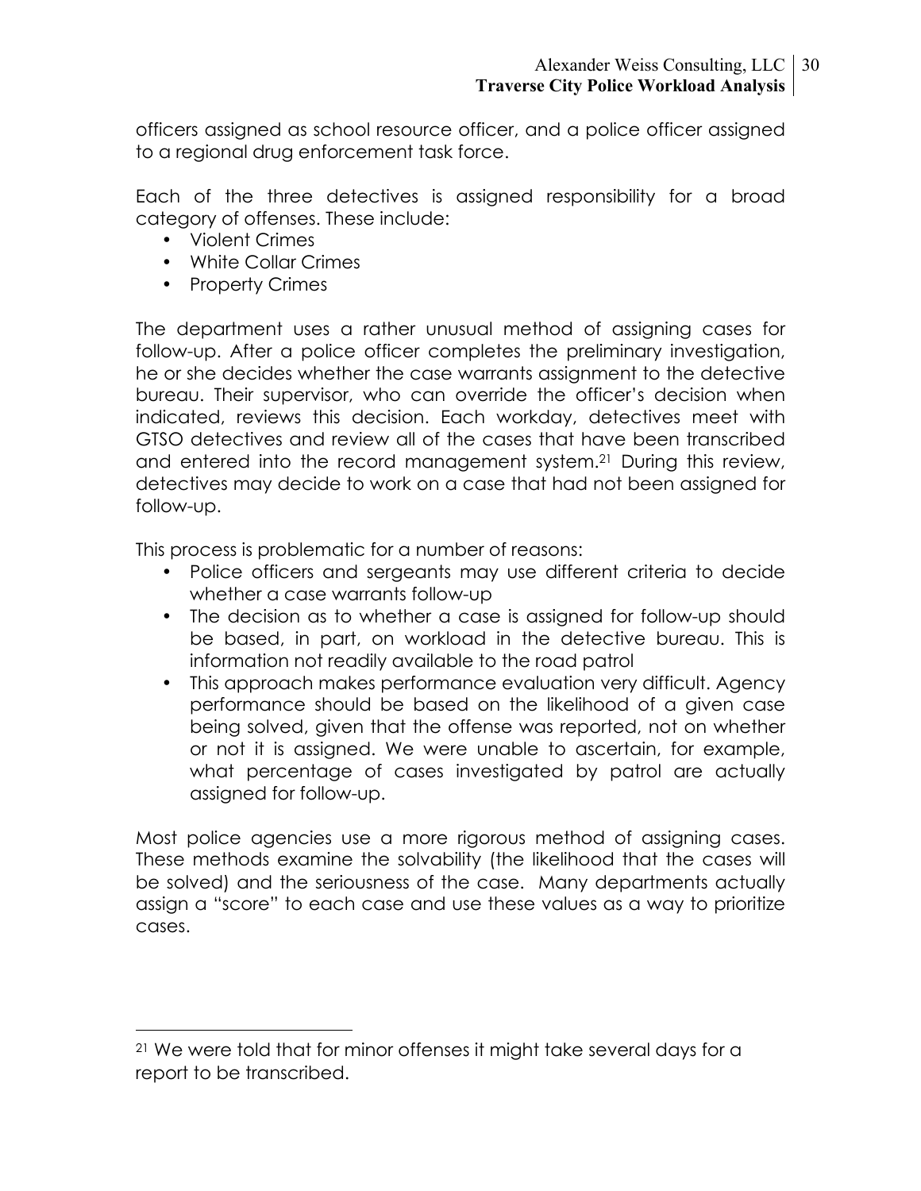officers assigned as school resource officer, and a police officer assigned to a regional drug enforcement task force.

Each of the three detectives is assigned responsibility for a broad category of offenses. These include:

- Violent Crimes
- White Collar Crimes
- Property Crimes

The department uses a rather unusual method of assigning cases for follow-up. After a police officer completes the preliminary investigation, he or she decides whether the case warrants assignment to the detective bureau. Their supervisor, who can override the officer's decision when indicated, reviews this decision. Each workday, detectives meet with GTSO detectives and review all of the cases that have been transcribed and entered into the record management system.[21] During this review, detectives may decide to work on a case that had not been assigned for follow-up.

This process is problematic for a number of reasons:

- Police officers and sergeants may use different criteria to decide whether a case warrants follow-up
- The decision as to whether a case is assigned for follow-up should be based, in part, on workload in the detective bureau. This is information not readily available to the road patrol
- This approach makes performance evaluation very difficult. Agency performance should be based on the likelihood of a given case being solved, given that the offense was reported, not on whether or not it is assigned. We were unable to ascertain, for example, what percentage of cases investigated by patrol are actually assigned for follow-up.

Most police agencies use a more rigorous method of assigning cases. These methods examine the solvability (the likelihood that the cases will be solved) and the seriousness of the case. Many departments actually assign a "score" to each case and use these values as a way to prioritize cases.

---

[21] We were told that for minor offenses it might take several days for a report to be transcribed.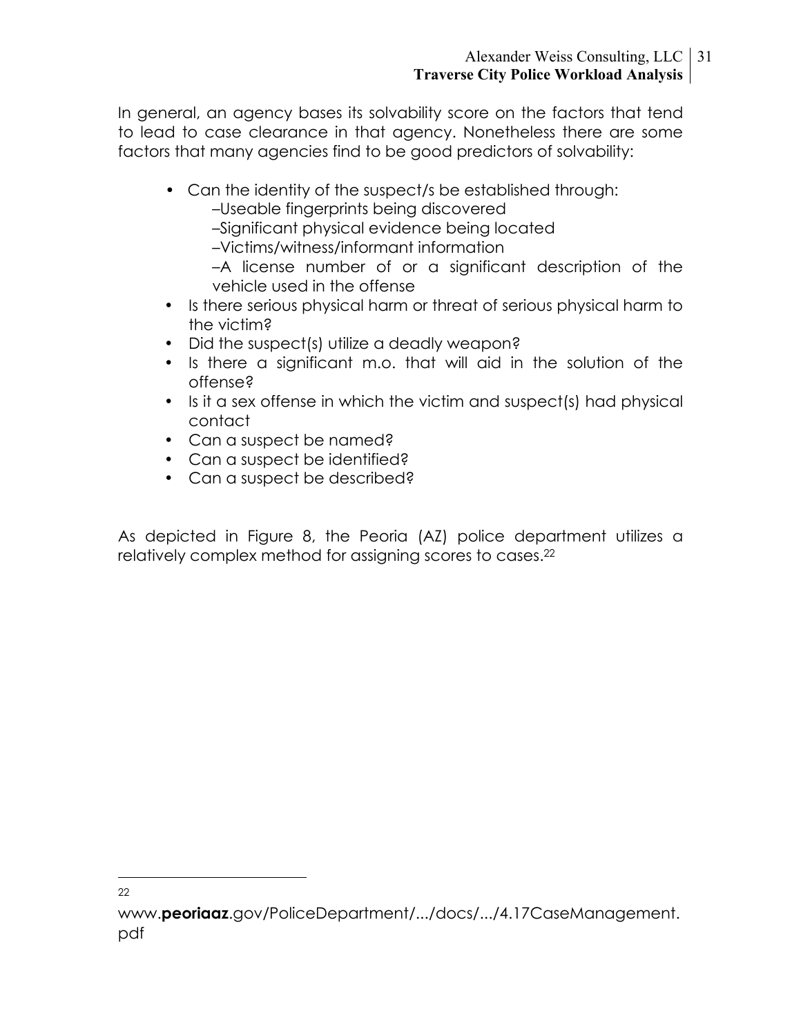In general, an agency bases its solvability score on the factors that tend to lead to case clearance in that agency. Nonetheless there are some factors that many agencies find to be good predictors of solvability:

- Can the identity of the suspect/s be established through:
  - –Useable fingerprints being discovered
  - –Significant physical evidence being located
  - –Victims/witness/informant information
  - –A license number of or a significant description of the vehicle used in the offense
- Is there serious physical harm or threat of serious physical harm to the victim?
- Did the suspect(s) utilize a deadly weapon?
- Is there a significant m.o. that will aid in the solution of the offense?
- Is it a sex offense in which the victim and suspect(s) had physical contact
- Can a suspect be named?
- Can a suspect be identified?
- Can a suspect be described?

As depicted in Figure 8, the Peoria (AZ) police department utilizes a relatively complex method for assigning scores to cases.[22]

---

[22] www.**peoriaaz**.gov/PoliceDepartment/.../docs/.../4.17CaseManagement.pdf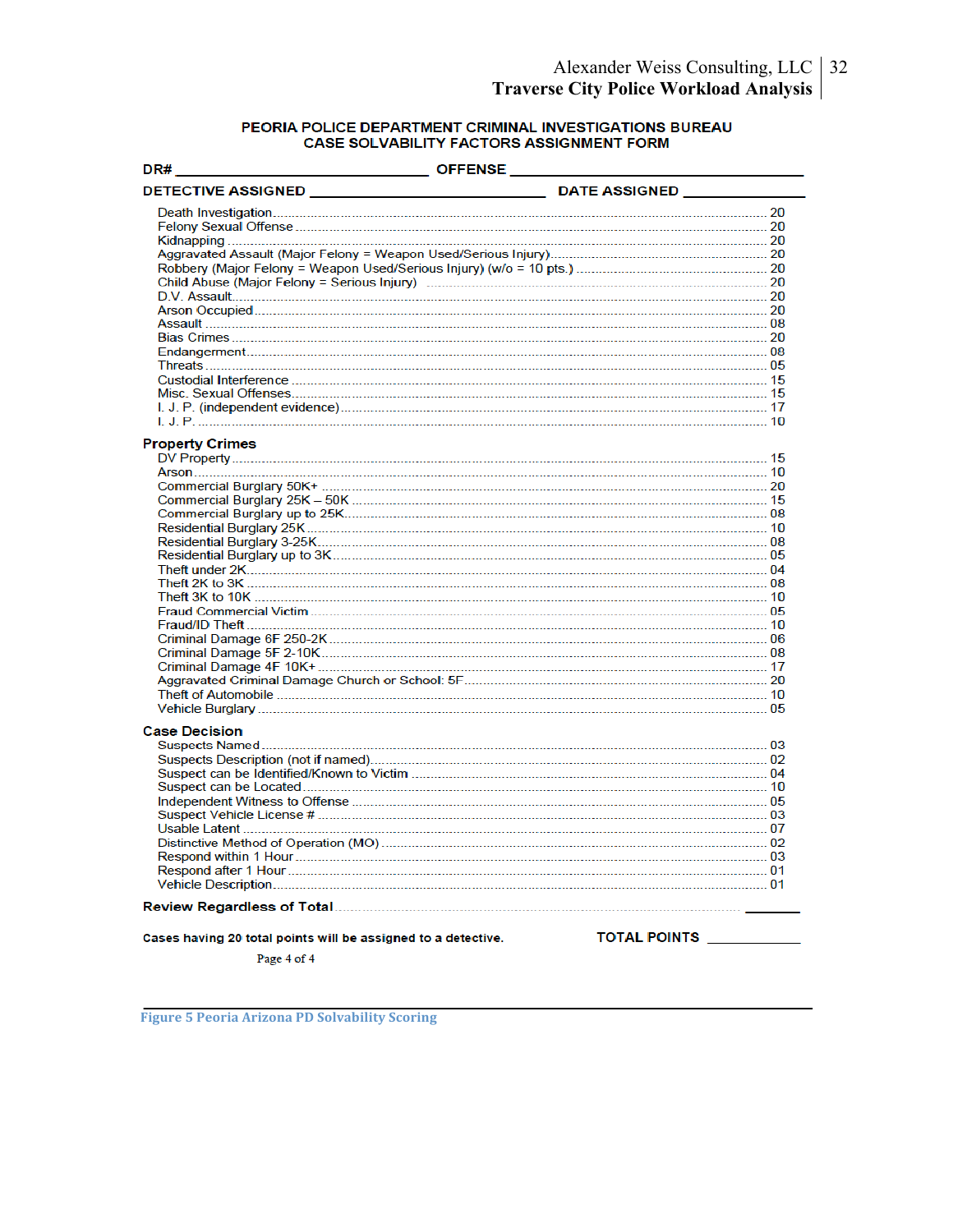## PEORIA POLICE DEPARTMENT CRIMINAL INVESTIGATIONS BUREAU
## CASE SOLVABILITY FACTORS ASSIGNMENT FORM

**DR#** ______________________________ **OFFENSE** ______________________________

**DETECTIVE ASSIGNED** ______________________________ **DATE ASSIGNED** ______________

| | |
|---|---|
| Death Investigation | 20 |
| Felony Sexual Offense | 20 |
| Kidnapping | 20 |
| Aggravated Assault (Major Felony = Weapon Used/Serious Injury) | 20 |
| Robbery (Major Felony = Weapon Used/Serious Injury) (w/o = 10 pts.) | 20 |
| Child Abuse (Major Felony = Serious Injury) | 20 |
| D.V. Assault | 20 |
| Arson Occupied | 20 |
| Assault | 08 |
| Bias Crimes | 20 |
| Endangerment | 08 |
| Threats | 05 |
| Custodial Interference | 15 |
| Misc. Sexual Offenses | 15 |
| I. J. P. (independent evidence) | 17 |
| I. J. P. | 10 |

**Property Crimes**

| | |
|---|---|
| DV Property | 15 |
| Arson | 10 |
| Commercial Burglary 50K+ | 20 |
| Commercial Burglary 25K – 50K | 15 |
| Commercial Burglary up to 25K | 08 |
| Residential Burglary 25K | 10 |
| Residential Burglary 3-25K | 08 |
| Residential Burglary up to 3K | 05 |
| Theft under 2K | 04 |
| Theft 2K to 3K | 08 |
| Theft 3K to 10K | 10 |
| Fraud Commercial Victim | 05 |
| Fraud/ID Theft | 10 |
| Criminal Damage 6F 250-2K | 06 |
| Criminal Damage 5F 2-10K | 08 |
| Criminal Damage 4F 10K+ | 17 |
| Aggravated Criminal Damage Church or School: 5F | 20 |
| Theft of Automobile | 10 |
| Vehicle Burglary | 05 |

**Case Decision**

| | |
|---|---|
| Suspects Named | 03 |
| Suspects Description (not if named) | 02 |
| Suspect can be Identified/Known to Victim | 04 |
| Suspect can be Located | 10 |
| Independent Witness to Offense | 05 |
| Suspect Vehicle License # | 03 |
| Usable Latent | 07 |
| Distinctive Method of Operation (MO) | 02 |
| Respond within 1 Hour | 03 |
| Respond after 1 Hour | 01 |
| Vehicle Description | 01 |

**Review Regardless of Total** __________

**Cases having 20 total points will be assigned to a detective.** **TOTAL POINTS** __________

Page 4 of 4

Figure 5 Peoria Arizona PD Solvability Scoring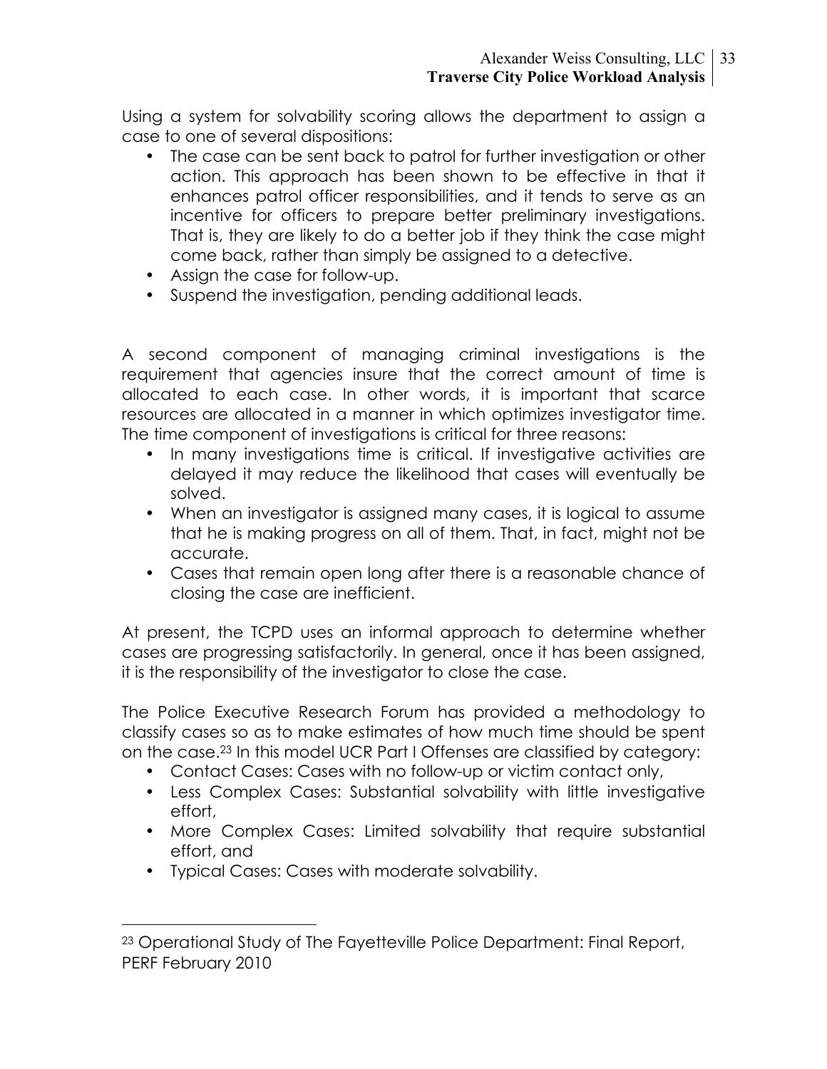Using a system for solvability scoring allows the department to assign a case to one of several dispositions:

- The case can be sent back to patrol for further investigation or other action. This approach has been shown to be effective in that it enhances patrol officer responsibilities, and it tends to serve as an incentive for officers to prepare better preliminary investigations. That is, they are likely to do a better job if they think the case might come back, rather than simply be assigned to a detective.
- Assign the case for follow-up.
- Suspend the investigation, pending additional leads.

A second component of managing criminal investigations is the requirement that agencies insure that the correct amount of time is allocated to each case. In other words, it is important that scarce resources are allocated in a manner in which optimizes investigator time. The time component of investigations is critical for three reasons:

- In many investigations time is critical. If investigative activities are delayed it may reduce the likelihood that cases will eventually be solved.
- When an investigator is assigned many cases, it is logical to assume that he is making progress on all of them. That, in fact, might not be accurate.
- Cases that remain open long after there is a reasonable chance of closing the case are inefficient.

At present, the TCPD uses an informal approach to determine whether cases are progressing satisfactorily. In general, once it has been assigned, it is the responsibility of the investigator to close the case.

The Police Executive Research Forum has provided a methodology to classify cases so as to make estimates of how much time should be spent on the case.[23] In this model UCR Part I Offenses are classified by category:

- Contact Cases: Cases with no follow-up or victim contact only,
- Less Complex Cases: Substantial solvability with little investigative effort,
- More Complex Cases: Limited solvability that require substantial effort, and
- Typical Cases: Cases with moderate solvability.

[23] Operational Study of The Fayetteville Police Department: Final Report, PERF February 2010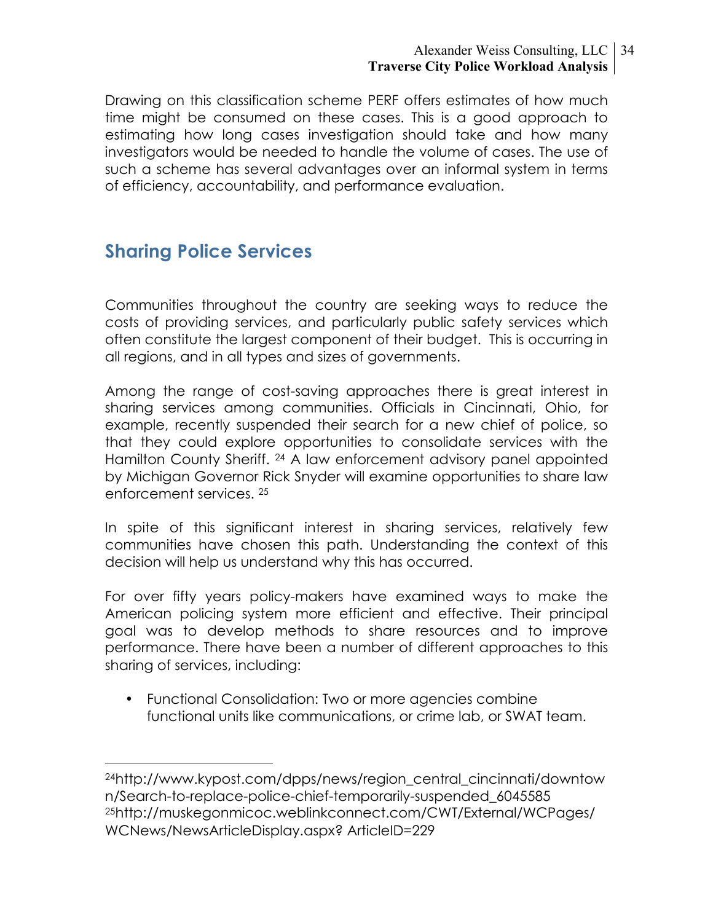Drawing on this classification scheme PERF offers estimates of how much time might be consumed on these cases. This is a good approach to estimating how long cases investigation should take and how many investigators would be needed to handle the volume of cases. The use of such a scheme has several advantages over an informal system in terms of efficiency, accountability, and performance evaluation.

## Sharing Police Services

Communities throughout the country are seeking ways to reduce the costs of providing services, and particularly public safety services which often constitute the largest component of their budget. This is occurring in all regions, and in all types and sizes of governments.

Among the range of cost-saving approaches there is great interest in sharing services among communities. Officials in Cincinnati, Ohio, for example, recently suspended their search for a new chief of police, so that they could explore opportunities to consolidate services with the Hamilton County Sheriff. [24] A law enforcement advisory panel appointed by Michigan Governor Rick Snyder will examine opportunities to share law enforcement services. [25]

In spite of this significant interest in sharing services, relatively few communities have chosen this path. Understanding the context of this decision will help us understand why this has occurred.

For over fifty years policy-makers have examined ways to make the American policing system more efficient and effective. Their principal goal was to develop methods to share resources and to improve performance. There have been a number of different approaches to this sharing of services, including:

- Functional Consolidation: Two or more agencies combine functional units like communications, or crime lab, or SWAT team.

---

[24] http://www.kypost.com/dpps/news/region_central_cincinnati/downtown/Search-to-replace-police-chief-temporarily-suspended_6045585
[25] http://muskegonmicoc.weblinkconnect.com/CWT/External/WCPages/WCNews/NewsArticleDisplay.aspx? ArticleID=229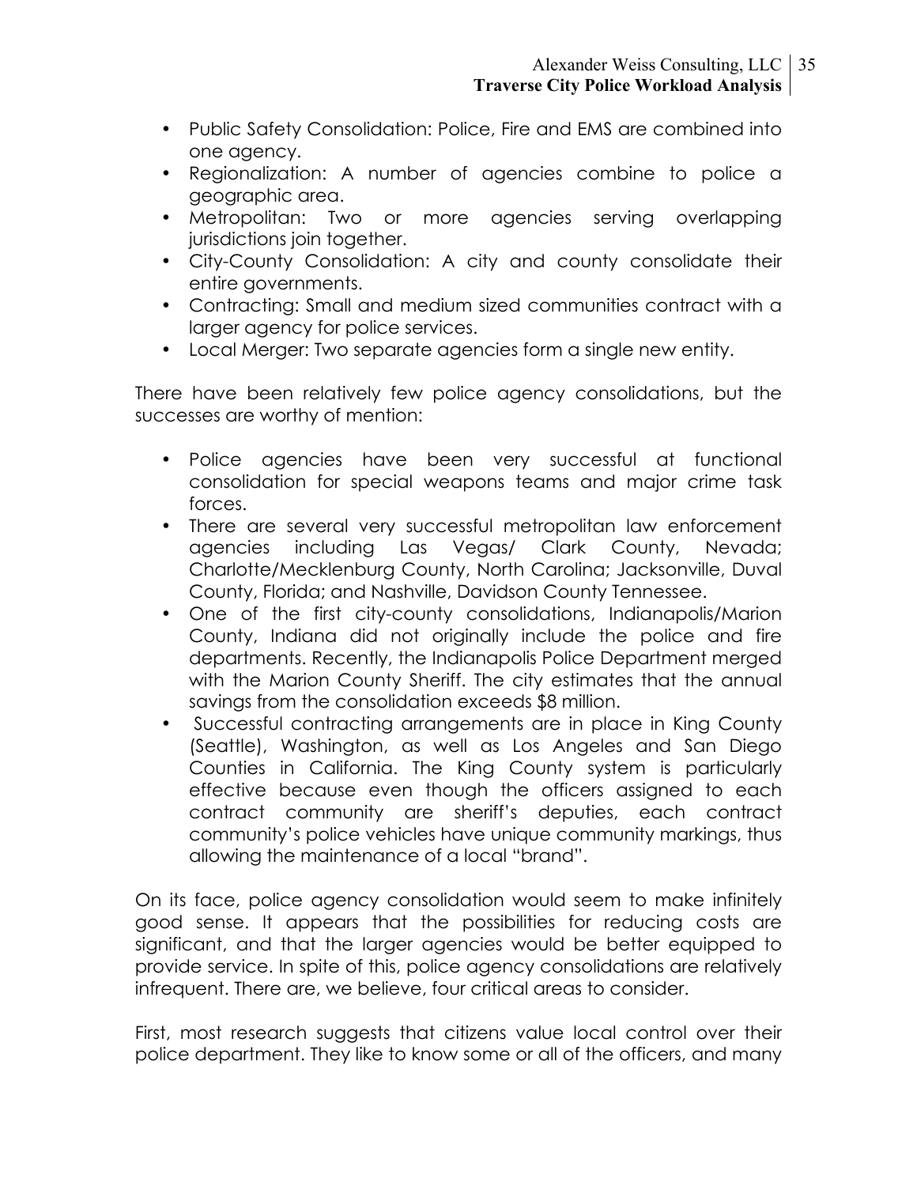- Public Safety Consolidation: Police, Fire and EMS are combined into one agency.
- Regionalization: A number of agencies combine to police a geographic area.
- Metropolitan: Two or more agencies serving overlapping jurisdictions join together.
- City-County Consolidation: A city and county consolidate their entire governments.
- Contracting: Small and medium sized communities contract with a larger agency for police services.
- Local Merger: Two separate agencies form a single new entity.

There have been relatively few police agency consolidations, but the successes are worthy of mention:

- Police agencies have been very successful at functional consolidation for special weapons teams and major crime task forces.
- There are several very successful metropolitan law enforcement agencies including Las Vegas/ Clark County, Nevada; Charlotte/Mecklenburg County, North Carolina; Jacksonville, Duval County, Florida; and Nashville, Davidson County Tennessee.
- One of the first city-county consolidations, Indianapolis/Marion County, Indiana did not originally include the police and fire departments. Recently, the Indianapolis Police Department merged with the Marion County Sheriff. The city estimates that the annual savings from the consolidation exceeds $8 million.
- Successful contracting arrangements are in place in King County (Seattle), Washington, as well as Los Angeles and San Diego Counties in California. The King County system is particularly effective because even though the officers assigned to each contract community are sheriff's deputies, each contract community's police vehicles have unique community markings, thus allowing the maintenance of a local "brand".

On its face, police agency consolidation would seem to make infinitely good sense. It appears that the possibilities for reducing costs are significant, and that the larger agencies would be better equipped to provide service. In spite of this, police agency consolidations are relatively infrequent. There are, we believe, four critical areas to consider.

First, most research suggests that citizens value local control over their police department. They like to know some or all of the officers, and many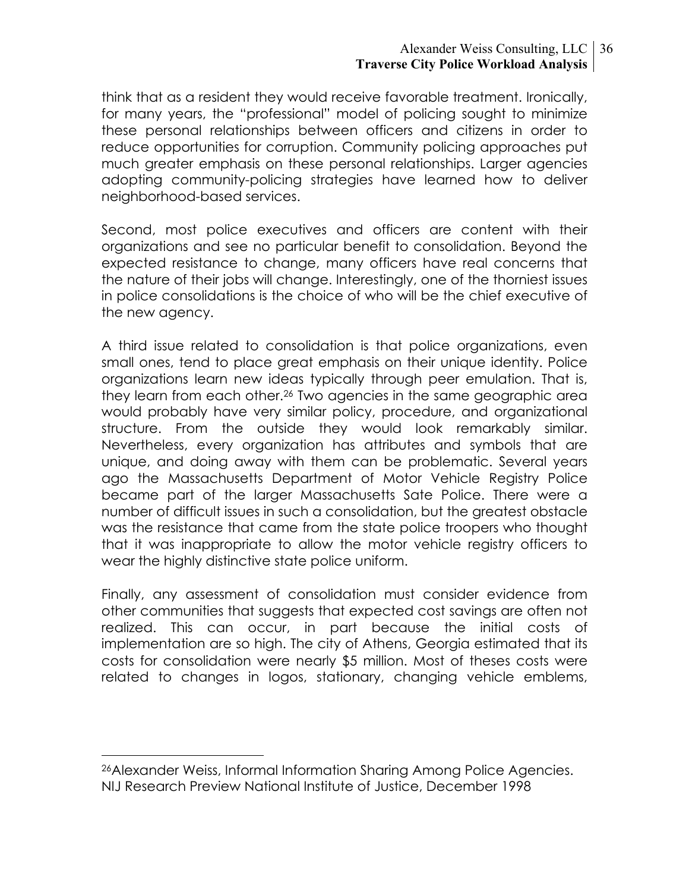think that as a resident they would receive favorable treatment. Ironically, for many years, the "professional" model of policing sought to minimize these personal relationships between officers and citizens in order to reduce opportunities for corruption. Community policing approaches put much greater emphasis on these personal relationships. Larger agencies adopting community-policing strategies have learned how to deliver neighborhood-based services.

Second, most police executives and officers are content with their organizations and see no particular benefit to consolidation. Beyond the expected resistance to change, many officers have real concerns that the nature of their jobs will change. Interestingly, one of the thorniest issues in police consolidations is the choice of who will be the chief executive of the new agency.

A third issue related to consolidation is that police organizations, even small ones, tend to place great emphasis on their unique identity. Police organizations learn new ideas typically through peer emulation. That is, they learn from each other.[26] Two agencies in the same geographic area would probably have very similar policy, procedure, and organizational structure. From the outside they would look remarkably similar. Nevertheless, every organization has attributes and symbols that are unique, and doing away with them can be problematic. Several years ago the Massachusetts Department of Motor Vehicle Registry Police became part of the larger Massachusetts Sate Police. There were a number of difficult issues in such a consolidation, but the greatest obstacle was the resistance that came from the state police troopers who thought that it was inappropriate to allow the motor vehicle registry officers to wear the highly distinctive state police uniform.

Finally, any assessment of consolidation must consider evidence from other communities that suggests that expected cost savings are often not realized. This can occur, in part because the initial costs of implementation are so high. The city of Athens, Georgia estimated that its costs for consolidation were nearly $5 million. Most of theses costs were related to changes in logos, stationary, changing vehicle emblems,

---

[26] Alexander Weiss, Informal Information Sharing Among Police Agencies. NIJ Research Preview National Institute of Justice, December 1998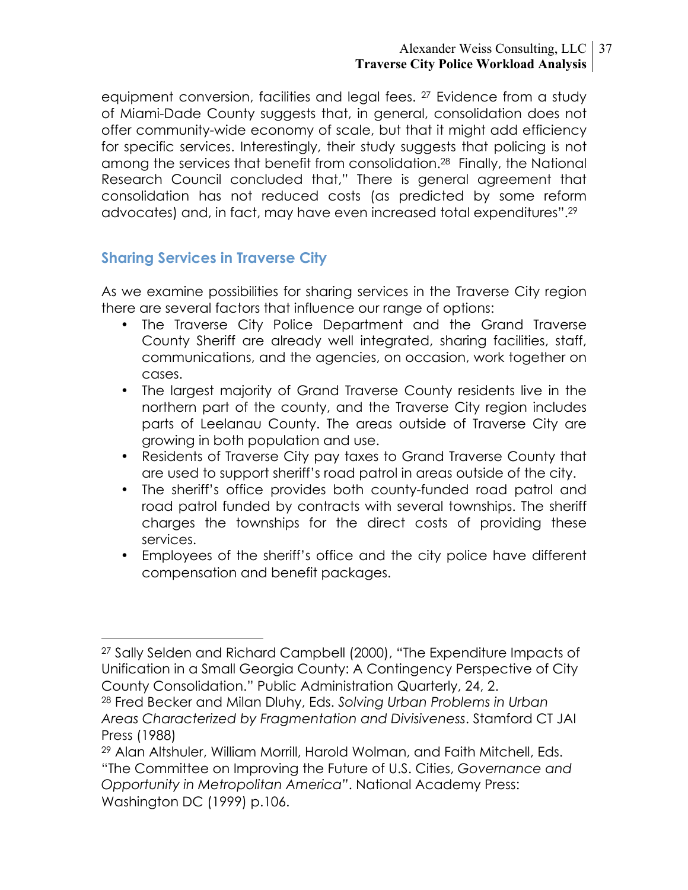equipment conversion, facilities and legal fees. [27] Evidence from a study of Miami-Dade County suggests that, in general, consolidation does not offer community-wide economy of scale, but that it might add efficiency for specific services. Interestingly, their study suggests that policing is not among the services that benefit from consolidation.[28] Finally, the National Research Council concluded that," There is general agreement that consolidation has not reduced costs (as predicted by some reform advocates) and, in fact, may have even increased total expenditures".[29]

## Sharing Services in Traverse City

As we examine possibilities for sharing services in the Traverse City region there are several factors that influence our range of options:

- The Traverse City Police Department and the Grand Traverse County Sheriff are already well integrated, sharing facilities, staff, communications, and the agencies, on occasion, work together on cases.
- The largest majority of Grand Traverse County residents live in the northern part of the county, and the Traverse City region includes parts of Leelanau County. The areas outside of Traverse City are growing in both population and use.
- Residents of Traverse City pay taxes to Grand Traverse County that are used to support sheriff's road patrol in areas outside of the city.
- The sheriff's office provides both county-funded road patrol and road patrol funded by contracts with several townships. The sheriff charges the townships for the direct costs of providing these services.
- Employees of the sheriff's office and the city police have different compensation and benefit packages.

---

[27] Sally Selden and Richard Campbell (2000), "The Expenditure Impacts of Unification in a Small Georgia County: A Contingency Perspective of City County Consolidation." Public Administration Quarterly, 24, 2.

[28] Fred Becker and Milan Dluhy, Eds. *Solving Urban Problems in Urban Areas Characterized by Fragmentation and Divisiveness*. Stamford CT JAI Press (1988)

[29] Alan Altshuler, William Morrill, Harold Wolman, and Faith Mitchell, Eds. "The Committee on Improving the Future of U.S. Cities, *Governance and Opportunity in Metropolitan America*". National Academy Press: Washington DC (1999) p.106.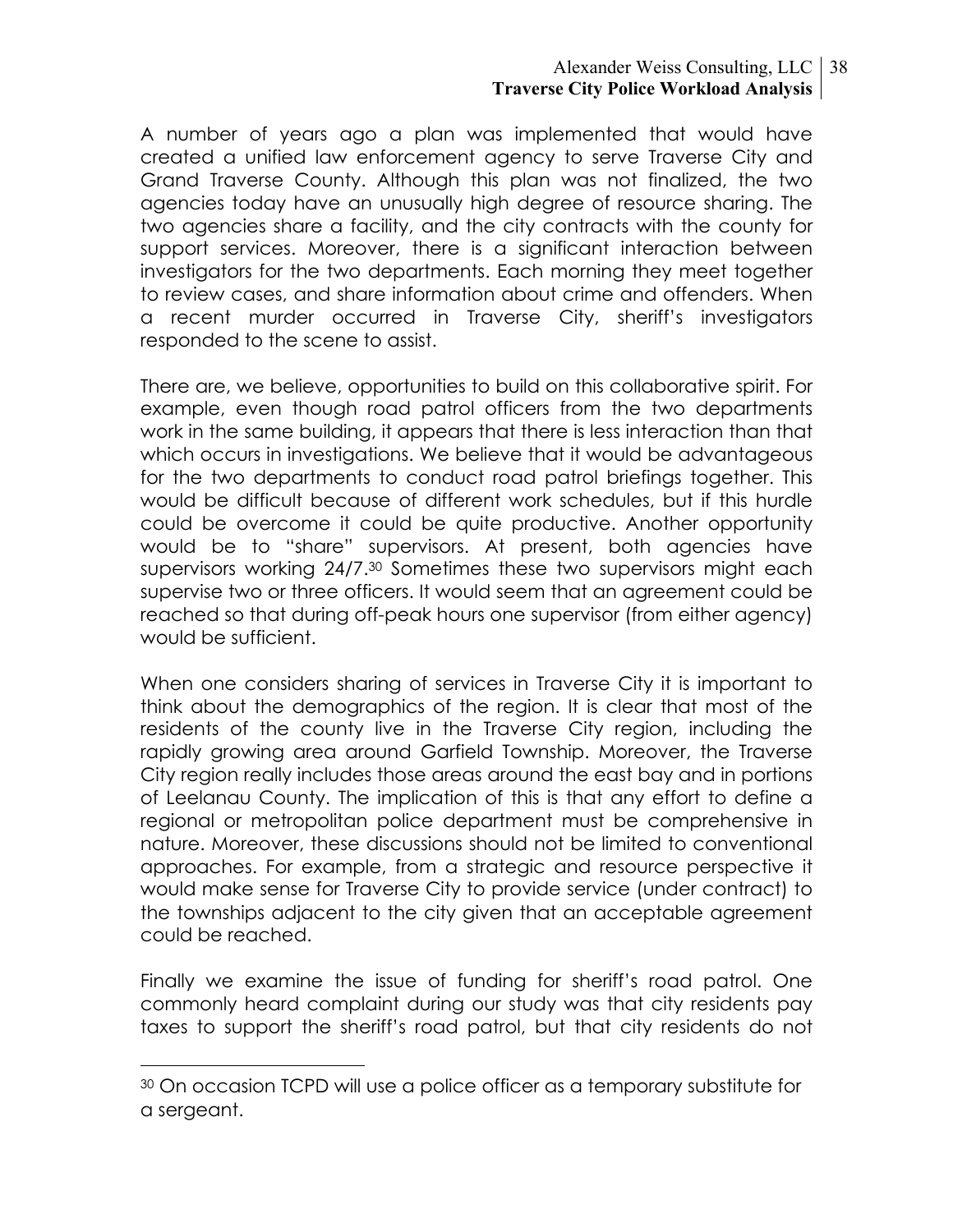A number of years ago a plan was implemented that would have created a unified law enforcement agency to serve Traverse City and Grand Traverse County. Although this plan was not finalized, the two agencies today have an unusually high degree of resource sharing. The two agencies share a facility, and the city contracts with the county for support services. Moreover, there is a significant interaction between investigators for the two departments. Each morning they meet together to review cases, and share information about crime and offenders. When a recent murder occurred in Traverse City, sheriff's investigators responded to the scene to assist.

There are, we believe, opportunities to build on this collaborative spirit. For example, even though road patrol officers from the two departments work in the same building, it appears that there is less interaction than that which occurs in investigations. We believe that it would be advantageous for the two departments to conduct road patrol briefings together. This would be difficult because of different work schedules, but if this hurdle could be overcome it could be quite productive. Another opportunity would be to "share" supervisors. At present, both agencies have supervisors working 24/7.[30] Sometimes these two supervisors might each supervise two or three officers. It would seem that an agreement could be reached so that during off-peak hours one supervisor (from either agency) would be sufficient.

When one considers sharing of services in Traverse City it is important to think about the demographics of the region. It is clear that most of the residents of the county live in the Traverse City region, including the rapidly growing area around Garfield Township. Moreover, the Traverse City region really includes those areas around the east bay and in portions of Leelanau County. The implication of this is that any effort to define a regional or metropolitan police department must be comprehensive in nature. Moreover, these discussions should not be limited to conventional approaches. For example, from a strategic and resource perspective it would make sense for Traverse City to provide service (under contract) to the townships adjacent to the city given that an acceptable agreement could be reached.

Finally we examine the issue of funding for sheriff's road patrol. One commonly heard complaint during our study was that city residents pay taxes to support the sheriff's road patrol, but that city residents do not

---

[30] On occasion TCPD will use a police officer as a temporary substitute for a sergeant.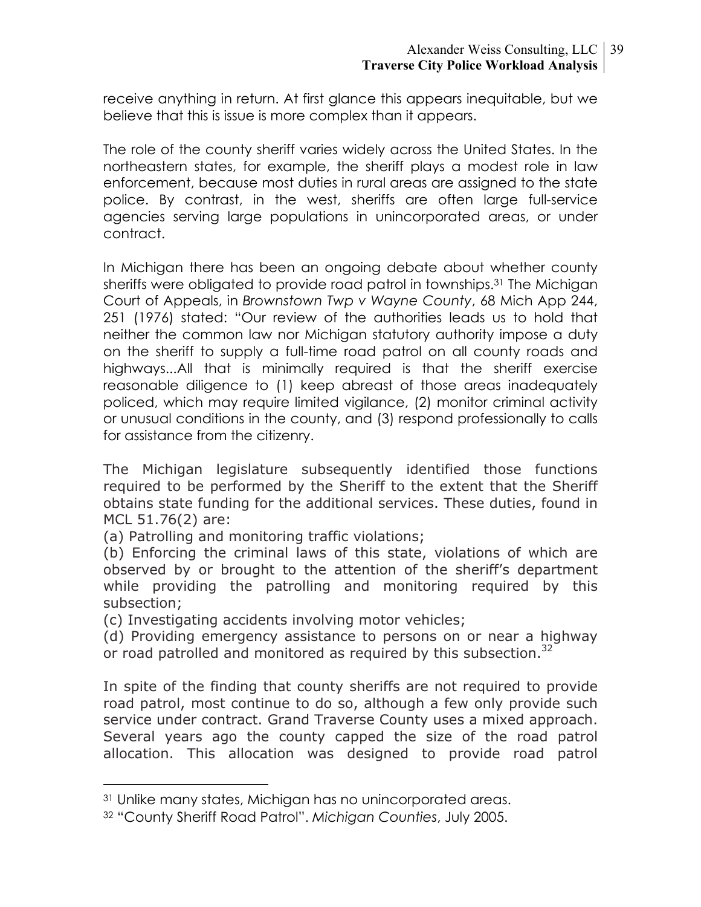receive anything in return. At first glance this appears inequitable, but we believe that this is issue is more complex than it appears.

The role of the county sheriff varies widely across the United States. In the northeastern states, for example, the sheriff plays a modest role in law enforcement, because most duties in rural areas are assigned to the state police. By contrast, in the west, sheriffs are often large full-service agencies serving large populations in unincorporated areas, or under contract.

In Michigan there has been an ongoing debate about whether county sheriffs were obligated to provide road patrol in townships.[31] The Michigan Court of Appeals, in *Brownstown Twp v Wayne County*, 68 Mich App 244, 251 (1976) stated: "Our review of the authorities leads us to hold that neither the common law nor Michigan statutory authority impose a duty on the sheriff to supply a full-time road patrol on all county roads and highways...All that is minimally required is that the sheriff exercise reasonable diligence to (1) keep abreast of those areas inadequately policed, which may require limited vigilance, (2) monitor criminal activity or unusual conditions in the county, and (3) respond professionally to calls for assistance from the citizenry.

The Michigan legislature subsequently identified those functions required to be performed by the Sheriff to the extent that the Sheriff obtains state funding for the additional services. These duties, found in MCL 51.76(2) are:

(a) Patrolling and monitoring traffic violations;
(b) Enforcing the criminal laws of this state, violations of which are observed by or brought to the attention of the sheriff's department while providing the patrolling and monitoring required by this subsection;
(c) Investigating accidents involving motor vehicles;
(d) Providing emergency assistance to persons on or near a highway or road patrolled and monitored as required by this subsection.[32]

In spite of the finding that county sheriffs are not required to provide road patrol, most continue to do so, although a few only provide such service under contract. Grand Traverse County uses a mixed approach. Several years ago the county capped the size of the road patrol allocation. This allocation was designed to provide road patrol

[31] Unlike many states, Michigan has no unincorporated areas.

[32] "County Sheriff Road Patrol". *Michigan Counties*, July 2005.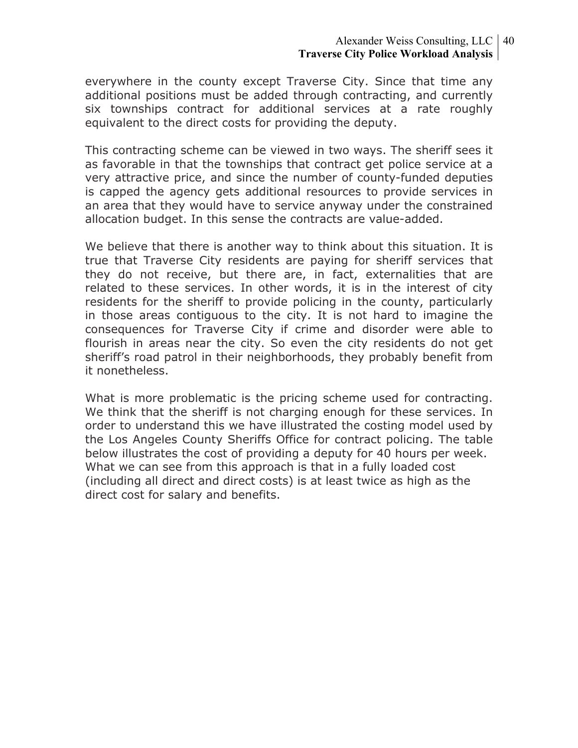everywhere in the county except Traverse City. Since that time any additional positions must be added through contracting, and currently six townships contract for additional services at a rate roughly equivalent to the direct costs for providing the deputy.

This contracting scheme can be viewed in two ways. The sheriff sees it as favorable in that the townships that contract get police service at a very attractive price, and since the number of county-funded deputies is capped the agency gets additional resources to provide services in an area that they would have to service anyway under the constrained allocation budget. In this sense the contracts are value-added.

We believe that there is another way to think about this situation. It is true that Traverse City residents are paying for sheriff services that they do not receive, but there are, in fact, externalities that are related to these services. In other words, it is in the interest of city residents for the sheriff to provide policing in the county, particularly in those areas contiguous to the city. It is not hard to imagine the consequences for Traverse City if crime and disorder were able to flourish in areas near the city. So even the city residents do not get sheriff's road patrol in their neighborhoods, they probably benefit from it nonetheless.

What is more problematic is the pricing scheme used for contracting. We think that the sheriff is not charging enough for these services. In order to understand this we have illustrated the costing model used by the Los Angeles County Sheriffs Office for contract policing. The table below illustrates the cost of providing a deputy for 40 hours per week. What we can see from this approach is that in a fully loaded cost (including all direct and direct costs) is at least twice as high as the direct cost for salary and benefits.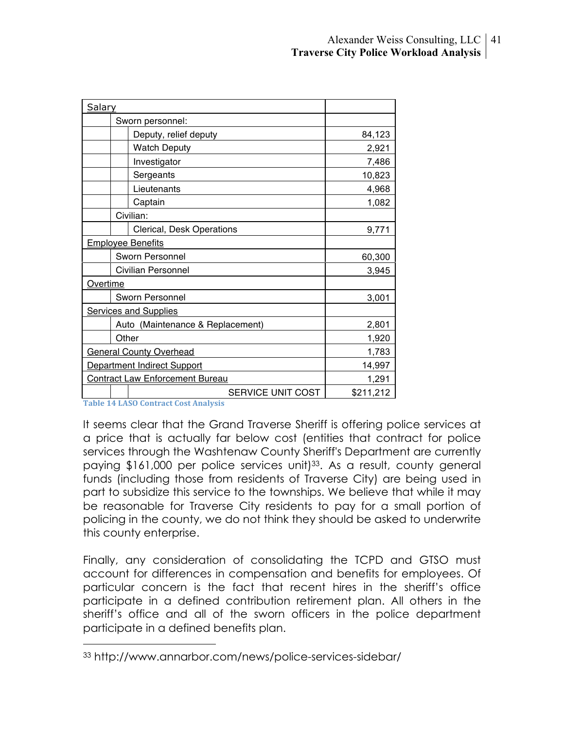| Salary | |
|---|---|
| Sworn personnel: | |
| Deputy, relief deputy | 84,123 |
| Watch Deputy | 2,921 |
| Investigator | 7,486 |
| Sergeants | 10,823 |
| Lieutenants | 4,968 |
| Captain | 1,082 |
| Civilian: | |
| Clerical, Desk Operations | 9,771 |
| Employee Benefits | |
| Sworn Personnel | 60,300 |
| Civilian Personnel | 3,945 |
| Overtime | |
| Sworn Personnel | 3,001 |
| Services and Supplies | |
| Auto (Maintenance & Replacement) | 2,801 |
| Other | 1,920 |
| General County Overhead | 1,783 |
| Department Indirect Support | 14,997 |
| Contract Law Enforcement Bureau | 1,291 |
| SERVICE UNIT COST | $211,212 |

**Table 14 LASO Contract Cost Analysis**

It seems clear that the Grand Traverse Sheriff is offering police services at a price that is actually far below cost (entities that contract for police services through the Washtenaw County Sheriff's Department are currently paying $161,000 per police services unit)[33]. As a result, county general funds (including those from residents of Traverse City) are being used in part to subsidize this service to the townships. We believe that while it may be reasonable for Traverse City residents to pay for a small portion of policing in the county, we do not think they should be asked to underwrite this county enterprise.

Finally, any consideration of consolidating the TCPD and GTSO must account for differences in compensation and benefits for employees. Of particular concern is the fact that recent hires in the sheriff's office participate in a defined contribution retirement plan. All others in the sheriff's office and all of the sworn officers in the police department participate in a defined benefits plan.

[33] http://www.annarbor.com/news/police-services-sidebar/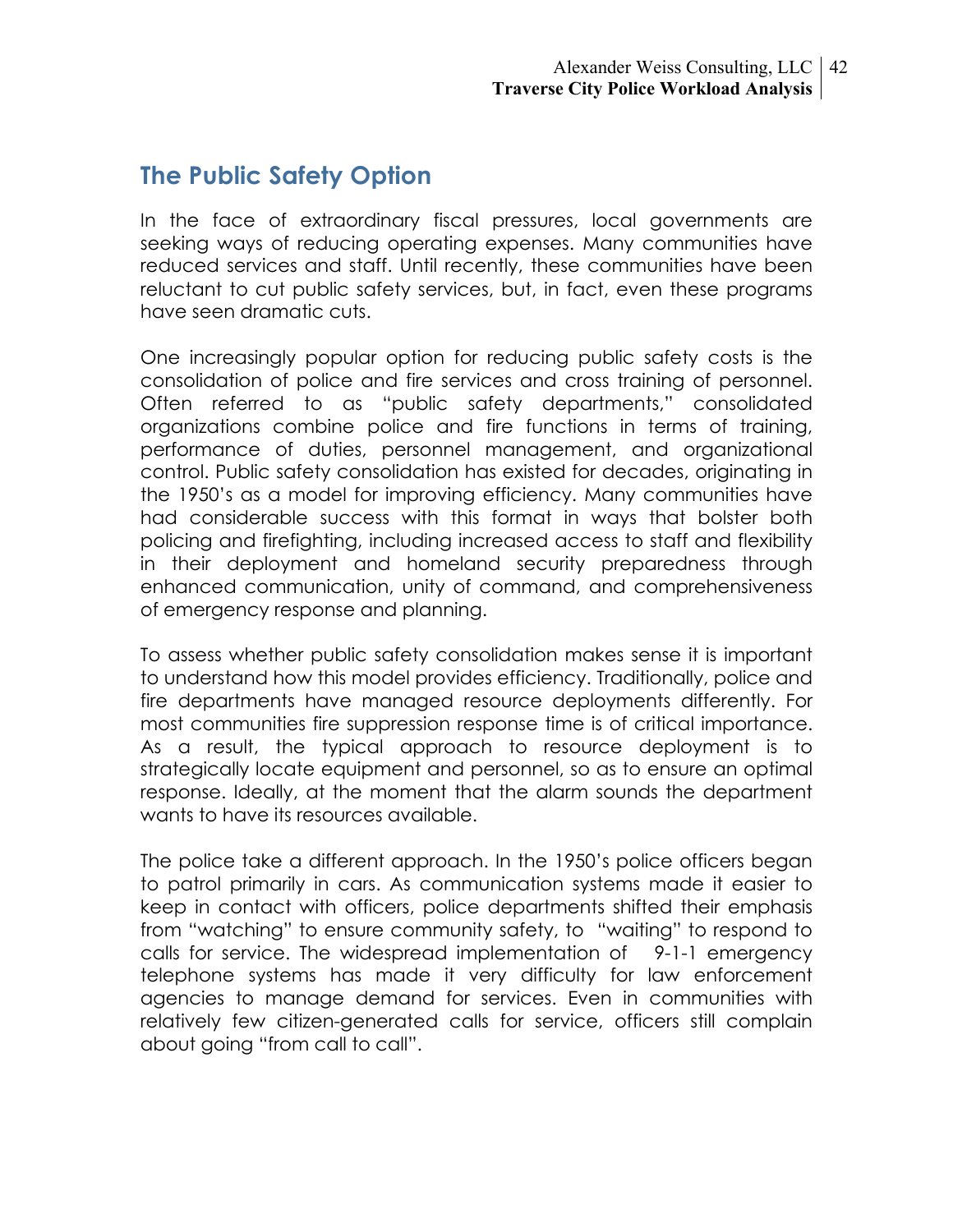## The Public Safety Option

In the face of extraordinary fiscal pressures, local governments are seeking ways of reducing operating expenses. Many communities have reduced services and staff. Until recently, these communities have been reluctant to cut public safety services, but, in fact, even these programs have seen dramatic cuts.

One increasingly popular option for reducing public safety costs is the consolidation of police and fire services and cross training of personnel. Often referred to as "public safety departments," consolidated organizations combine police and fire functions in terms of training, performance of duties, personnel management, and organizational control. Public safety consolidation has existed for decades, originating in the 1950's as a model for improving efficiency. Many communities have had considerable success with this format in ways that bolster both policing and firefighting, including increased access to staff and flexibility in their deployment and homeland security preparedness through enhanced communication, unity of command, and comprehensiveness of emergency response and planning.

To assess whether public safety consolidation makes sense it is important to understand how this model provides efficiency. Traditionally, police and fire departments have managed resource deployments differently. For most communities fire suppression response time is of critical importance. As a result, the typical approach to resource deployment is to strategically locate equipment and personnel, so as to ensure an optimal response. Ideally, at the moment that the alarm sounds the department wants to have its resources available.

The police take a different approach. In the 1950's police officers began to patrol primarily in cars. As communication systems made it easier to keep in contact with officers, police departments shifted their emphasis from "watching" to ensure community safety, to "waiting" to respond to calls for service. The widespread implementation of 9-1-1 emergency telephone systems has made it very difficulty for law enforcement agencies to manage demand for services. Even in communities with relatively few citizen-generated calls for service, officers still complain about going "from call to call".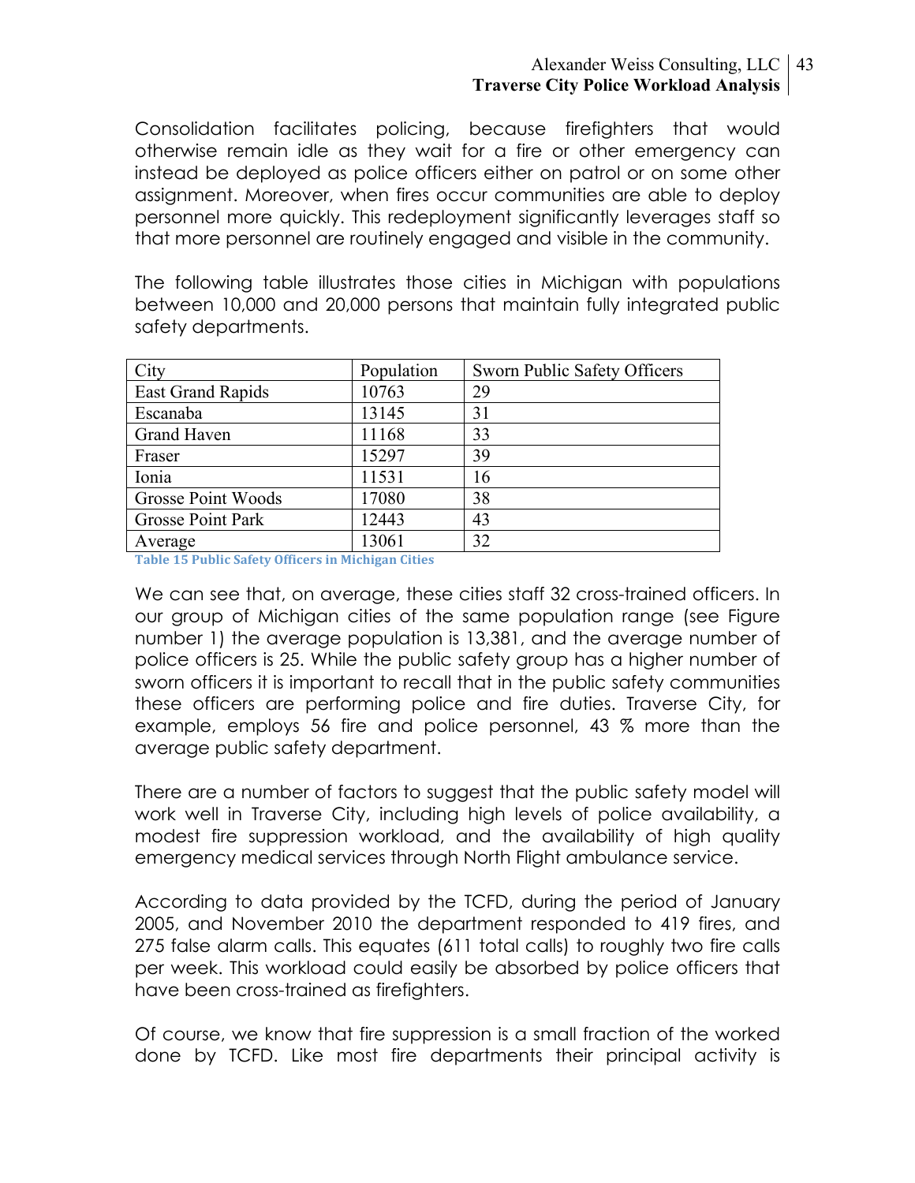Consolidation facilitates policing, because firefighters that would otherwise remain idle as they wait for a fire or other emergency can instead be deployed as police officers either on patrol or on some other assignment. Moreover, when fires occur communities are able to deploy personnel more quickly. This redeployment significantly leverages staff so that more personnel are routinely engaged and visible in the community.

The following table illustrates those cities in Michigan with populations between 10,000 and 20,000 persons that maintain fully integrated public safety departments.

| City | Population | Sworn Public Safety Officers |
|---|---|---|
| East Grand Rapids | 10763 | 29 |
| Escanaba | 13145 | 31 |
| Grand Haven | 11168 | 33 |
| Fraser | 15297 | 39 |
| Ionia | 11531 | 16 |
| Grosse Point Woods | 17080 | 38 |
| Grosse Point Park | 12443 | 43 |
| Average | 13061 | 32 |

**Table 15 Public Safety Officers in Michigan Cities**

We can see that, on average, these cities staff 32 cross-trained officers. In our group of Michigan cities of the same population range (see Figure number 1) the average population is 13,381, and the average number of police officers is 25. While the public safety group has a higher number of sworn officers it is important to recall that in the public safety communities these officers are performing police and fire duties. Traverse City, for example, employs 56 fire and police personnel, 43 % more than the average public safety department.

There are a number of factors to suggest that the public safety model will work well in Traverse City, including high levels of police availability, a modest fire suppression workload, and the availability of high quality emergency medical services through North Flight ambulance service.

According to data provided by the TCFD, during the period of January 2005, and November 2010 the department responded to 419 fires, and 275 false alarm calls. This equates (611 total calls) to roughly two fire calls per week. This workload could easily be absorbed by police officers that have been cross-trained as firefighters.

Of course, we know that fire suppression is a small fraction of the worked done by TCFD. Like most fire departments their principal activity is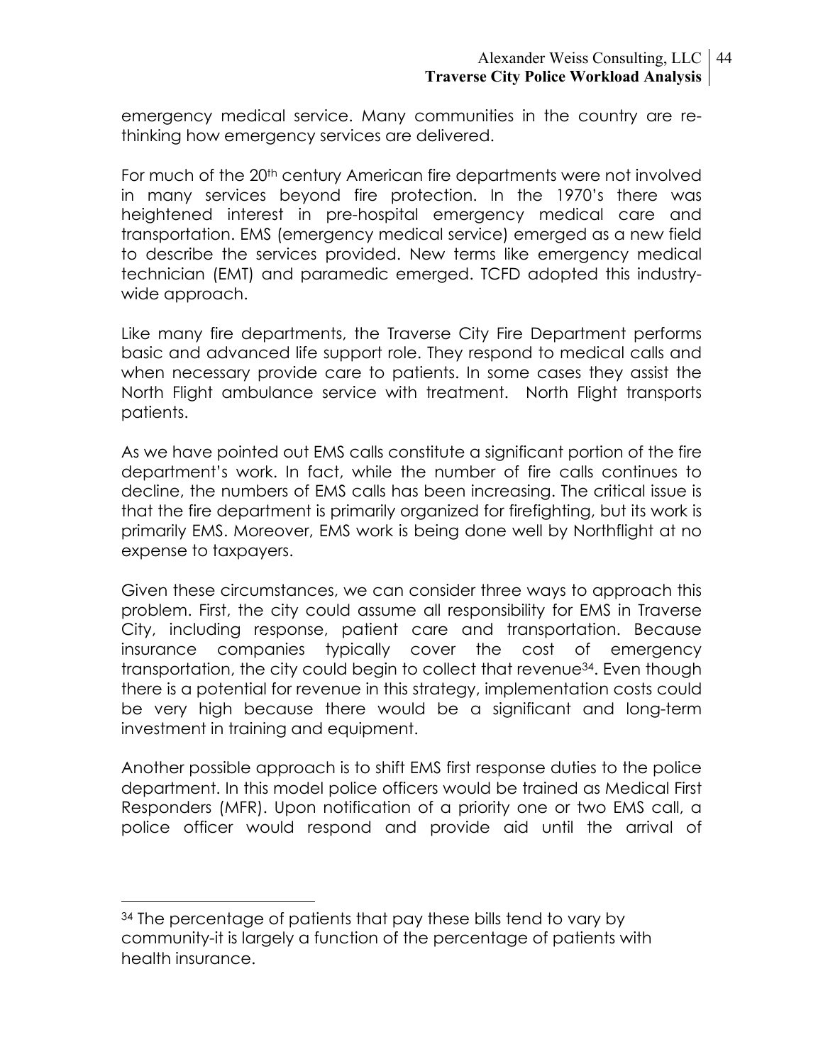emergency medical service. Many communities in the country are re-thinking how emergency services are delivered.

For much of the 20th century American fire departments were not involved in many services beyond fire protection. In the 1970's there was heightened interest in pre-hospital emergency medical care and transportation. EMS (emergency medical service) emerged as a new field to describe the services provided. New terms like emergency medical technician (EMT) and paramedic emerged. TCFD adopted this industry-wide approach.

Like many fire departments, the Traverse City Fire Department performs basic and advanced life support role. They respond to medical calls and when necessary provide care to patients. In some cases they assist the North Flight ambulance service with treatment. North Flight transports patients.

As we have pointed out EMS calls constitute a significant portion of the fire department's work. In fact, while the number of fire calls continues to decline, the numbers of EMS calls has been increasing. The critical issue is that the fire department is primarily organized for firefighting, but its work is primarily EMS. Moreover, EMS work is being done well by Northflight at no expense to taxpayers.

Given these circumstances, we can consider three ways to approach this problem. First, the city could assume all responsibility for EMS in Traverse City, including response, patient care and transportation. Because insurance companies typically cover the cost of emergency transportation, the city could begin to collect that revenue[34]. Even though there is a potential for revenue in this strategy, implementation costs could be very high because there would be a significant and long-term investment in training and equipment.

Another possible approach is to shift EMS first response duties to the police department. In this model police officers would be trained as Medical First Responders (MFR). Upon notification of a priority one or two EMS call, a police officer would respond and provide aid until the arrival of

---

[34] The percentage of patients that pay these bills tend to vary by community-it is largely a function of the percentage of patients with health insurance.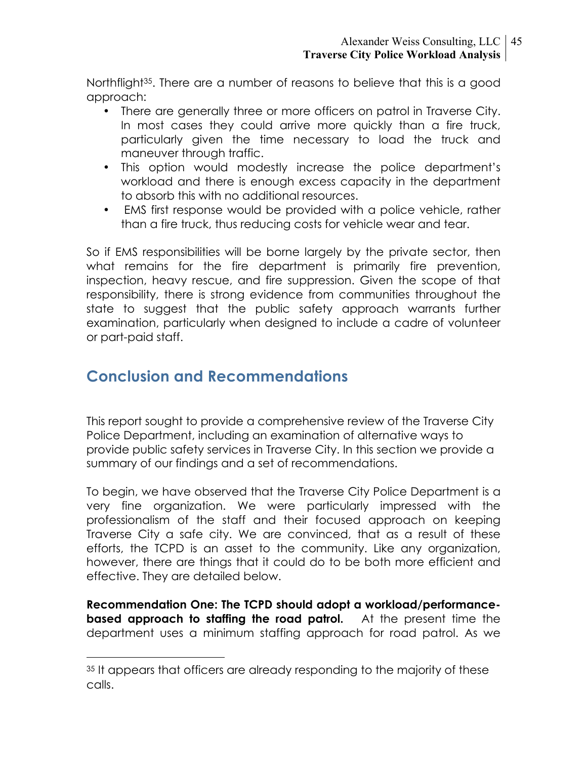Northflight[35]. There are a number of reasons to believe that this is a good approach:

- There are generally three or more officers on patrol in Traverse City. In most cases they could arrive more quickly than a fire truck, particularly given the time necessary to load the truck and maneuver through traffic.
- This option would modestly increase the police department's workload and there is enough excess capacity in the department to absorb this with no additional resources.
- EMS first response would be provided with a police vehicle, rather than a fire truck, thus reducing costs for vehicle wear and tear.

So if EMS responsibilities will be borne largely by the private sector, then what remains for the fire department is primarily fire prevention, inspection, heavy rescue, and fire suppression. Given the scope of that responsibility, there is strong evidence from communities throughout the state to suggest that the public safety approach warrants further examination, particularly when designed to include a cadre of volunteer or part-paid staff.

## Conclusion and Recommendations

This report sought to provide a comprehensive review of the Traverse City Police Department, including an examination of alternative ways to provide public safety services in Traverse City. In this section we provide a summary of our findings and a set of recommendations.

To begin, we have observed that the Traverse City Police Department is a very fine organization. We were particularly impressed with the professionalism of the staff and their focused approach on keeping Traverse City a safe city. We are convinced, that as a result of these efforts, the TCPD is an asset to the community. Like any organization, however, there are things that it could do to be both more efficient and effective. They are detailed below.

**Recommendation One: The TCPD should adopt a workload/performance-based approach to staffing the road patrol.** At the present time the department uses a minimum staffing approach for road patrol. As we

[35] It appears that officers are already responding to the majority of these calls.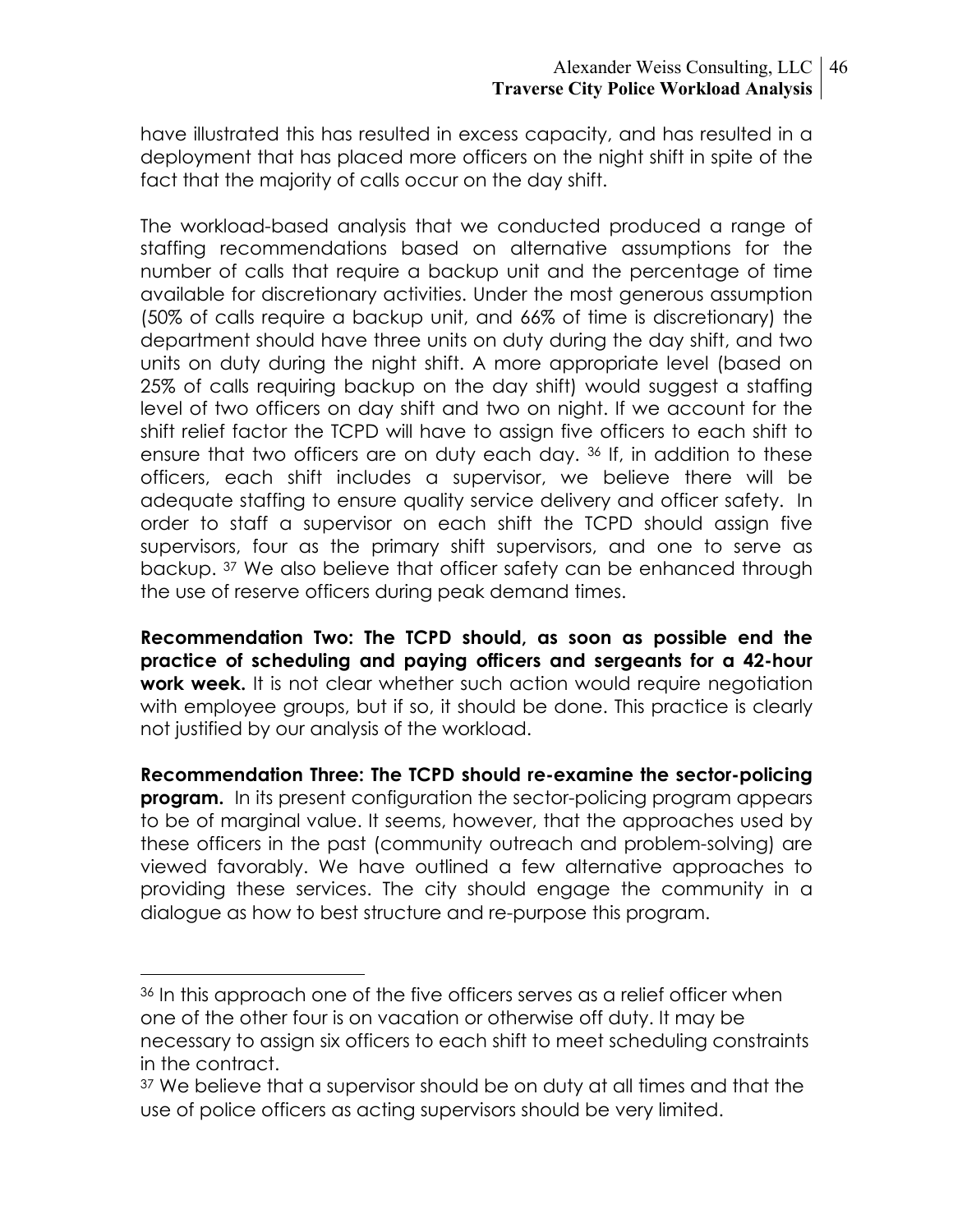have illustrated this has resulted in excess capacity, and has resulted in a deployment that has placed more officers on the night shift in spite of the fact that the majority of calls occur on the day shift.

The workload-based analysis that we conducted produced a range of staffing recommendations based on alternative assumptions for the number of calls that require a backup unit and the percentage of time available for discretionary activities. Under the most generous assumption (50% of calls require a backup unit, and 66% of time is discretionary) the department should have three units on duty during the day shift, and two units on duty during the night shift. A more appropriate level (based on 25% of calls requiring backup on the day shift) would suggest a staffing level of two officers on day shift and two on night. If we account for the shift relief factor the TCPD will have to assign five officers to each shift to ensure that two officers are on duty each day. [36] If, in addition to these officers, each shift includes a supervisor, we believe there will be adequate staffing to ensure quality service delivery and officer safety. In order to staff a supervisor on each shift the TCPD should assign five supervisors, four as the primary shift supervisors, and one to serve as backup. [37] We also believe that officer safety can be enhanced through the use of reserve officers during peak demand times.

**Recommendation Two: The TCPD should, as soon as possible end the practice of scheduling and paying officers and sergeants for a 42-hour work week.** It is not clear whether such action would require negotiation with employee groups, but if so, it should be done. This practice is clearly not justified by our analysis of the workload.

**Recommendation Three: The TCPD should re-examine the sector-policing program.** In its present configuration the sector-policing program appears to be of marginal value. It seems, however, that the approaches used by these officers in the past (community outreach and problem-solving) are viewed favorably. We have outlined a few alternative approaches to providing these services. The city should engage the community in a dialogue as how to best structure and re-purpose this program.

---

[36] In this approach one of the five officers serves as a relief officer when one of the other four is on vacation or otherwise off duty. It may be necessary to assign six officers to each shift to meet scheduling constraints in the contract.

[37] We believe that a supervisor should be on duty at all times and that the use of police officers as acting supervisors should be very limited.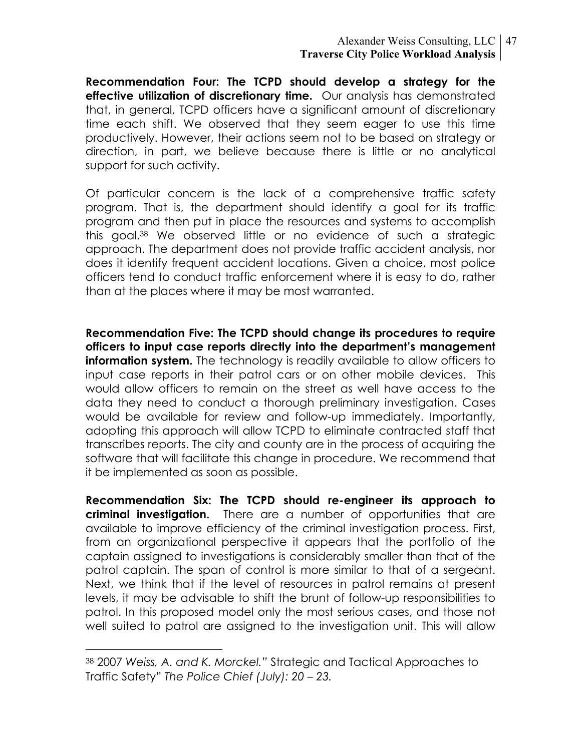**Recommendation Four: The TCPD should develop a strategy for the effective utilization of discretionary time.** Our analysis has demonstrated that, in general, TCPD officers have a significant amount of discretionary time each shift. We observed that they seem eager to use this time productively. However, their actions seem not to be based on strategy or direction, in part, we believe because there is little or no analytical support for such activity.

Of particular concern is the lack of a comprehensive traffic safety program. That is, the department should identify a goal for its traffic program and then put in place the resources and systems to accomplish this goal.[38] We observed little or no evidence of such a strategic approach. The department does not provide traffic accident analysis, nor does it identify frequent accident locations. Given a choice, most police officers tend to conduct traffic enforcement where it is easy to do, rather than at the places where it may be most warranted.

**Recommendation Five: The TCPD should change its procedures to require officers to input case reports directly into the department's management information system.** The technology is readily available to allow officers to input case reports in their patrol cars or on other mobile devices. This would allow officers to remain on the street as well have access to the data they need to conduct a thorough preliminary investigation. Cases would be available for review and follow-up immediately. Importantly, adopting this approach will allow TCPD to eliminate contracted staff that transcribes reports. The city and county are in the process of acquiring the software that will facilitate this change in procedure. We recommend that it be implemented as soon as possible.

**Recommendation Six: The TCPD should re-engineer its approach to criminal investigation.** There are a number of opportunities that are available to improve efficiency of the criminal investigation process. First, from an organizational perspective it appears that the portfolio of the captain assigned to investigations is considerably smaller than that of the patrol captain. The span of control is more similar to that of a sergeant. Next, we think that if the level of resources in patrol remains at present levels, it may be advisable to shift the brunt of follow-up responsibilities to patrol. In this proposed model only the most serious cases, and those not well suited to patrol are assigned to the investigation unit. This will allow

---

[38] 2007 *Weiss, A. and K. Morckel."* Strategic and Tactical Approaches to Traffic Safety" *The Police Chief (July): 20 – 23.*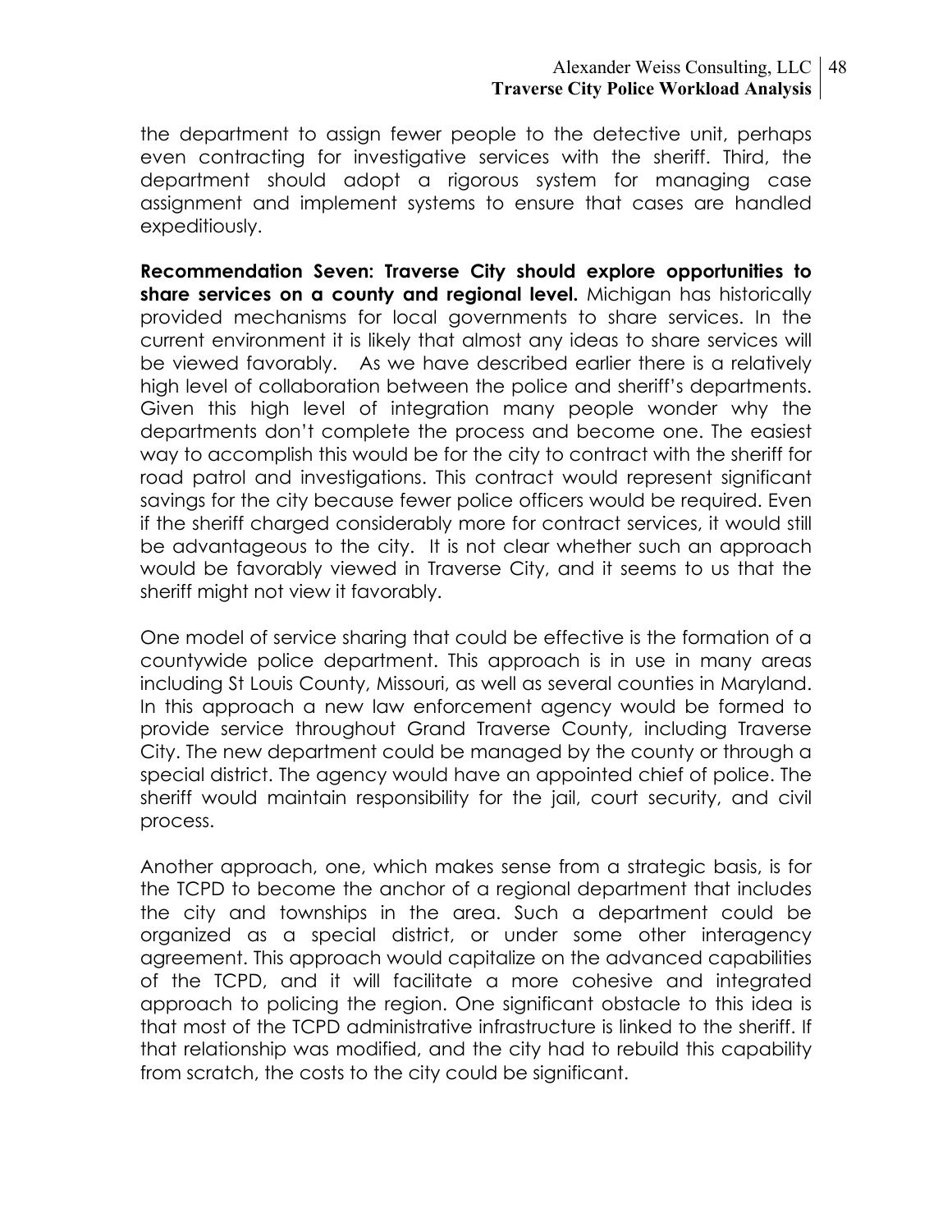the department to assign fewer people to the detective unit, perhaps even contracting for investigative services with the sheriff. Third, the department should adopt a rigorous system for managing case assignment and implement systems to ensure that cases are handled expeditiously.

**Recommendation Seven: Traverse City should explore opportunities to share services on a county and regional level.** Michigan has historically provided mechanisms for local governments to share services. In the current environment it is likely that almost any ideas to share services will be viewed favorably. As we have described earlier there is a relatively high level of collaboration between the police and sheriff's departments. Given this high level of integration many people wonder why the departments don't complete the process and become one. The easiest way to accomplish this would be for the city to contract with the sheriff for road patrol and investigations. This contract would represent significant savings for the city because fewer police officers would be required. Even if the sheriff charged considerably more for contract services, it would still be advantageous to the city. It is not clear whether such an approach would be favorably viewed in Traverse City, and it seems to us that the sheriff might not view it favorably.

One model of service sharing that could be effective is the formation of a countywide police department. This approach is in use in many areas including St Louis County, Missouri, as well as several counties in Maryland. In this approach a new law enforcement agency would be formed to provide service throughout Grand Traverse County, including Traverse City. The new department could be managed by the county or through a special district. The agency would have an appointed chief of police. The sheriff would maintain responsibility for the jail, court security, and civil process.

Another approach, one, which makes sense from a strategic basis, is for the TCPD to become the anchor of a regional department that includes the city and townships in the area. Such a department could be organized as a special district, or under some other interagency agreement. This approach would capitalize on the advanced capabilities of the TCPD, and it will facilitate a more cohesive and integrated approach to policing the region. One significant obstacle to this idea is that most of the TCPD administrative infrastructure is linked to the sheriff. If that relationship was modified, and the city had to rebuild this capability from scratch, the costs to the city could be significant.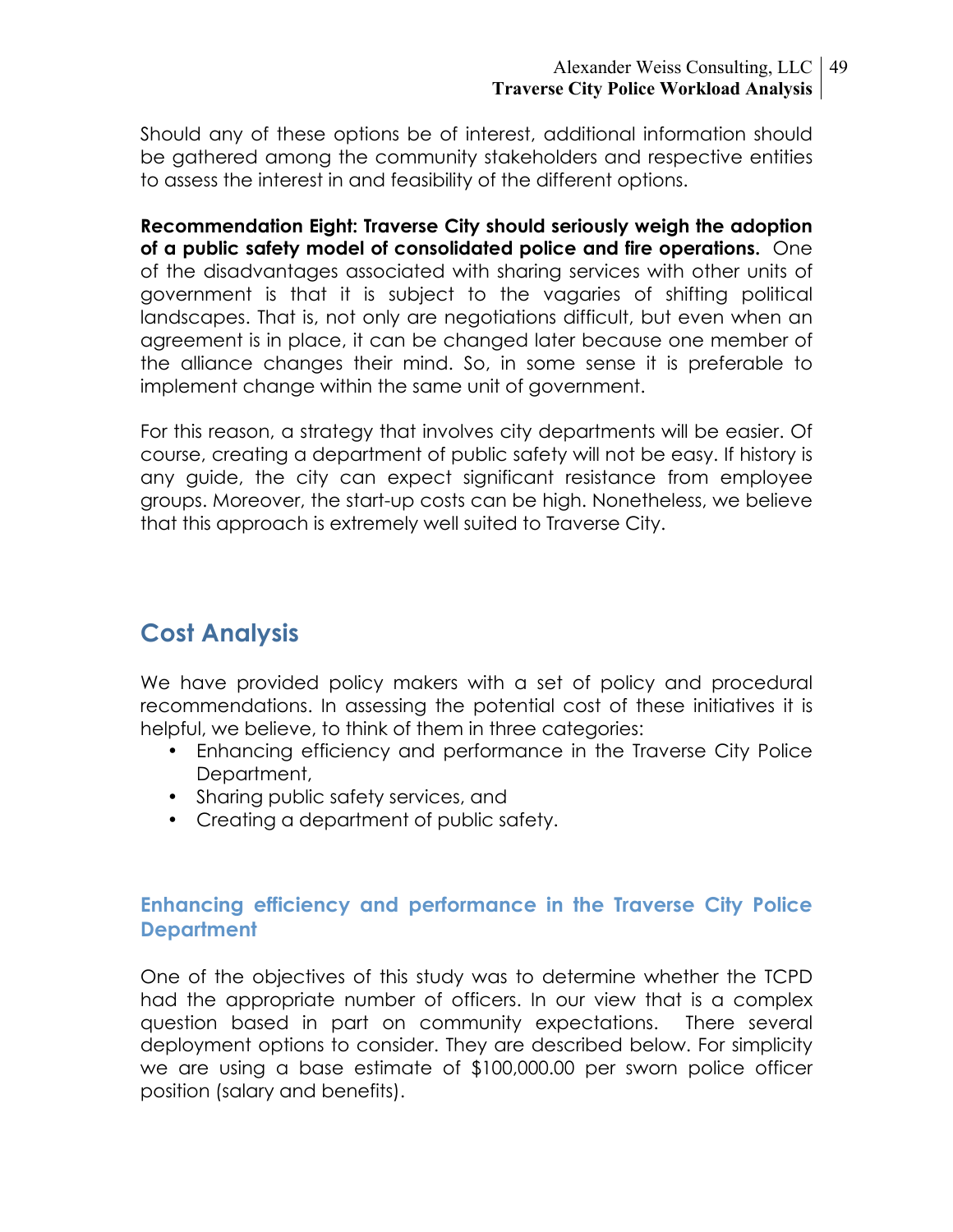Should any of these options be of interest, additional information should be gathered among the community stakeholders and respective entities to assess the interest in and feasibility of the different options.

**Recommendation Eight: Traverse City should seriously weigh the adoption of a public safety model of consolidated police and fire operations.** One of the disadvantages associated with sharing services with other units of government is that it is subject to the vagaries of shifting political landscapes. That is, not only are negotiations difficult, but even when an agreement is in place, it can be changed later because one member of the alliance changes their mind. So, in some sense it is preferable to implement change within the same unit of government.

For this reason, a strategy that involves city departments will be easier. Of course, creating a department of public safety will not be easy. If history is any guide, the city can expect significant resistance from employee groups. Moreover, the start-up costs can be high. Nonetheless, we believe that this approach is extremely well suited to Traverse City.

## Cost Analysis

We have provided policy makers with a set of policy and procedural recommendations. In assessing the potential cost of these initiatives it is helpful, we believe, to think of them in three categories:

- Enhancing efficiency and performance in the Traverse City Police Department,
- Sharing public safety services, and
- Creating a department of public safety.

### Enhancing efficiency and performance in the Traverse City Police Department

One of the objectives of this study was to determine whether the TCPD had the appropriate number of officers. In our view that is a complex question based in part on community expectations. There several deployment options to consider. They are described below. For simplicity we are using a base estimate of $100,000.00 per sworn police officer position (salary and benefits).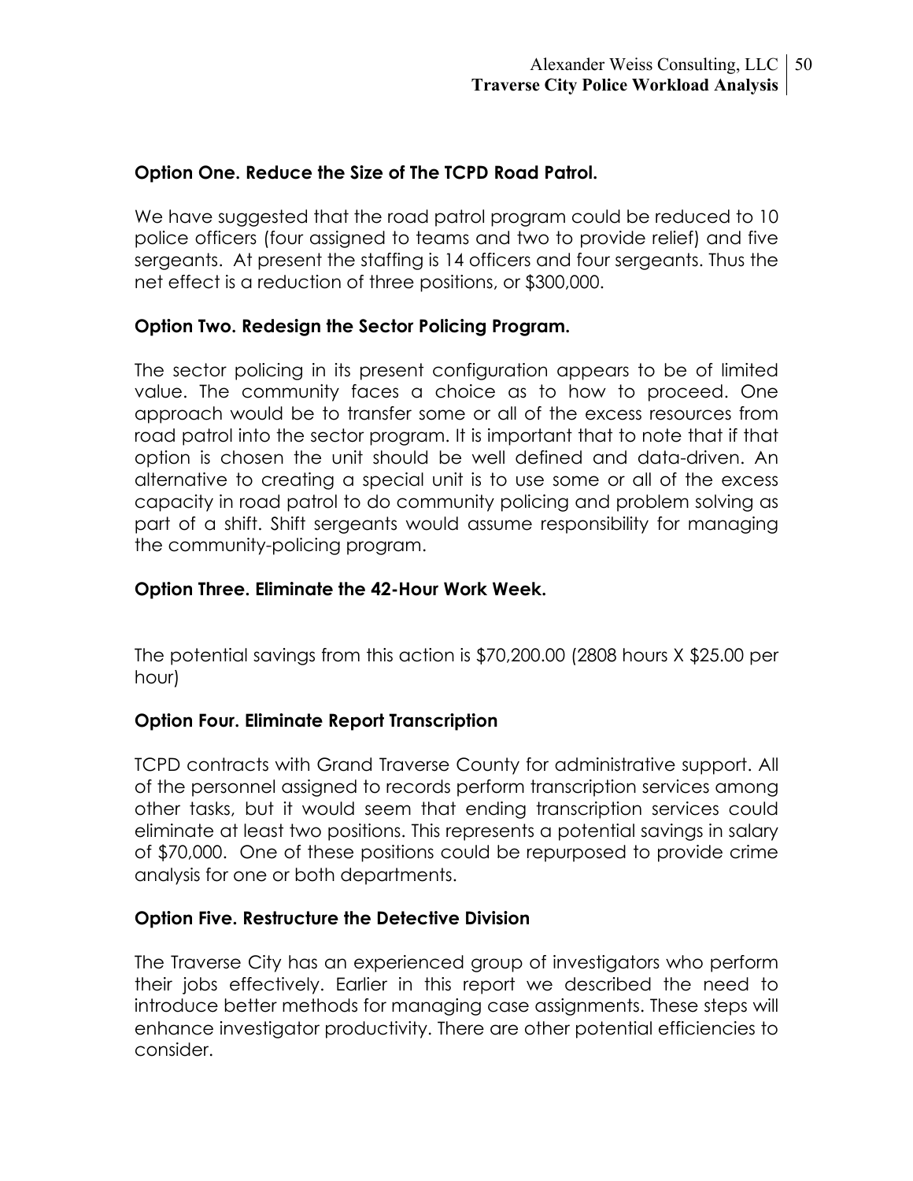**Option One. Reduce the Size of The TCPD Road Patrol.**

We have suggested that the road patrol program could be reduced to 10 police officers (four assigned to teams and two to provide relief) and five sergeants. At present the staffing is 14 officers and four sergeants. Thus the net effect is a reduction of three positions, or $300,000.

**Option Two. Redesign the Sector Policing Program.**

The sector policing in its present configuration appears to be of limited value. The community faces a choice as to how to proceed. One approach would be to transfer some or all of the excess resources from road patrol into the sector program. It is important that to note that if that option is chosen the unit should be well defined and data-driven. An alternative to creating a special unit is to use some or all of the excess capacity in road patrol to do community policing and problem solving as part of a shift. Shift sergeants would assume responsibility for managing the community-policing program.

**Option Three. Eliminate the 42-Hour Work Week.**

The potential savings from this action is $70,200.00 (2808 hours X $25.00 per hour)

**Option Four. Eliminate Report Transcription**

TCPD contracts with Grand Traverse County for administrative support. All of the personnel assigned to records perform transcription services among other tasks, but it would seem that ending transcription services could eliminate at least two positions. This represents a potential savings in salary of $70,000. One of these positions could be repurposed to provide crime analysis for one or both departments.

**Option Five. Restructure the Detective Division**

The Traverse City has an experienced group of investigators who perform their jobs effectively. Earlier in this report we described the need to introduce better methods for managing case assignments. These steps will enhance investigator productivity. There are other potential efficiencies to consider.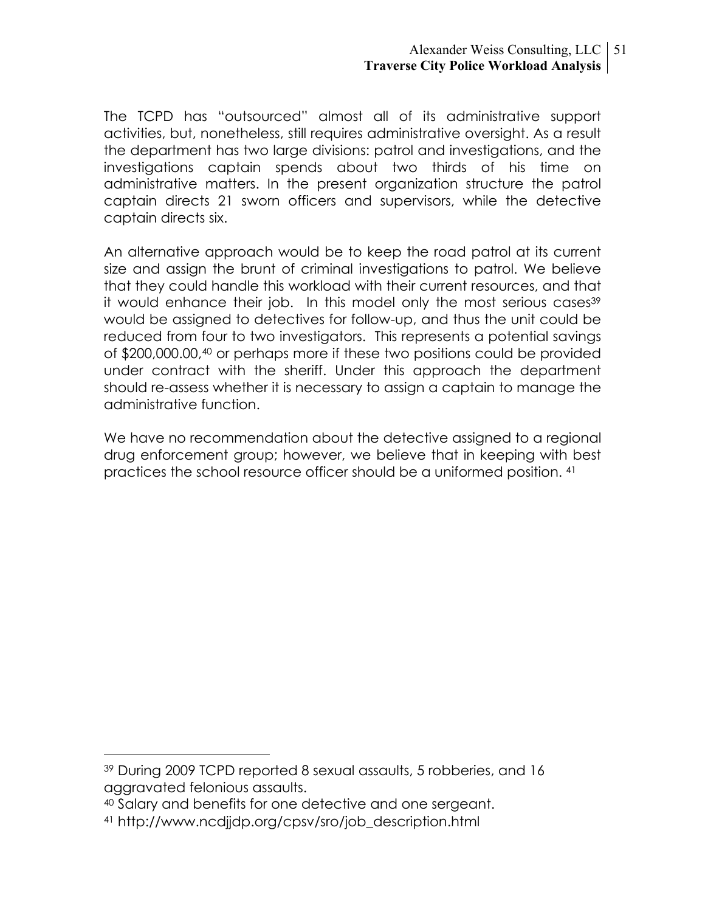The TCPD has "outsourced" almost all of its administrative support activities, but, nonetheless, still requires administrative oversight. As a result the department has two large divisions: patrol and investigations, and the investigations captain spends about two thirds of his time on administrative matters. In the present organization structure the patrol captain directs 21 sworn officers and supervisors, while the detective captain directs six.

An alternative approach would be to keep the road patrol at its current size and assign the brunt of criminal investigations to patrol. We believe that they could handle this workload with their current resources, and that it would enhance their job. In this model only the most serious cases[39] would be assigned to detectives for follow-up, and thus the unit could be reduced from four to two investigators. This represents a potential savings of $200,000.00,[40] or perhaps more if these two positions could be provided under contract with the sheriff. Under this approach the department should re-assess whether it is necessary to assign a captain to manage the administrative function.

We have no recommendation about the detective assigned to a regional drug enforcement group; however, we believe that in keeping with best practices the school resource officer should be a uniformed position. [41]

---

[39] During 2009 TCPD reported 8 sexual assaults, 5 robberies, and 16 aggravated felonious assaults.

[40] Salary and benefits for one detective and one sergeant.

[41] http://www.ncdjjdp.org/cpsv/sro/job_description.html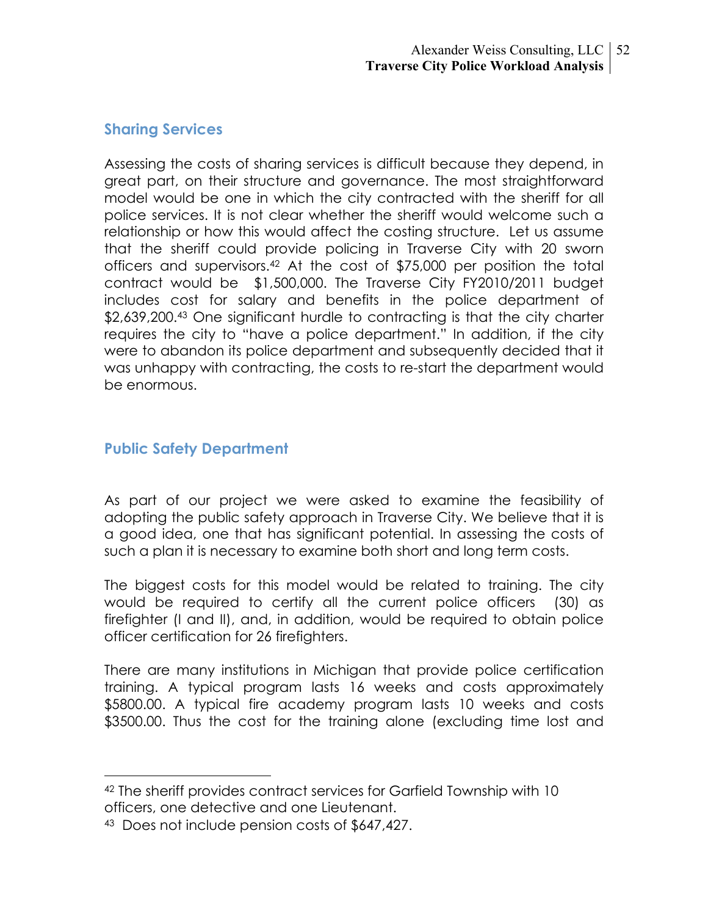## Sharing Services

Assessing the costs of sharing services is difficult because they depend, in great part, on their structure and governance. The most straightforward model would be one in which the city contracted with the sheriff for all police services. It is not clear whether the sheriff would welcome such a relationship or how this would affect the costing structure. Let us assume that the sheriff could provide policing in Traverse City with 20 sworn officers and supervisors.[42] At the cost of $75,000 per position the total contract would be $1,500,000. The Traverse City FY2010/2011 budget includes cost for salary and benefits in the police department of $2,639,200.[43] One significant hurdle to contracting is that the city charter requires the city to "have a police department." In addition, if the city were to abandon its police department and subsequently decided that it was unhappy with contracting, the costs to re-start the department would be enormous.

## Public Safety Department

As part of our project we were asked to examine the feasibility of adopting the public safety approach in Traverse City. We believe that it is a good idea, one that has significant potential. In assessing the costs of such a plan it is necessary to examine both short and long term costs.

The biggest costs for this model would be related to training. The city would be required to certify all the current police officers (30) as firefighter (I and II), and, in addition, would be required to obtain police officer certification for 26 firefighters.

There are many institutions in Michigan that provide police certification training. A typical program lasts 16 weeks and costs approximately $5800.00. A typical fire academy program lasts 10 weeks and costs $3500.00. Thus the cost for the training alone (excluding time lost and

---

[42] The sheriff provides contract services for Garfield Township with 10 officers, one detective and one Lieutenant.

[43] Does not include pension costs of $647,427.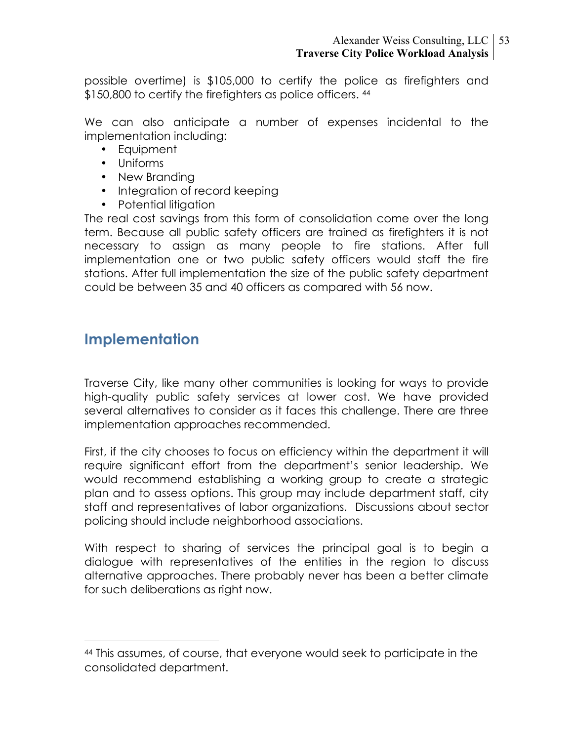possible overtime) is $105,000 to certify the police as firefighters and $150,800 to certify the firefighters as police officers. [44]

We can also anticipate a number of expenses incidental to the implementation including:

- Equipment
- Uniforms
- New Branding
- Integration of record keeping
- Potential litigation

The real cost savings from this form of consolidation come over the long term. Because all public safety officers are trained as firefighters it is not necessary to assign as many people to fire stations. After full implementation one or two public safety officers would staff the fire stations. After full implementation the size of the public safety department could be between 35 and 40 officers as compared with 56 now.

## Implementation

Traverse City, like many other communities is looking for ways to provide high-quality public safety services at lower cost. We have provided several alternatives to consider as it faces this challenge. There are three implementation approaches recommended.

First, if the city chooses to focus on efficiency within the department it will require significant effort from the department's senior leadership. We would recommend establishing a working group to create a strategic plan and to assess options. This group may include department staff, city staff and representatives of labor organizations. Discussions about sector policing should include neighborhood associations.

With respect to sharing of services the principal goal is to begin a dialogue with representatives of the entities in the region to discuss alternative approaches. There probably never has been a better climate for such deliberations as right now.

[44] This assumes, of course, that everyone would seek to participate in the consolidated department.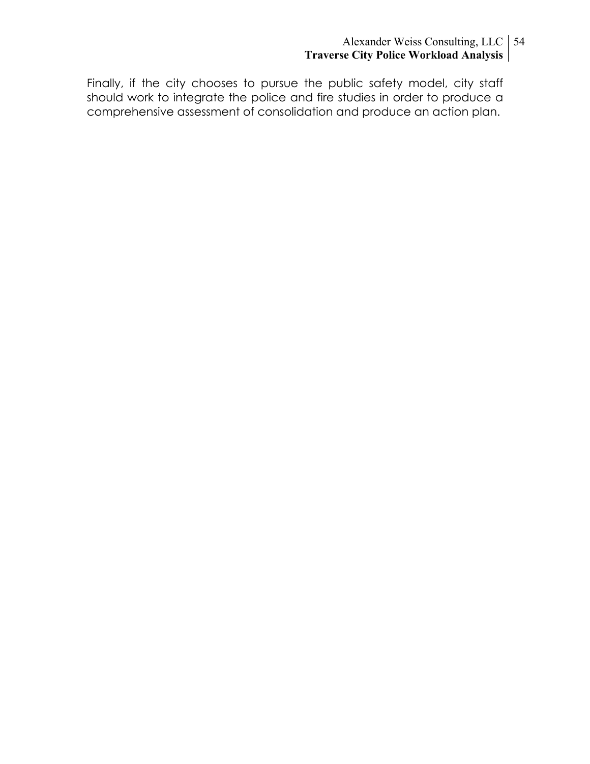Finally, if the city chooses to pursue the public safety model, city staff should work to integrate the police and fire studies in order to produce a comprehensive assessment of consolidation and produce an action plan.